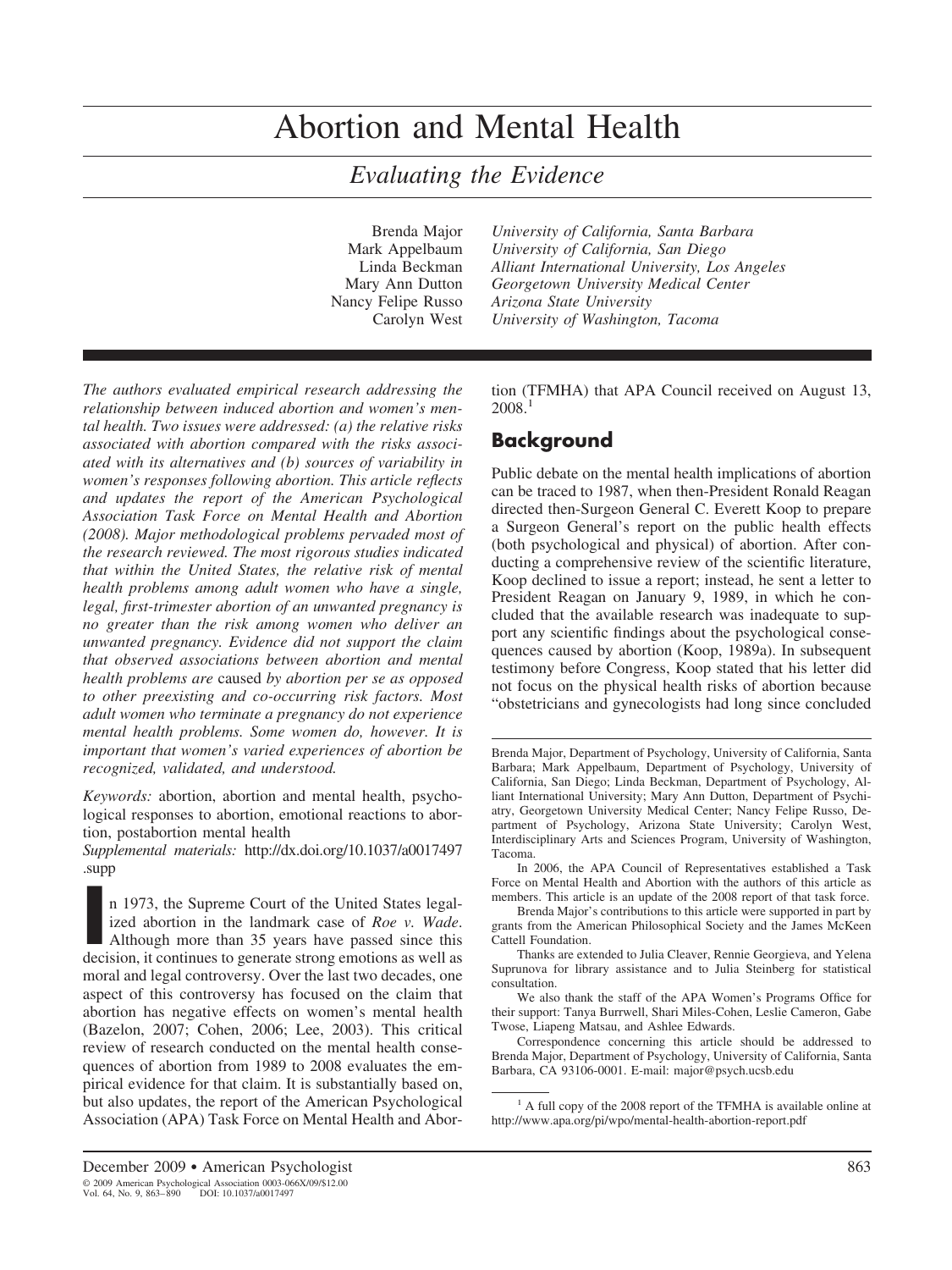# Abortion and Mental Health

## *Evaluating the Evidence*

Brenda Major — *University of California, Santa Barbara*
Mark Appelbaum — *University of California, San Diego*
Linda Beckman — *Alliant International University, Los Angeles*
Mary Ann Dutton — *Georgetown University Medical Center*
Nancy Felipe Russo — *Arizona State University*
Carolyn West — *University of Washington, Tacoma*

*The authors evaluated empirical research addressing the relationship between induced abortion and women's mental health. Two issues were addressed: (a) the relative risks associated with abortion compared with the risks associated with its alternatives and (b) sources of variability in women's responses following abortion. This article reflects and updates the report of the American Psychological Association Task Force on Mental Health and Abortion (2008). Major methodological problems pervaded most of the research reviewed. The most rigorous studies indicated that within the United States, the relative risk of mental health problems among adult women who have a single, legal, first-trimester abortion of an unwanted pregnancy is no greater than the risk among women who deliver an unwanted pregnancy. Evidence did not support the claim that observed associations between abortion and mental health problems are* caused *by abortion per se as opposed to other preexisting and co-occurring risk factors. Most adult women who terminate a pregnancy do not experience mental health problems. Some women do, however. It is important that women's varied experiences of abortion be recognized, validated, and understood.*

*Keywords:* abortion, abortion and mental health, psychological responses to abortion, emotional reactions to abortion, postabortion mental health

*Supplemental materials:* http://dx.doi.org/10.1037/a0017497.supp

In 1973, the Supreme Court of the United States legalized abortion in the landmark case of *Roe v. Wade*. Although more than 35 years have passed since this decision, it continues to generate strong emotions as well as moral and legal controversy. Over the last two decades, one aspect of this controversy has focused on the claim that abortion has negative effects on women's mental health (Bazelon, 2007; Cohen, 2006; Lee, 2003). This critical review of research conducted on the mental health consequences of abortion from 1989 to 2008 evaluates the empirical evidence for that claim. It is substantially based on, but also updates, the report of the American Psychological Association (APA) Task Force on Mental Health and Abortion (TFMHA) that APA Council received on August 13, 2008.[1]

## Background

Public debate on the mental health implications of abortion can be traced to 1987, when then-President Ronald Reagan directed then-Surgeon General C. Everett Koop to prepare a Surgeon General's report on the public health effects (both psychological and physical) of abortion. After conducting a comprehensive review of the scientific literature, Koop declined to issue a report; instead, he sent a letter to President Reagan on January 9, 1989, in which he concluded that the available research was inadequate to support any scientific findings about the psychological consequences caused by abortion (Koop, 1989a). In subsequent testimony before Congress, Koop stated that his letter did not focus on the physical health risks of abortion because "obstetricians and gynecologists had long since concluded

---

Brenda Major, Department of Psychology, University of California, Santa Barbara; Mark Appelbaum, Department of Psychology, University of California, San Diego; Linda Beckman, Department of Psychology, Alliant International University; Mary Ann Dutton, Department of Psychiatry, Georgetown University Medical Center; Nancy Felipe Russo, Department of Psychology, Arizona State University; Carolyn West, Interdisciplinary Arts and Sciences Program, University of Washington, Tacoma.

In 2006, the APA Council of Representatives established a Task Force on Mental Health and Abortion with the authors of this article as members. This article is an update of the 2008 report of that task force.

Brenda Major's contributions to this article were supported in part by grants from the American Philosophical Society and the James McKeen Cattell Foundation.

Thanks are extended to Julia Cleaver, Rennie Georgieva, and Yelena Suprunova for library assistance and to Julia Steinberg for statistical consultation.

We also thank the staff of the APA Women's Programs Office for their support: Tanya Burrwell, Shari Miles-Cohen, Leslie Cameron, Gabe Twose, Liapeng Matsau, and Ashlee Edwards.

Correspondence concerning this article should be addressed to Brenda Major, Department of Psychology, University of California, Santa Barbara, CA 93106-0001. E-mail: major@psych.ucsb.edu

[1] A full copy of the 2008 report of the TFMHA is available online at http://www.apa.org/pi/wpo/mental-health-abortion-report.pdf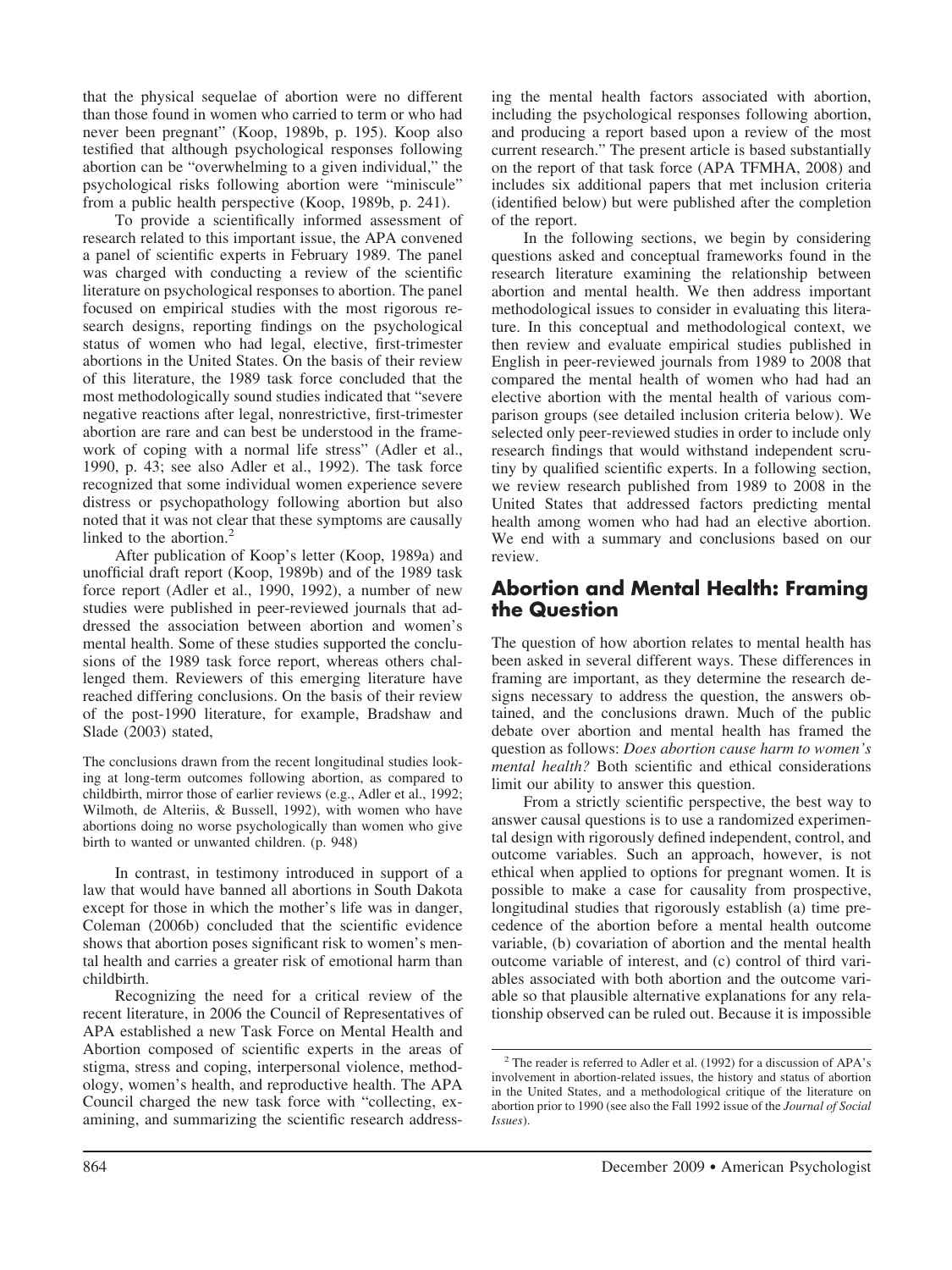that the physical sequelae of abortion were no different than those found in women who carried to term or who had never been pregnant" (Koop, 1989b, p. 195). Koop also testified that although psychological responses following abortion can be "overwhelming to a given individual," the psychological risks following abortion were "miniscule" from a public health perspective (Koop, 1989b, p. 241).

To provide a scientifically informed assessment of research related to this important issue, the APA convened a panel of scientific experts in February 1989. The panel was charged with conducting a review of the scientific literature on psychological responses to abortion. The panel focused on empirical studies with the most rigorous research designs, reporting findings on the psychological status of women who had legal, elective, first-trimester abortions in the United States. On the basis of their review of this literature, the 1989 task force concluded that the most methodologically sound studies indicated that "severe negative reactions after legal, nonrestrictive, first-trimester abortion are rare and can best be understood in the framework of coping with a normal life stress" (Adler et al., 1990, p. 43; see also Adler et al., 1992). The task force recognized that some individual women experience severe distress or psychopathology following abortion but also noted that it was not clear that these symptoms are causally linked to the abortion.[2]

After publication of Koop's letter (Koop, 1989a) and unofficial draft report (Koop, 1989b) and of the 1989 task force report (Adler et al., 1990, 1992), a number of new studies were published in peer-reviewed journals that addressed the association between abortion and women's mental health. Some of these studies supported the conclusions of the 1989 task force report, whereas others challenged them. Reviewers of this emerging literature have reached differing conclusions. On the basis of their review of the post-1990 literature, for example, Bradshaw and Slade (2003) stated,

> The conclusions drawn from the recent longitudinal studies looking at long-term outcomes following abortion, as compared to childbirth, mirror those of earlier reviews (e.g., Adler et al., 1992; Wilmoth, de Alteriis, & Bussell, 1992), with women who have abortions doing no worse psychologically than women who give birth to wanted or unwanted children. (p. 948)

In contrast, in testimony introduced in support of a law that would have banned all abortions in South Dakota except for those in which the mother's life was in danger, Coleman (2006b) concluded that the scientific evidence shows that abortion poses significant risk to women's mental health and carries a greater risk of emotional harm than childbirth.

Recognizing the need for a critical review of the recent literature, in 2006 the Council of Representatives of APA established a new Task Force on Mental Health and Abortion composed of scientific experts in the areas of stigma, stress and coping, interpersonal violence, methodology, women's health, and reproductive health. The APA Council charged the new task force with "collecting, examining, and summarizing the scientific research addressing the mental health factors associated with abortion, including the psychological responses following abortion, and producing a report based upon a review of the most current research." The present article is based substantially on the report of that task force (APA TFMHA, 2008) and includes six additional papers that met inclusion criteria (identified below) but were published after the completion of the report.

In the following sections, we begin by considering questions asked and conceptual frameworks found in the research literature examining the relationship between abortion and mental health. We then address important methodological issues to consider in evaluating this literature. In this conceptual and methodological context, we then review and evaluate empirical studies published in English in peer-reviewed journals from 1989 to 2008 that compared the mental health of women who had had an elective abortion with the mental health of various comparison groups (see detailed inclusion criteria below). We selected only peer-reviewed studies in order to include only research findings that would withstand independent scrutiny by qualified scientific experts. In a following section, we review research published from 1989 to 2008 in the United States that addressed factors predicting mental health among women who had had an elective abortion. We end with a summary and conclusions based on our review.

## Abortion and Mental Health: Framing the Question

The question of how abortion relates to mental health has been asked in several different ways. These differences in framing are important, as they determine the research designs necessary to address the question, the answers obtained, and the conclusions drawn. Much of the public debate over abortion and mental health has framed the question as follows: *Does abortion cause harm to women's mental health?* Both scientific and ethical considerations limit our ability to answer this question.

From a strictly scientific perspective, the best way to answer causal questions is to use a randomized experimental design with rigorously defined independent, control, and outcome variables. Such an approach, however, is not ethical when applied to options for pregnant women. It is possible to make a case for causality from prospective, longitudinal studies that rigorously establish (a) time precedence of the abortion before a mental health outcome variable, (b) covariation of abortion and the mental health outcome variable of interest, and (c) control of third variables associated with both abortion and the outcome variable so that plausible alternative explanations for any relationship observed can be ruled out. Because it is impossible

[2] The reader is referred to Adler et al. (1992) for a discussion of APA's involvement in abortion-related issues, the history and status of abortion in the United States, and a methodological critique of the literature on abortion prior to 1990 (see also the Fall 1992 issue of the *Journal of Social Issues*).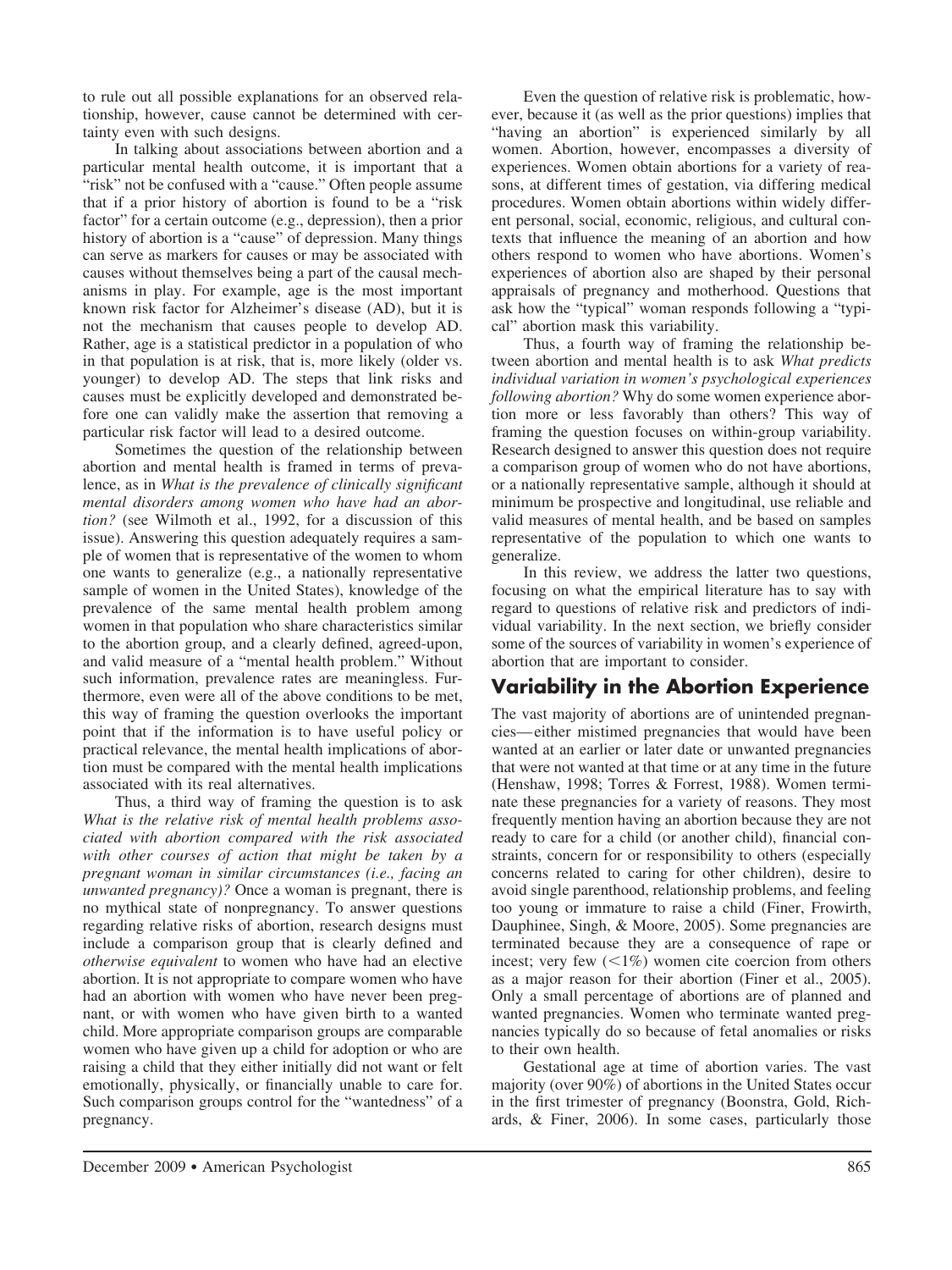to rule out all possible explanations for an observed relationship, however, cause cannot be determined with certainty even with such designs.

In talking about associations between abortion and a particular mental health outcome, it is important that a "risk" not be confused with a "cause." Often people assume that if a prior history of abortion is found to be a "risk factor" for a certain outcome (e.g., depression), then a prior history of abortion is a "cause" of depression. Many things can serve as markers for causes or may be associated with causes without themselves being a part of the causal mechanisms in play. For example, age is the most important known risk factor for Alzheimer's disease (AD), but it is not the mechanism that causes people to develop AD. Rather, age is a statistical predictor in a population of who in that population is at risk, that is, more likely (older vs. younger) to develop AD. The steps that link risks and causes must be explicitly developed and demonstrated before one can validly make the assertion that removing a particular risk factor will lead to a desired outcome.

Sometimes the question of the relationship between abortion and mental health is framed in terms of prevalence, as in *What is the prevalence of clinically significant mental disorders among women who have had an abortion?* (see Wilmoth et al., 1992, for a discussion of this issue). Answering this question adequately requires a sample of women that is representative of the women to whom one wants to generalize (e.g., a nationally representative sample of women in the United States), knowledge of the prevalence of the same mental health problem among women in that population who share characteristics similar to the abortion group, and a clearly defined, agreed-upon, and valid measure of a "mental health problem." Without such information, prevalence rates are meaningless. Furthermore, even were all of the above conditions to be met, this way of framing the question overlooks the important point that if the information is to have useful policy or practical relevance, the mental health implications of abortion must be compared with the mental health implications associated with its real alternatives.

Thus, a third way of framing the question is to ask *What is the relative risk of mental health problems associated with abortion compared with the risk associated with other courses of action that might be taken by a pregnant woman in similar circumstances (i.e., facing an unwanted pregnancy)?* Once a woman is pregnant, there is no mythical state of nonpregnancy. To answer questions regarding relative risks of abortion, research designs must include a comparison group that is clearly defined and *otherwise equivalent* to women who have had an elective abortion. It is not appropriate to compare women who have had an abortion with women who have never been pregnant, or with women who have given birth to a wanted child. More appropriate comparison groups are comparable women who have given up a child for adoption or who are raising a child that they either initially did not want or felt emotionally, physically, or financially unable to care for. Such comparison groups control for the "wantedness" of a pregnancy.

Even the question of relative risk is problematic, however, because it (as well as the prior questions) implies that "having an abortion" is experienced similarly by all women. Abortion, however, encompasses a diversity of experiences. Women obtain abortions for a variety of reasons, at different times of gestation, via differing medical procedures. Women obtain abortions within widely different personal, social, economic, religious, and cultural contexts that influence the meaning of an abortion and how others respond to women who have abortions. Women's experiences of abortion also are shaped by their personal appraisals of pregnancy and motherhood. Questions that ask how the "typical" woman responds following a "typical" abortion mask this variability.

Thus, a fourth way of framing the relationship between abortion and mental health is to ask *What predicts individual variation in women's psychological experiences following abortion?* Why do some women experience abortion more or less favorably than others? This way of framing the question focuses on within-group variability. Research designed to answer this question does not require a comparison group of women who do not have abortions, or a nationally representative sample, although it should at minimum be prospective and longitudinal, use reliable and valid measures of mental health, and be based on samples representative of the population to which one wants to generalize.

In this review, we address the latter two questions, focusing on what the empirical literature has to say with regard to questions of relative risk and predictors of individual variability. In the next section, we briefly consider some of the sources of variability in women's experience of abortion that are important to consider.

## Variability in the Abortion Experience

The vast majority of abortions are of unintended pregnancies—either mistimed pregnancies that would have been wanted at an earlier or later date or unwanted pregnancies that were not wanted at that time or at any time in the future (Henshaw, 1998; Torres & Forrest, 1988). Women terminate these pregnancies for a variety of reasons. They most frequently mention having an abortion because they are not ready to care for a child (or another child), financial constraints, concern for or responsibility to others (especially concerns related to caring for other children), desire to avoid single parenthood, relationship problems, and feeling too young or immature to raise a child (Finer, Frowirth, Dauphinee, Singh, & Moore, 2005). Some pregnancies are terminated because they are a consequence of rape or incest; very few (<1%) women cite coercion from others as a major reason for their abortion (Finer et al., 2005). Only a small percentage of abortions are of planned and wanted pregnancies. Women who terminate wanted pregnancies typically do so because of fetal anomalies or risks to their own health.

Gestational age at time of abortion varies. The vast majority (over 90%) of abortions in the United States occur in the first trimester of pregnancy (Boonstra, Gold, Richards, & Finer, 2006). In some cases, particularly those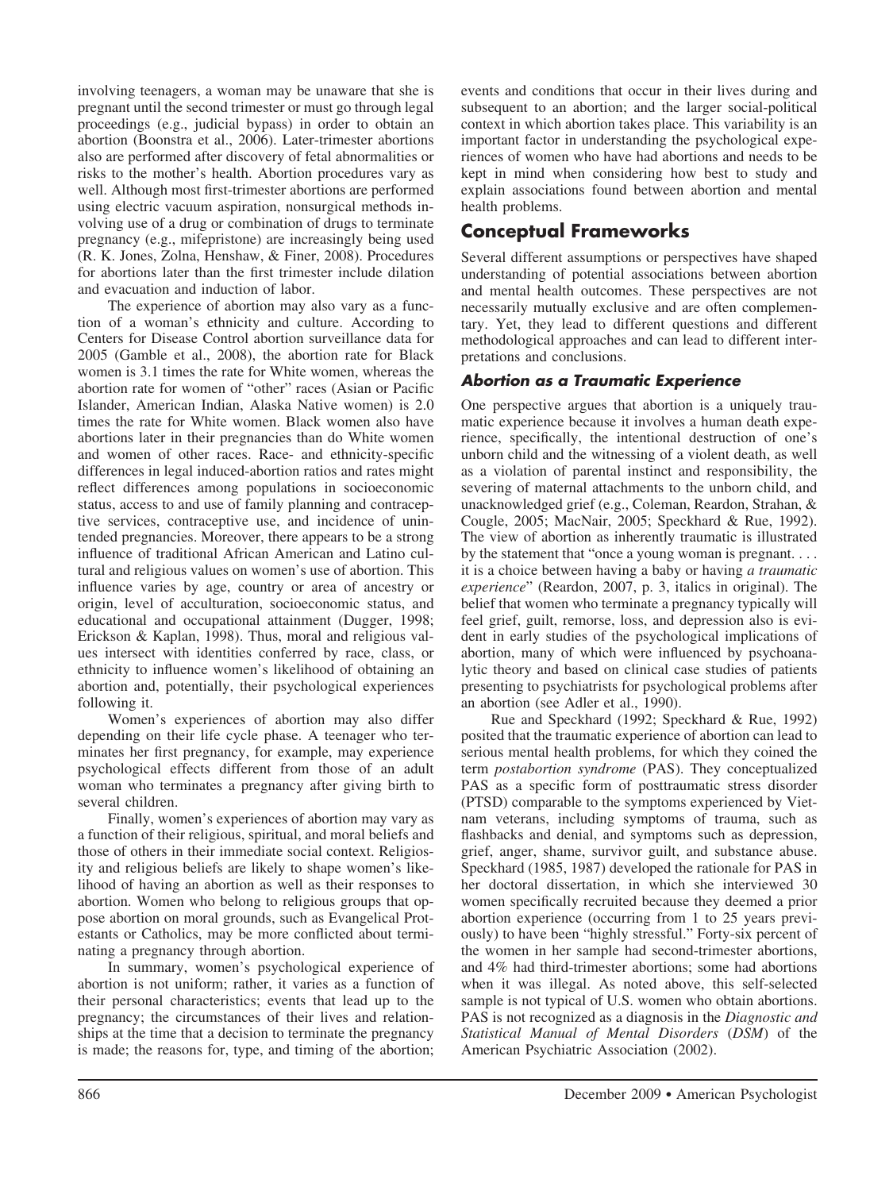involving teenagers, a woman may be unaware that she is pregnant until the second trimester or must go through legal proceedings (e.g., judicial bypass) in order to obtain an abortion (Boonstra et al., 2006). Later-trimester abortions also are performed after discovery of fetal abnormalities or risks to the mother's health. Abortion procedures vary as well. Although most first-trimester abortions are performed using electric vacuum aspiration, nonsurgical methods involving use of a drug or combination of drugs to terminate pregnancy (e.g., mifepristone) are increasingly being used (R. K. Jones, Zolna, Henshaw, & Finer, 2008). Procedures for abortions later than the first trimester include dilation and evacuation and induction of labor.

The experience of abortion may also vary as a function of a woman's ethnicity and culture. According to Centers for Disease Control abortion surveillance data for 2005 (Gamble et al., 2008), the abortion rate for Black women is 3.1 times the rate for White women, whereas the abortion rate for women of "other" races (Asian or Pacific Islander, American Indian, Alaska Native women) is 2.0 times the rate for White women. Black women also have abortions later in their pregnancies than do White women and women of other races. Race- and ethnicity-specific differences in legal induced-abortion ratios and rates might reflect differences among populations in socioeconomic status, access to and use of family planning and contraceptive services, contraceptive use, and incidence of unintended pregnancies. Moreover, there appears to be a strong influence of traditional African American and Latino cultural and religious values on women's use of abortion. This influence varies by age, country or area of ancestry or origin, level of acculturation, socioeconomic status, and educational and occupational attainment (Dugger, 1998; Erickson & Kaplan, 1998). Thus, moral and religious values intersect with identities conferred by race, class, or ethnicity to influence women's likelihood of obtaining an abortion and, potentially, their psychological experiences following it.

Women's experiences of abortion may also differ depending on their life cycle phase. A teenager who terminates her first pregnancy, for example, may experience psychological effects different from those of an adult woman who terminates a pregnancy after giving birth to several children.

Finally, women's experiences of abortion may vary as a function of their religious, spiritual, and moral beliefs and those of others in their immediate social context. Religiosity and religious beliefs are likely to shape women's likelihood of having an abortion as well as their responses to abortion. Women who belong to religious groups that oppose abortion on moral grounds, such as Evangelical Protestants or Catholics, may be more conflicted about terminating a pregnancy through abortion.

In summary, women's psychological experience of abortion is not uniform; rather, it varies as a function of their personal characteristics; events that lead up to the pregnancy; the circumstances of their lives and relationships at the time that a decision to terminate the pregnancy is made; the reasons for, type, and timing of the abortion; events and conditions that occur in their lives during and subsequent to an abortion; and the larger social-political context in which abortion takes place. This variability is an important factor in understanding the psychological experiences of women who have had abortions and needs to be kept in mind when considering how best to study and explain associations found between abortion and mental health problems.

## Conceptual Frameworks

Several different assumptions or perspectives have shaped understanding of potential associations between abortion and mental health outcomes. These perspectives are not necessarily mutually exclusive and are often complementary. Yet, they lead to different questions and different methodological approaches and can lead to different interpretations and conclusions.

### *Abortion as a Traumatic Experience*

One perspective argues that abortion is a uniquely traumatic experience because it involves a human death experience, specifically, the intentional destruction of one's unborn child and the witnessing of a violent death, as well as a violation of parental instinct and responsibility, the severing of maternal attachments to the unborn child, and unacknowledged grief (e.g., Coleman, Reardon, Strahan, & Cougle, 2005; MacNair, 2005; Speckhard & Rue, 1992). The view of abortion as inherently traumatic is illustrated by the statement that "once a young woman is pregnant. . . . it is a choice between having a baby or having *a traumatic experience*" (Reardon, 2007, p. 3, italics in original). The belief that women who terminate a pregnancy typically will feel grief, guilt, remorse, loss, and depression also is evident in early studies of the psychological implications of abortion, many of which were influenced by psychoanalytic theory and based on clinical case studies of patients presenting to psychiatrists for psychological problems after an abortion (see Adler et al., 1990).

Rue and Speckhard (1992; Speckhard & Rue, 1992) posited that the traumatic experience of abortion can lead to serious mental health problems, for which they coined the term *postabortion syndrome* (PAS). They conceptualized PAS as a specific form of posttraumatic stress disorder (PTSD) comparable to the symptoms experienced by Vietnam veterans, including symptoms of trauma, such as flashbacks and denial, and symptoms such as depression, grief, anger, shame, survivor guilt, and substance abuse. Speckhard (1985, 1987) developed the rationale for PAS in her doctoral dissertation, in which she interviewed 30 women specifically recruited because they deemed a prior abortion experience (occurring from 1 to 25 years previously) to have been "highly stressful." Forty-six percent of the women in her sample had second-trimester abortions, and 4% had third-trimester abortions; some had abortions when it was illegal. As noted above, this self-selected sample is not typical of U.S. women who obtain abortions. PAS is not recognized as a diagnosis in the *Diagnostic and Statistical Manual of Mental Disorders* (*DSM*) of the American Psychiatric Association (2002).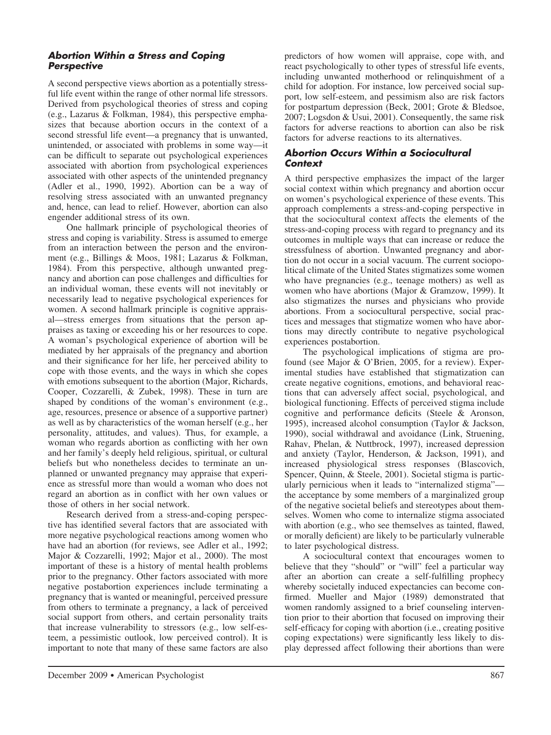### *Abortion Within a Stress and Coping Perspective*

A second perspective views abortion as a potentially stressful life event within the range of other normal life stressors. Derived from psychological theories of stress and coping (e.g., Lazarus & Folkman, 1984), this perspective emphasizes that because abortion occurs in the context of a second stressful life event—a pregnancy that is unwanted, unintended, or associated with problems in some way—it can be difficult to separate out psychological experiences associated with abortion from psychological experiences associated with other aspects of the unintended pregnancy (Adler et al., 1990, 1992). Abortion can be a way of resolving stress associated with an unwanted pregnancy and, hence, can lead to relief. However, abortion can also engender additional stress of its own.

One hallmark principle of psychological theories of stress and coping is variability. Stress is assumed to emerge from an interaction between the person and the environment (e.g., Billings & Moos, 1981; Lazarus & Folkman, 1984). From this perspective, although unwanted pregnancy and abortion can pose challenges and difficulties for an individual woman, these events will not inevitably or necessarily lead to negative psychological experiences for women. A second hallmark principle is cognitive appraisal—stress emerges from situations that the person appraises as taxing or exceeding his or her resources to cope. A woman's psychological experience of abortion will be mediated by her appraisals of the pregnancy and abortion and their significance for her life, her perceived ability to cope with those events, and the ways in which she copes with emotions subsequent to the abortion (Major, Richards, Cooper, Cozzarelli, & Zubek, 1998). These in turn are shaped by conditions of the woman's environment (e.g., age, resources, presence or absence of a supportive partner) as well as by characteristics of the woman herself (e.g., her personality, attitudes, and values). Thus, for example, a woman who regards abortion as conflicting with her own and her family's deeply held religious, spiritual, or cultural beliefs but who nonetheless decides to terminate an unplanned or unwanted pregnancy may appraise that experience as stressful more than would a woman who does not regard an abortion as in conflict with her own values or those of others in her social network.

Research derived from a stress-and-coping perspective has identified several factors that are associated with more negative psychological reactions among women who have had an abortion (for reviews, see Adler et al., 1992; Major & Cozzarelli, 1992; Major et al., 2000). The most important of these is a history of mental health problems prior to the pregnancy. Other factors associated with more negative postabortion experiences include terminating a pregnancy that is wanted or meaningful, perceived pressure from others to terminate a pregnancy, a lack of perceived social support from others, and certain personality traits that increase vulnerability to stressors (e.g., low self-esteem, a pessimistic outlook, low perceived control). It is important to note that many of these same factors are also predictors of how women will appraise, cope with, and react psychologically to other types of stressful life events, including unwanted motherhood or relinquishment of a child for adoption. For instance, low perceived social support, low self-esteem, and pessimism also are risk factors for postpartum depression (Beck, 2001; Grote & Bledsoe, 2007; Logsdon & Usui, 2001). Consequently, the same risk factors for adverse reactions to abortion can also be risk factors for adverse reactions to its alternatives.

### *Abortion Occurs Within a Sociocultural Context*

A third perspective emphasizes the impact of the larger social context within which pregnancy and abortion occur on women's psychological experience of these events. This approach complements a stress-and-coping perspective in that the sociocultural context affects the elements of the stress-and-coping process with regard to pregnancy and its outcomes in multiple ways that can increase or reduce the stressfulness of abortion. Unwanted pregnancy and abortion do not occur in a social vacuum. The current sociopolitical climate of the United States stigmatizes some women who have pregnancies (e.g., teenage mothers) as well as women who have abortions (Major & Gramzow, 1999). It also stigmatizes the nurses and physicians who provide abortions. From a sociocultural perspective, social practices and messages that stigmatize women who have abortions may directly contribute to negative psychological experiences postabortion.

The psychological implications of stigma are profound (see Major & O'Brien, 2005, for a review). Experimental studies have established that stigmatization can create negative cognitions, emotions, and behavioral reactions that can adversely affect social, psychological, and biological functioning. Effects of perceived stigma include cognitive and performance deficits (Steele & Aronson, 1995), increased alcohol consumption (Taylor & Jackson, 1990), social withdrawal and avoidance (Link, Struening, Rahav, Phelan, & Nuttbrock, 1997), increased depression and anxiety (Taylor, Henderson, & Jackson, 1991), and increased physiological stress responses (Blascovich, Spencer, Quinn, & Steele, 2001). Societal stigma is particularly pernicious when it leads to "internalized stigma"—the acceptance by some members of a marginalized group of the negative societal beliefs and stereotypes about themselves. Women who come to internalize stigma associated with abortion (e.g., who see themselves as tainted, flawed, or morally deficient) are likely to be particularly vulnerable to later psychological distress.

A sociocultural context that encourages women to believe that they "should" or "will" feel a particular way after an abortion can create a self-fulfilling prophecy whereby societally induced expectancies can become confirmed. Mueller and Major (1989) demonstrated that women randomly assigned to a brief counseling intervention prior to their abortion that focused on improving their self-efficacy for coping with abortion (i.e., creating positive coping expectations) were significantly less likely to display depressed affect following their abortions than were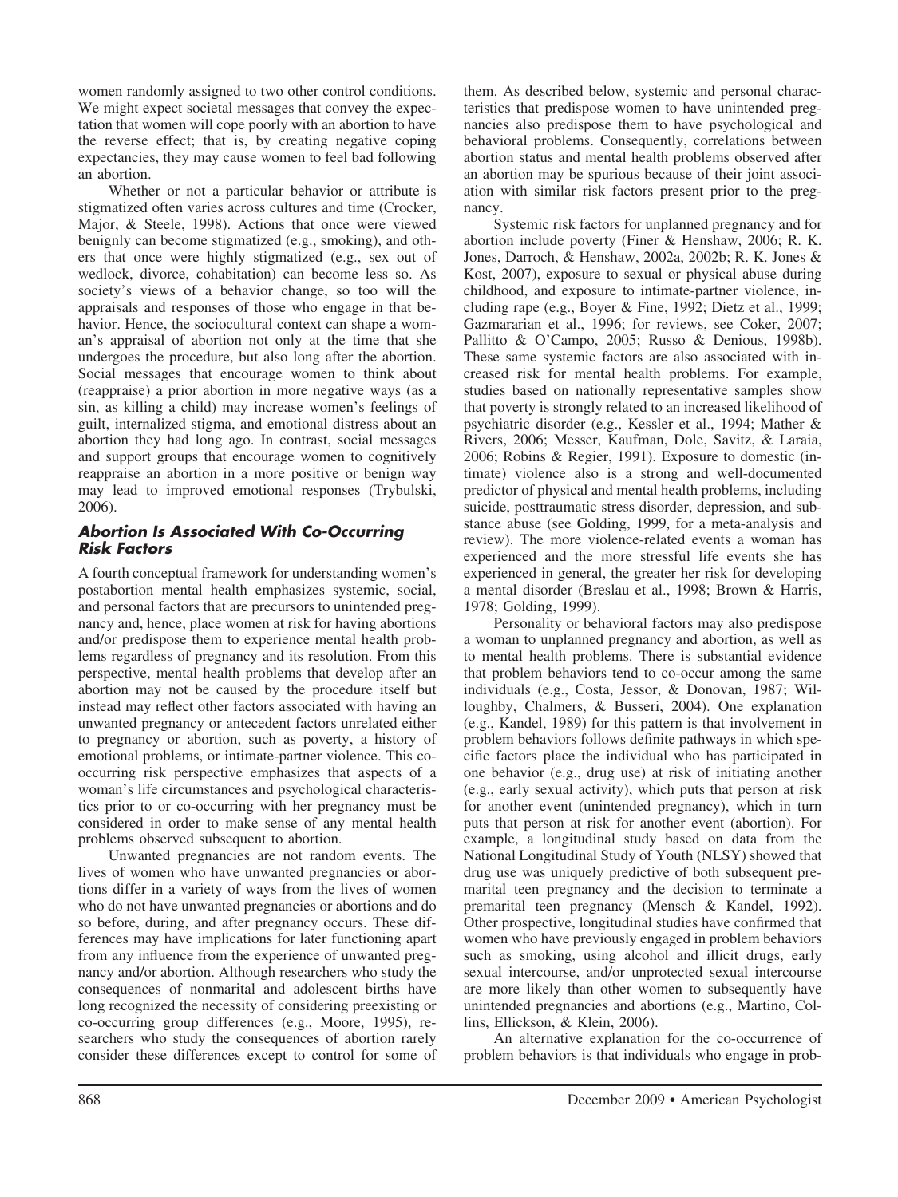women randomly assigned to two other control conditions. We might expect societal messages that convey the expectation that women will cope poorly with an abortion to have the reverse effect; that is, by creating negative coping expectancies, they may cause women to feel bad following an abortion.

Whether or not a particular behavior or attribute is stigmatized often varies across cultures and time (Crocker, Major, & Steele, 1998). Actions that once were viewed benignly can become stigmatized (e.g., smoking), and others that once were highly stigmatized (e.g., sex out of wedlock, divorce, cohabitation) can become less so. As society's views of a behavior change, so too will the appraisals and responses of those who engage in that behavior. Hence, the sociocultural context can shape a woman's appraisal of abortion not only at the time that she undergoes the procedure, but also long after the abortion. Social messages that encourage women to think about (reappraise) a prior abortion in more negative ways (as a sin, as killing a child) may increase women's feelings of guilt, internalized stigma, and emotional distress about an abortion they had long ago. In contrast, social messages and support groups that encourage women to cognitively reappraise an abortion in a more positive or benign way may lead to improved emotional responses (Trybulski, 2006).

### Abortion Is Associated With Co-Occurring Risk Factors

A fourth conceptual framework for understanding women's postabortion mental health emphasizes systemic, social, and personal factors that are precursors to unintended pregnancy and, hence, place women at risk for having abortions and/or predispose them to experience mental health problems regardless of pregnancy and its resolution. From this perspective, mental health problems that develop after an abortion may not be caused by the procedure itself but instead may reflect other factors associated with having an unwanted pregnancy or abortion, such as poverty, a history of emotional problems, or intimate-partner violence. This co-occurring risk perspective emphasizes that aspects of a woman's life circumstances and psychological characteristics prior to or co-occurring with her pregnancy must be considered in order to make sense of any mental health problems observed subsequent to abortion.

Unwanted pregnancies are not random events. The lives of women who have unwanted pregnancies or abortions differ in a variety of ways from the lives of women who do not have unwanted pregnancies or abortions and do so before, during, and after pregnancy occurs. These differences may have implications for later functioning apart from any influence from the experience of unwanted pregnancy and/or abortion. Although researchers who study the consequences of nonmarital and adolescent births have long recognized the necessity of considering preexisting or co-occurring group differences (e.g., Moore, 1995), researchers who study the consequences of abortion rarely consider these differences except to control for some of them. As described below, systemic and personal characteristics that predispose women to have unintended pregnancies also predispose them to have psychological and behavioral problems. Consequently, correlations between abortion status and mental health problems observed after an abortion may be spurious because of their joint association with similar risk factors present prior to the pregnancy.

Systemic risk factors for unplanned pregnancy and for abortion include poverty (Finer & Henshaw, 2006; R. K. Jones, Darroch, & Henshaw, 2002a, 2002b; R. K. Jones & Kost, 2007), exposure to sexual or physical abuse during childhood, and exposure to intimate-partner violence, including rape (e.g., Boyer & Fine, 1992; Dietz et al., 1999; Gazmararian et al., 1996; for reviews, see Coker, 2007; Pallitto & O'Campo, 2005; Russo & Denious, 1998b). These same systemic factors are also associated with increased risk for mental health problems. For example, studies based on nationally representative samples show that poverty is strongly related to an increased likelihood of psychiatric disorder (e.g., Kessler et al., 1994; Mather & Rivers, 2006; Messer, Kaufman, Dole, Savitz, & Laraia, 2006; Robins & Regier, 1991). Exposure to domestic (intimate) violence also is a strong and well-documented predictor of physical and mental health problems, including suicide, posttraumatic stress disorder, depression, and substance abuse (see Golding, 1999, for a meta-analysis and review). The more violence-related events a woman has experienced and the more stressful life events she has experienced in general, the greater her risk for developing a mental disorder (Breslau et al., 1998; Brown & Harris, 1978; Golding, 1999).

Personality or behavioral factors may also predispose a woman to unplanned pregnancy and abortion, as well as to mental health problems. There is substantial evidence that problem behaviors tend to co-occur among the same individuals (e.g., Costa, Jessor, & Donovan, 1987; Willoughby, Chalmers, & Busseri, 2004). One explanation (e.g., Kandel, 1989) for this pattern is that involvement in problem behaviors follows definite pathways in which specific factors place the individual who has participated in one behavior (e.g., drug use) at risk of initiating another (e.g., early sexual activity), which puts that person at risk for another event (unintended pregnancy), which in turn puts that person at risk for another event (abortion). For example, a longitudinal study based on data from the National Longitudinal Study of Youth (NLSY) showed that drug use was uniquely predictive of both subsequent premarital teen pregnancy and the decision to terminate a premarital teen pregnancy (Mensch & Kandel, 1992). Other prospective, longitudinal studies have confirmed that women who have previously engaged in problem behaviors such as smoking, using alcohol and illicit drugs, early sexual intercourse, and/or unprotected sexual intercourse are more likely than other women to subsequently have unintended pregnancies and abortions (e.g., Martino, Collins, Ellickson, & Klein, 2006).

An alternative explanation for the co-occurrence of problem behaviors is that individuals who engage in prob-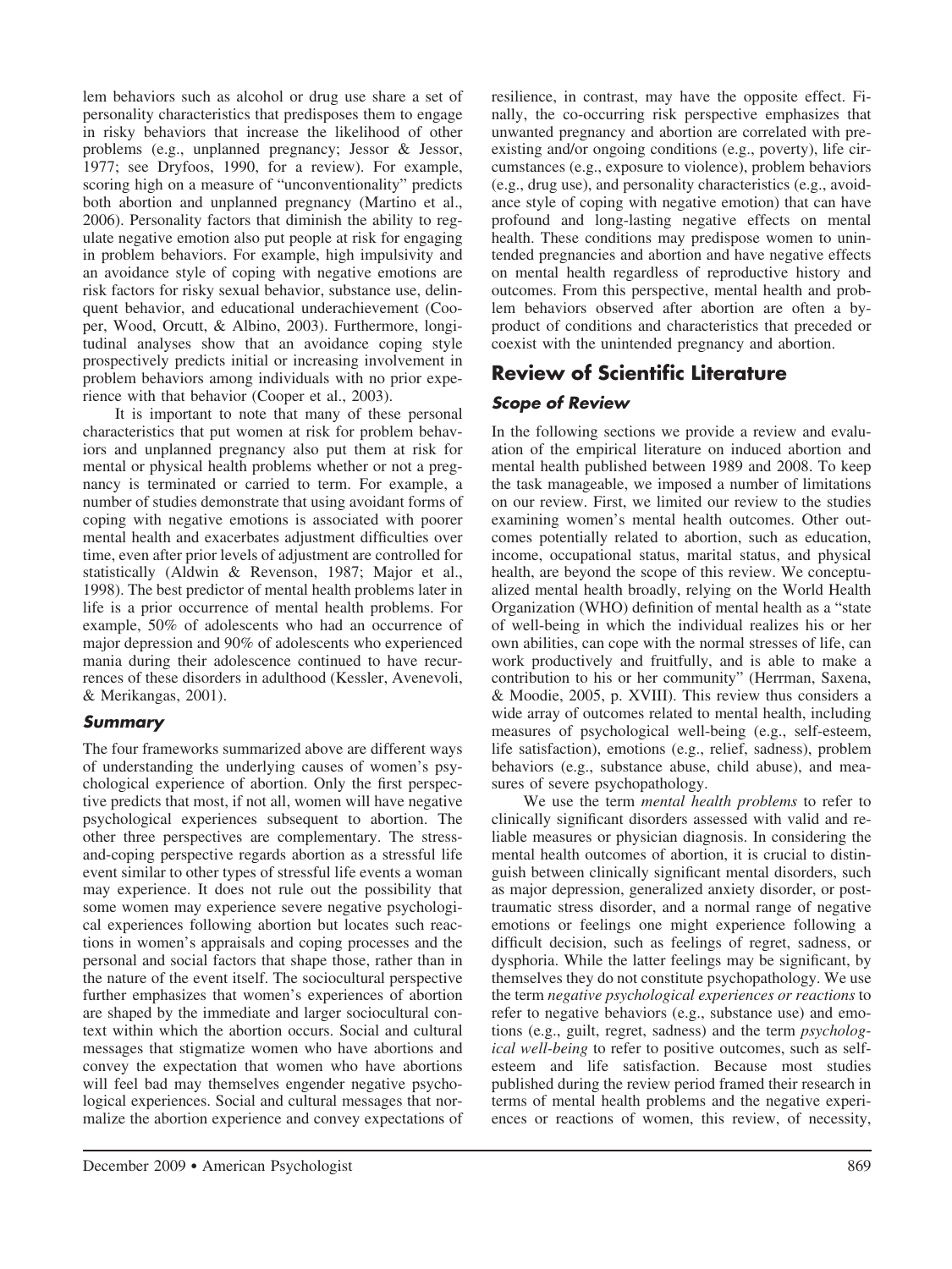lem behaviors such as alcohol or drug use share a set of personality characteristics that predisposes them to engage in risky behaviors that increase the likelihood of other problems (e.g., unplanned pregnancy; Jessor & Jessor, 1977; see Dryfoos, 1990, for a review). For example, scoring high on a measure of "unconventionality" predicts both abortion and unplanned pregnancy (Martino et al., 2006). Personality factors that diminish the ability to regulate negative emotion also put people at risk for engaging in problem behaviors. For example, high impulsivity and an avoidance style of coping with negative emotions are risk factors for risky sexual behavior, substance use, delinquent behavior, and educational underachievement (Cooper, Wood, Orcutt, & Albino, 2003). Furthermore, longitudinal analyses show that an avoidance coping style prospectively predicts initial or increasing involvement in problem behaviors among individuals with no prior experience with that behavior (Cooper et al., 2003).

It is important to note that many of these personal characteristics that put women at risk for problem behaviors and unplanned pregnancy also put them at risk for mental or physical health problems whether or not a pregnancy is terminated or carried to term. For example, a number of studies demonstrate that using avoidant forms of coping with negative emotions is associated with poorer mental health and exacerbates adjustment difficulties over time, even after prior levels of adjustment are controlled for statistically (Aldwin & Revenson, 1987; Major et al., 1998). The best predictor of mental health problems later in life is a prior occurrence of mental health problems. For example, 50% of adolescents who had an occurrence of major depression and 90% of adolescents who experienced mania during their adolescence continued to have recurrences of these disorders in adulthood (Kessler, Avenevoli, & Merikangas, 2001).

### Summary

The four frameworks summarized above are different ways of understanding the underlying causes of women's psychological experience of abortion. Only the first perspective predicts that most, if not all, women will have negative psychological experiences subsequent to abortion. The other three perspectives are complementary. The stress-and-coping perspective regards abortion as a stressful life event similar to other types of stressful life events a woman may experience. It does not rule out the possibility that some women may experience severe negative psychological experiences following abortion but locates such reactions in women's appraisals and coping processes and the personal and social factors that shape those, rather than in the nature of the event itself. The sociocultural perspective further emphasizes that women's experiences of abortion are shaped by the immediate and larger sociocultural context within which the abortion occurs. Social and cultural messages that stigmatize women who have abortions and convey the expectation that women who have abortions will feel bad may themselves engender negative psychological experiences. Social and cultural messages that normalize the abortion experience and convey expectations of resilience, in contrast, may have the opposite effect. Finally, the co-occurring risk perspective emphasizes that unwanted pregnancy and abortion are correlated with preexisting and/or ongoing conditions (e.g., poverty), life circumstances (e.g., exposure to violence), problem behaviors (e.g., drug use), and personality characteristics (e.g., avoidance style of coping with negative emotion) that can have profound and long-lasting negative effects on mental health. These conditions may predispose women to unintended pregnancies and abortion and have negative effects on mental health regardless of reproductive history and outcomes. From this perspective, mental health and problem behaviors observed after abortion are often a byproduct of conditions and characteristics that preceded or coexist with the unintended pregnancy and abortion.

## Review of Scientific Literature

### Scope of Review

In the following sections we provide a review and evaluation of the empirical literature on induced abortion and mental health published between 1989 and 2008. To keep the task manageable, we imposed a number of limitations on our review. First, we limited our review to the studies examining women's mental health outcomes. Other outcomes potentially related to abortion, such as education, income, occupational status, marital status, and physical health, are beyond the scope of this review. We conceptualized mental health broadly, relying on the World Health Organization (WHO) definition of mental health as a "state of well-being in which the individual realizes his or her own abilities, can cope with the normal stresses of life, can work productively and fruitfully, and is able to make a contribution to his or her community" (Herrman, Saxena, & Moodie, 2005, p. XVIII). This review thus considers a wide array of outcomes related to mental health, including measures of psychological well-being (e.g., self-esteem, life satisfaction), emotions (e.g., relief, sadness), problem behaviors (e.g., substance abuse, child abuse), and measures of severe psychopathology.

We use the term *mental health problems* to refer to clinically significant disorders assessed with valid and reliable measures or physician diagnosis. In considering the mental health outcomes of abortion, it is crucial to distinguish between clinically significant mental disorders, such as major depression, generalized anxiety disorder, or posttraumatic stress disorder, and a normal range of negative emotions or feelings one might experience following a difficult decision, such as feelings of regret, sadness, or dysphoria. While the latter feelings may be significant, by themselves they do not constitute psychopathology. We use the term *negative psychological experiences or reactions* to refer to negative behaviors (e.g., substance use) and emotions (e.g., guilt, regret, sadness) and the term *psychological well-being* to refer to positive outcomes, such as self-esteem and life satisfaction. Because most studies published during the review period framed their research in terms of mental health problems and the negative experiences or reactions of women, this review, of necessity,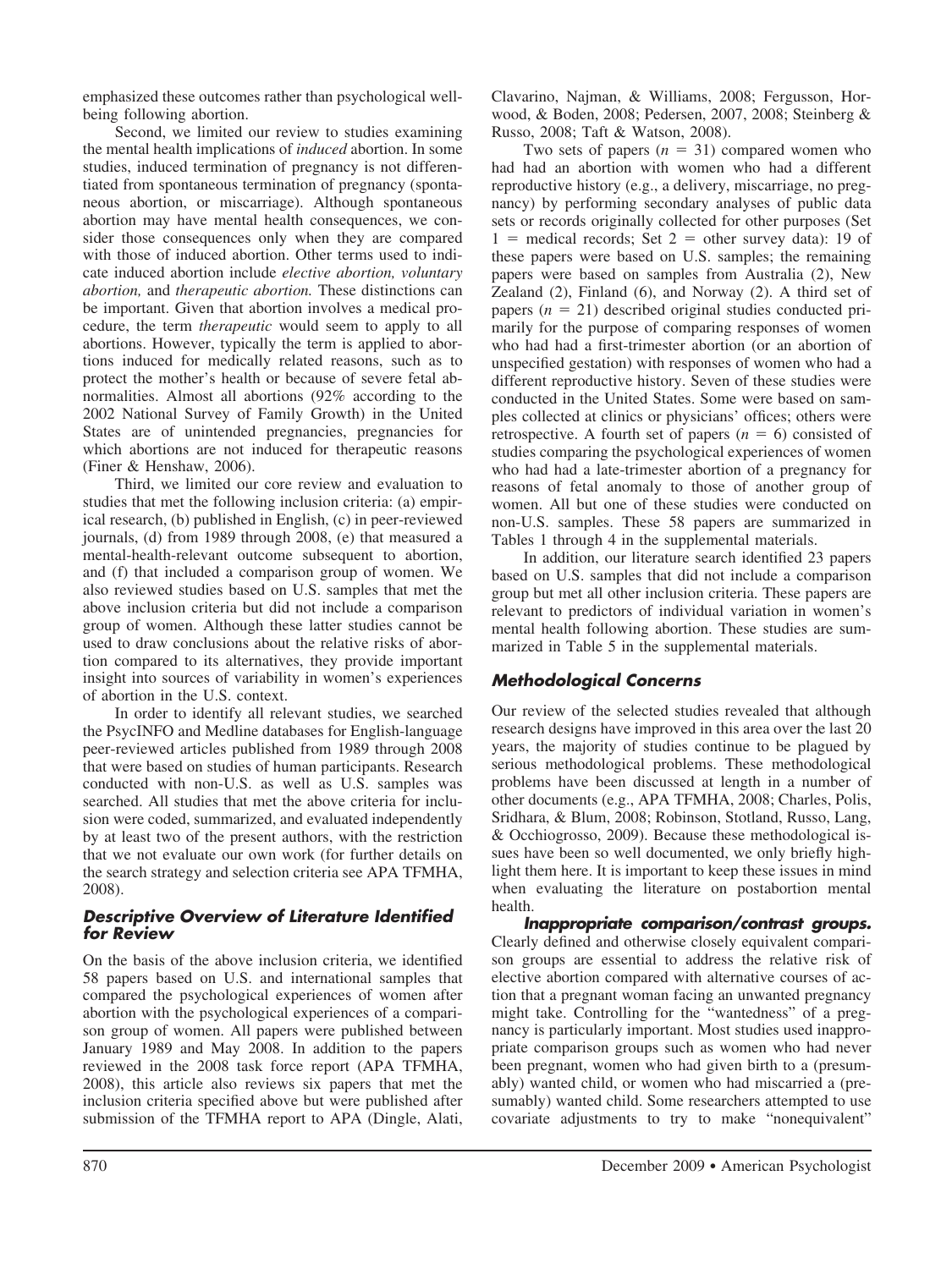emphasized these outcomes rather than psychological well-being following abortion.

Second, we limited our review to studies examining the mental health implications of *induced* abortion. In some studies, induced termination of pregnancy is not differentiated from spontaneous termination of pregnancy (spontaneous abortion, or miscarriage). Although spontaneous abortion may have mental health consequences, we consider those consequences only when they are compared with those of induced abortion. Other terms used to indicate induced abortion include *elective abortion, voluntary abortion,* and *therapeutic abortion.* These distinctions can be important. Given that abortion involves a medical procedure, the term *therapeutic* would seem to apply to all abortions. However, typically the term is applied to abortions induced for medically related reasons, such as to protect the mother's health or because of severe fetal abnormalities. Almost all abortions (92% according to the 2002 National Survey of Family Growth) in the United States are of unintended pregnancies, pregnancies for which abortions are not induced for therapeutic reasons (Finer & Henshaw, 2006).

Third, we limited our core review and evaluation to studies that met the following inclusion criteria: (a) empirical research, (b) published in English, (c) in peer-reviewed journals, (d) from 1989 through 2008, (e) that measured a mental-health-relevant outcome subsequent to abortion, and (f) that included a comparison group of women. We also reviewed studies based on U.S. samples that met the above inclusion criteria but did not include a comparison group of women. Although these latter studies cannot be used to draw conclusions about the relative risks of abortion compared to its alternatives, they provide important insight into sources of variability in women's experiences of abortion in the U.S. context.

In order to identify all relevant studies, we searched the PsycINFO and Medline databases for English-language peer-reviewed articles published from 1989 through 2008 that were based on studies of human participants. Research conducted with non-U.S. as well as U.S. samples was searched. All studies that met the above criteria for inclusion were coded, summarized, and evaluated independently by at least two of the present authors, with the restriction that we not evaluate our own work (for further details on the search strategy and selection criteria see APA TFMHA, 2008).

### Descriptive Overview of Literature Identified for Review

On the basis of the above inclusion criteria, we identified 58 papers based on U.S. and international samples that compared the psychological experiences of women after abortion with the psychological experiences of a comparison group of women. All papers were published between January 1989 and May 2008. In addition to the papers reviewed in the 2008 task force report (APA TFMHA, 2008), this article also reviews six papers that met the inclusion criteria specified above but were published after submission of the TFMHA report to APA (Dingle, Alati, Clavarino, Najman, & Williams, 2008; Fergusson, Horwood, & Boden, 2008; Pedersen, 2007, 2008; Steinberg & Russo, 2008; Taft & Watson, 2008).

Two sets of papers ($n = 31$) compared women who had had an abortion with women who had a different reproductive history (e.g., a delivery, miscarriage, no pregnancy) by performing secondary analyses of public data sets or records originally collected for other purposes (Set 1 = medical records; Set 2 = other survey data): 19 of these papers were based on U.S. samples; the remaining papers were based on samples from Australia (2), New Zealand (2), Finland (6), and Norway (2). A third set of papers ($n = 21$) described original studies conducted primarily for the purpose of comparing responses of women who had had a first-trimester abortion (or an abortion of unspecified gestation) with responses of women who had a different reproductive history. Seven of these studies were conducted in the United States. Some were based on samples collected at clinics or physicians' offices; others were retrospective. A fourth set of papers ($n = 6$) consisted of studies comparing the psychological experiences of women who had had a late-trimester abortion of a pregnancy for reasons of fetal anomaly to those of another group of women. All but one of these studies were conducted on non-U.S. samples. These 58 papers are summarized in Tables 1 through 4 in the supplemental materials.

In addition, our literature search identified 23 papers based on U.S. samples that did not include a comparison group but met all other inclusion criteria. These papers are relevant to predictors of individual variation in women's mental health following abortion. These studies are summarized in Table 5 in the supplemental materials.

### Methodological Concerns

Our review of the selected studies revealed that although research designs have improved in this area over the last 20 years, the majority of studies continue to be plagued by serious methodological problems. These methodological problems have been discussed at length in a number of other documents (e.g., APA TFMHA, 2008; Charles, Polis, Sridhara, & Blum, 2008; Robinson, Stotland, Russo, Lang, & Occhiogrosso, 2009). Because these methodological issues have been so well documented, we only briefly highlight them here. It is important to keep these issues in mind when evaluating the literature on postabortion mental health.

***Inappropriate comparison/contrast groups.*** Clearly defined and otherwise closely equivalent comparison groups are essential to address the relative risk of elective abortion compared with alternative courses of action that a pregnant woman facing an unwanted pregnancy might take. Controlling for the "wantedness" of a pregnancy is particularly important. Most studies used inappropriate comparison groups such as women who had never been pregnant, women who had given birth to a (presumably) wanted child, or women who had miscarried a (presumably) wanted child. Some researchers attempted to use covariate adjustments to try to make "nonequivalent"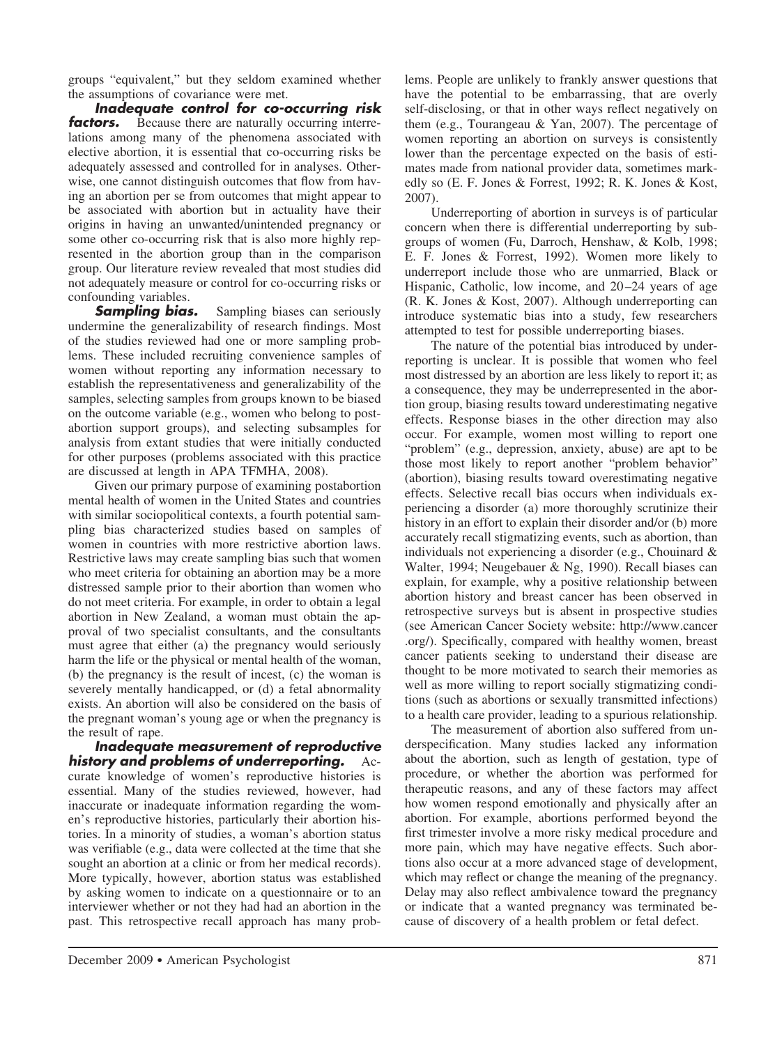groups "equivalent," but they seldom examined whether the assumptions of covariance were met.

***Inadequate control for co-occurring risk factors.*** Because there are naturally occurring interrelations among many of the phenomena associated with elective abortion, it is essential that co-occurring risks be adequately assessed and controlled for in analyses. Otherwise, one cannot distinguish outcomes that flow from having an abortion per se from outcomes that might appear to be associated with abortion but in actuality have their origins in having an unwanted/unintended pregnancy or some other co-occurring risk that is also more highly represented in the abortion group than in the comparison group. Our literature review revealed that most studies did not adequately measure or control for co-occurring risks or confounding variables.

***Sampling bias.*** Sampling biases can seriously undermine the generalizability of research findings. Most of the studies reviewed had one or more sampling problems. These included recruiting convenience samples of women without reporting any information necessary to establish the representativeness and generalizability of the samples, selecting samples from groups known to be biased on the outcome variable (e.g., women who belong to postabortion support groups), and selecting subsamples for analysis from extant studies that were initially conducted for other purposes (problems associated with this practice are discussed at length in APA TFMHA, 2008).

Given our primary purpose of examining postabortion mental health of women in the United States and countries with similar sociopolitical contexts, a fourth potential sampling bias characterized studies based on samples of women in countries with more restrictive abortion laws. Restrictive laws may create sampling bias such that women who meet criteria for obtaining an abortion may be a more distressed sample prior to their abortion than women who do not meet criteria. For example, in order to obtain a legal abortion in New Zealand, a woman must obtain the approval of two specialist consultants, and the consultants must agree that either (a) the pregnancy would seriously harm the life or the physical or mental health of the woman, (b) the pregnancy is the result of incest, (c) the woman is severely mentally handicapped, or (d) a fetal abnormality exists. An abortion will also be considered on the basis of the pregnant woman's young age or when the pregnancy is the result of rape.

***Inadequate measurement of reproductive history and problems of underreporting.*** Accurate knowledge of women's reproductive histories is essential. Many of the studies reviewed, however, had inaccurate or inadequate information regarding the women's reproductive histories, particularly their abortion histories. In a minority of studies, a woman's abortion status was verifiable (e.g., data were collected at the time that she sought an abortion at a clinic or from her medical records). More typically, however, abortion status was established by asking women to indicate on a questionnaire or to an interviewer whether or not they had had an abortion in the past. This retrospective recall approach has many problems. People are unlikely to frankly answer questions that have the potential to be embarrassing, that are overly self-disclosing, or that in other ways reflect negatively on them (e.g., Tourangeau & Yan, 2007). The percentage of women reporting an abortion on surveys is consistently lower than the percentage expected on the basis of estimates made from national provider data, sometimes markedly so (E. F. Jones & Forrest, 1992; R. K. Jones & Kost, 2007).

Underreporting of abortion in surveys is of particular concern when there is differential underreporting by subgroups of women (Fu, Darroch, Henshaw, & Kolb, 1998; E. F. Jones & Forrest, 1992). Women more likely to underreport include those who are unmarried, Black or Hispanic, Catholic, low income, and 20–24 years of age (R. K. Jones & Kost, 2007). Although underreporting can introduce systematic bias into a study, few researchers attempted to test for possible underreporting biases.

The nature of the potential bias introduced by underreporting is unclear. It is possible that women who feel most distressed by an abortion are less likely to report it; as a consequence, they may be underrepresented in the abortion group, biasing results toward underestimating negative effects. Response biases in the other direction may also occur. For example, women most willing to report one "problem" (e.g., depression, anxiety, abuse) are apt to be those most likely to report another "problem behavior" (abortion), biasing results toward overestimating negative effects. Selective recall bias occurs when individuals experiencing a disorder (a) more thoroughly scrutinize their history in an effort to explain their disorder and/or (b) more accurately recall stigmatizing events, such as abortion, than individuals not experiencing a disorder (e.g., Chouinard & Walter, 1994; Neugebauer & Ng, 1990). Recall biases can explain, for example, why a positive relationship between abortion history and breast cancer has been observed in retrospective surveys but is absent in prospective studies (see American Cancer Society website: http://www.cancer.org/). Specifically, compared with healthy women, breast cancer patients seeking to understand their disease are thought to be more motivated to search their memories as well as more willing to report socially stigmatizing conditions (such as abortions or sexually transmitted infections) to a health care provider, leading to a spurious relationship.

The measurement of abortion also suffered from underspecification. Many studies lacked any information about the abortion, such as length of gestation, type of procedure, or whether the abortion was performed for therapeutic reasons, and any of these factors may affect how women respond emotionally and physically after an abortion. For example, abortions performed beyond the first trimester involve a more risky medical procedure and more pain, which may have negative effects. Such abortions also occur at a more advanced stage of development, which may reflect or change the meaning of the pregnancy. Delay may also reflect ambivalence toward the pregnancy or indicate that a wanted pregnancy was terminated because of discovery of a health problem or fetal defect.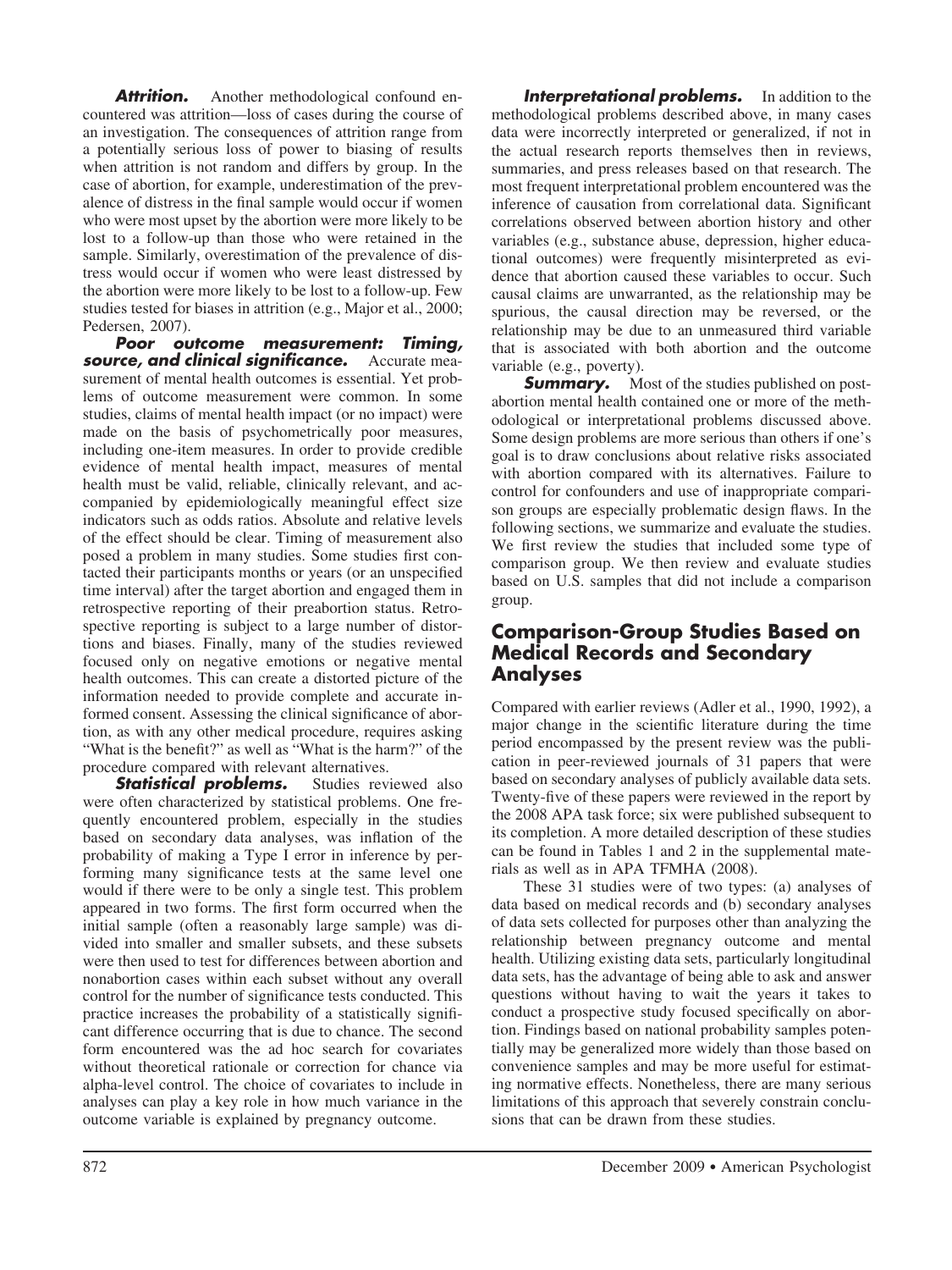***Attrition.*** Another methodological confound encountered was attrition—loss of cases during the course of an investigation. The consequences of attrition range from a potentially serious loss of power to biasing of results when attrition is not random and differs by group. In the case of abortion, for example, underestimation of the prevalence of distress in the final sample would occur if women who were most upset by the abortion were more likely to be lost to a follow-up than those who were retained in the sample. Similarly, overestimation of the prevalence of distress would occur if women who were least distressed by the abortion were more likely to be lost to a follow-up. Few studies tested for biases in attrition (e.g., Major et al., 2000; Pedersen, 2007).

***Poor outcome measurement: Timing, source, and clinical significance.*** Accurate measurement of mental health outcomes is essential. Yet problems of outcome measurement were common. In some studies, claims of mental health impact (or no impact) were made on the basis of psychometrically poor measures, including one-item measures. In order to provide credible evidence of mental health impact, measures of mental health must be valid, reliable, clinically relevant, and accompanied by epidemiologically meaningful effect size indicators such as odds ratios. Absolute and relative levels of the effect should be clear. Timing of measurement also posed a problem in many studies. Some studies first contacted their participants months or years (or an unspecified time interval) after the target abortion and engaged them in retrospective reporting of their preabortion status. Retrospective reporting is subject to a large number of distortions and biases. Finally, many of the studies reviewed focused only on negative emotions or negative mental health outcomes. This can create a distorted picture of the information needed to provide complete and accurate informed consent. Assessing the clinical significance of abortion, as with any other medical procedure, requires asking "What is the benefit?" as well as "What is the harm?" of the procedure compared with relevant alternatives.

***Statistical problems.*** Studies reviewed also were often characterized by statistical problems. One frequently encountered problem, especially in the studies based on secondary data analyses, was inflation of the probability of making a Type I error in inference by performing many significance tests at the same level one would if there were to be only a single test. This problem appeared in two forms. The first form occurred when the initial sample (often a reasonably large sample) was divided into smaller and smaller subsets, and these subsets were then used to test for differences between abortion and nonabortion cases within each subset without any overall control for the number of significance tests conducted. This practice increases the probability of a statistically significant difference occurring that is due to chance. The second form encountered was the ad hoc search for covariates without theoretical rationale or correction for chance via alpha-level control. The choice of covariates to include in analyses can play a key role in how much variance in the outcome variable is explained by pregnancy outcome.

***Interpretational problems.*** In addition to the methodological problems described above, in many cases data were incorrectly interpreted or generalized, if not in the actual research reports themselves then in reviews, summaries, and press releases based on that research. The most frequent interpretational problem encountered was the inference of causation from correlational data. Significant correlations observed between abortion history and other variables (e.g., substance abuse, depression, higher educational outcomes) were frequently misinterpreted as evidence that abortion caused these variables to occur. Such causal claims are unwarranted, as the relationship may be spurious, the causal direction may be reversed, or the relationship may be due to an unmeasured third variable that is associated with both abortion and the outcome variable (e.g., poverty).

***Summary.*** Most of the studies published on postabortion mental health contained one or more of the methodological or interpretational problems discussed above. Some design problems are more serious than others if one's goal is to draw conclusions about relative risks associated with abortion compared with its alternatives. Failure to control for confounders and use of inappropriate comparison groups are especially problematic design flaws. In the following sections, we summarize and evaluate the studies. We first review the studies that included some type of comparison group. We then review and evaluate studies based on U.S. samples that did not include a comparison group.

## Comparison-Group Studies Based on Medical Records and Secondary Analyses

Compared with earlier reviews (Adler et al., 1990, 1992), a major change in the scientific literature during the time period encompassed by the present review was the publication in peer-reviewed journals of 31 papers that were based on secondary analyses of publicly available data sets. Twenty-five of these papers were reviewed in the report by the 2008 APA task force; six were published subsequent to its completion. A more detailed description of these studies can be found in Tables 1 and 2 in the supplemental materials as well as in APA TFMHA (2008).

These 31 studies were of two types: (a) analyses of data based on medical records and (b) secondary analyses of data sets collected for purposes other than analyzing the relationship between pregnancy outcome and mental health. Utilizing existing data sets, particularly longitudinal data sets, has the advantage of being able to ask and answer questions without having to wait the years it takes to conduct a prospective study focused specifically on abortion. Findings based on national probability samples potentially may be generalized more widely than those based on convenience samples and may be more useful for estimating normative effects. Nonetheless, there are many serious limitations of this approach that severely constrain conclusions that can be drawn from these studies.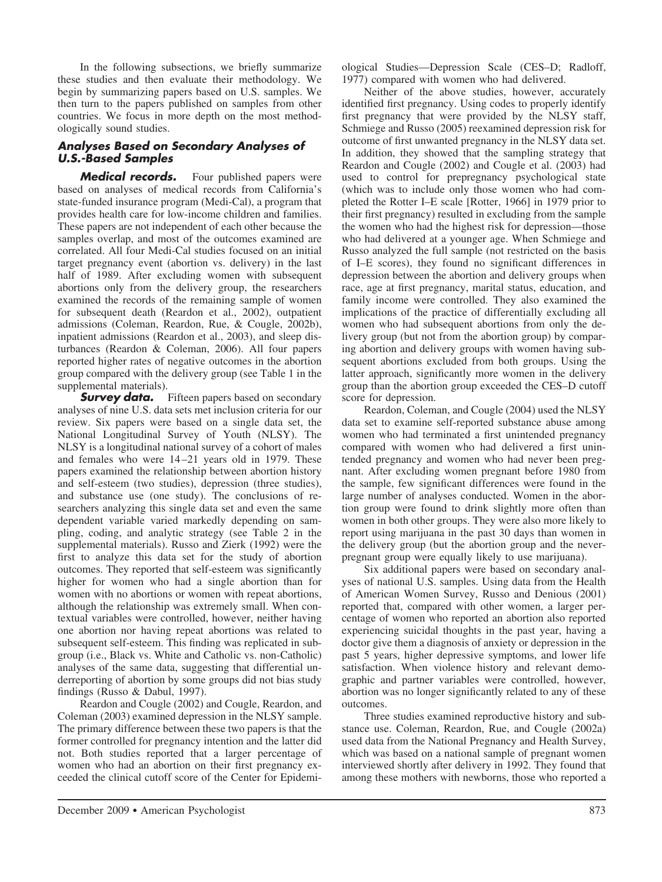In the following subsections, we briefly summarize these studies and then evaluate their methodology. We begin by summarizing papers based on U.S. samples. We then turn to the papers published on samples from other countries. We focus in more depth on the most methodologically sound studies.

### Analyses Based on Secondary Analyses of U.S.-Based Samples

***Medical records.*** Four published papers were based on analyses of medical records from California's state-funded insurance program (Medi-Cal), a program that provides health care for low-income children and families. These papers are not independent of each other because the samples overlap, and most of the outcomes examined are correlated. All four Medi-Cal studies focused on an initial target pregnancy event (abortion vs. delivery) in the last half of 1989. After excluding women with subsequent abortions only from the delivery group, the researchers examined the records of the remaining sample of women for subsequent death (Reardon et al., 2002), outpatient admissions (Coleman, Reardon, Rue, & Cougle, 2002b), inpatient admissions (Reardon et al., 2003), and sleep disturbances (Reardon & Coleman, 2006). All four papers reported higher rates of negative outcomes in the abortion group compared with the delivery group (see Table 1 in the supplemental materials).

***Survey data.*** Fifteen papers based on secondary analyses of nine U.S. data sets met inclusion criteria for our review. Six papers were based on a single data set, the National Longitudinal Survey of Youth (NLSY). The NLSY is a longitudinal national survey of a cohort of males and females who were 14–21 years old in 1979. These papers examined the relationship between abortion history and self-esteem (two studies), depression (three studies), and substance use (one study). The conclusions of researchers analyzing this single data set and even the same dependent variable varied markedly depending on sampling, coding, and analytic strategy (see Table 2 in the supplemental materials). Russo and Zierk (1992) were the first to analyze this data set for the study of abortion outcomes. They reported that self-esteem was significantly higher for women who had a single abortion than for women with no abortions or women with repeat abortions, although the relationship was extremely small. When contextual variables were controlled, however, neither having one abortion nor having repeat abortions was related to subsequent self-esteem. This finding was replicated in subgroup (i.e., Black vs. White and Catholic vs. non-Catholic) analyses of the same data, suggesting that differential underreporting of abortion by some groups did not bias study findings (Russo & Dabul, 1997).

Reardon and Cougle (2002) and Cougle, Reardon, and Coleman (2003) examined depression in the NLSY sample. The primary difference between these two papers is that the former controlled for pregnancy intention and the latter did not. Both studies reported that a larger percentage of women who had an abortion on their first pregnancy exceeded the clinical cutoff score of the Center for Epidemiological Studies—Depression Scale (CES–D; Radloff, 1977) compared with women who had delivered.

Neither of the above studies, however, accurately identified first pregnancy. Using codes to properly identify first pregnancy that were provided by the NLSY staff, Schmiege and Russo (2005) reexamined depression risk for outcome of first unwanted pregnancy in the NLSY data set. In addition, they showed that the sampling strategy that Reardon and Cougle (2002) and Cougle et al. (2003) had used to control for prepregnancy psychological state (which was to include only those women who had completed the Rotter I–E scale [Rotter, 1966] in 1979 prior to their first pregnancy) resulted in excluding from the sample the women who had the highest risk for depression—those who had delivered at a younger age. When Schmiege and Russo analyzed the full sample (not restricted on the basis of I–E scores), they found no significant differences in depression between the abortion and delivery groups when race, age at first pregnancy, marital status, education, and family income were controlled. They also examined the implications of the practice of differentially excluding all women who had subsequent abortions from only the delivery group (but not from the abortion group) by comparing abortion and delivery groups with women having subsequent abortions excluded from both groups. Using the latter approach, significantly more women in the delivery group than the abortion group exceeded the CES–D cutoff score for depression.

Reardon, Coleman, and Cougle (2004) used the NLSY data set to examine self-reported substance abuse among women who had terminated a first unintended pregnancy compared with women who had delivered a first unintended pregnancy and women who had never been pregnant. After excluding women pregnant before 1980 from the sample, few significant differences were found in the large number of analyses conducted. Women in the abortion group were found to drink slightly more often than women in both other groups. They were also more likely to report using marijuana in the past 30 days than women in the delivery group (but the abortion group and the never-pregnant group were equally likely to use marijuana).

Six additional papers were based on secondary analyses of national U.S. samples. Using data from the Health of American Women Survey, Russo and Denious (2001) reported that, compared with other women, a larger percentage of women who reported an abortion also reported experiencing suicidal thoughts in the past year, having a doctor give them a diagnosis of anxiety or depression in the past 5 years, higher depressive symptoms, and lower life satisfaction. When violence history and relevant demographic and partner variables were controlled, however, abortion was no longer significantly related to any of these outcomes.

Three studies examined reproductive history and substance use. Coleman, Reardon, Rue, and Cougle (2002a) used data from the National Pregnancy and Health Survey, which was based on a national sample of pregnant women interviewed shortly after delivery in 1992. They found that among these mothers with newborns, those who reported a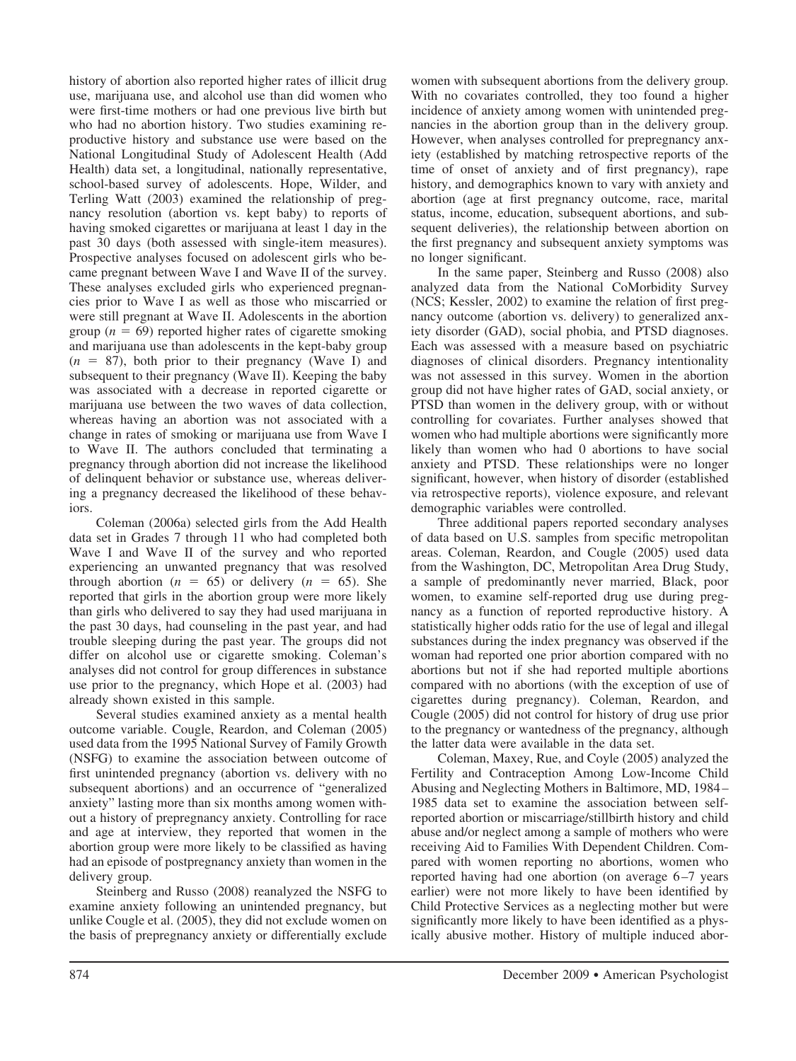history of abortion also reported higher rates of illicit drug use, marijuana use, and alcohol use than did women who were first-time mothers or had one previous live birth but who had no abortion history. Two studies examining reproductive history and substance use were based on the National Longitudinal Study of Adolescent Health (Add Health) data set, a longitudinal, nationally representative, school-based survey of adolescents. Hope, Wilder, and Terling Watt (2003) examined the relationship of pregnancy resolution (abortion vs. kept baby) to reports of having smoked cigarettes or marijuana at least 1 day in the past 30 days (both assessed with single-item measures). Prospective analyses focused on adolescent girls who became pregnant between Wave I and Wave II of the survey. These analyses excluded girls who experienced pregnancies prior to Wave I as well as those who miscarried or were still pregnant at Wave II. Adolescents in the abortion group ($n$ = 69) reported higher rates of cigarette smoking and marijuana use than adolescents in the kept-baby group ($n$ = 87), both prior to their pregnancy (Wave I) and subsequent to their pregnancy (Wave II). Keeping the baby was associated with a decrease in reported cigarette or marijuana use between the two waves of data collection, whereas having an abortion was not associated with a change in rates of smoking or marijuana use from Wave I to Wave II. The authors concluded that terminating a pregnancy through abortion did not increase the likelihood of delinquent behavior or substance use, whereas delivering a pregnancy decreased the likelihood of these behaviors.

Coleman (2006a) selected girls from the Add Health data set in Grades 7 through 11 who had completed both Wave I and Wave II of the survey and who reported experiencing an unwanted pregnancy that was resolved through abortion ($n$ = 65) or delivery ($n$ = 65). She reported that girls in the abortion group were more likely than girls who delivered to say they had used marijuana in the past 30 days, had counseling in the past year, and had trouble sleeping during the past year. The groups did not differ on alcohol use or cigarette smoking. Coleman's analyses did not control for group differences in substance use prior to the pregnancy, which Hope et al. (2003) had already shown existed in this sample.

Several studies examined anxiety as a mental health outcome variable. Cougle, Reardon, and Coleman (2005) used data from the 1995 National Survey of Family Growth (NSFG) to examine the association between outcome of first unintended pregnancy (abortion vs. delivery with no subsequent abortions) and an occurrence of "generalized anxiety" lasting more than six months among women without a history of prepregnancy anxiety. Controlling for race and age at interview, they reported that women in the abortion group were more likely to be classified as having had an episode of postpregnancy anxiety than women in the delivery group.

Steinberg and Russo (2008) reanalyzed the NSFG to examine anxiety following an unintended pregnancy, but unlike Cougle et al. (2005), they did not exclude women on the basis of prepregnancy anxiety or differentially exclude women with subsequent abortions from the delivery group. With no covariates controlled, they too found a higher incidence of anxiety among women with unintended pregnancies in the abortion group than in the delivery group. However, when analyses controlled for prepregnancy anxiety (established by matching retrospective reports of the time of onset of anxiety and of first pregnancy), rape history, and demographics known to vary with anxiety and abortion (age at first pregnancy outcome, race, marital status, income, education, subsequent abortions, and subsequent deliveries), the relationship between abortion on the first pregnancy and subsequent anxiety symptoms was no longer significant.

In the same paper, Steinberg and Russo (2008) also analyzed data from the National CoMorbidity Survey (NCS; Kessler, 2002) to examine the relation of first pregnancy outcome (abortion vs. delivery) to generalized anxiety disorder (GAD), social phobia, and PTSD diagnoses. Each was assessed with a measure based on psychiatric diagnoses of clinical disorders. Pregnancy intentionality was not assessed in this survey. Women in the abortion group did not have higher rates of GAD, social anxiety, or PTSD than women in the delivery group, with or without controlling for covariates. Further analyses showed that women who had multiple abortions were significantly more likely than women who had 0 abortions to have social anxiety and PTSD. These relationships were no longer significant, however, when history of disorder (established via retrospective reports), violence exposure, and relevant demographic variables were controlled.

Three additional papers reported secondary analyses of data based on U.S. samples from specific metropolitan areas. Coleman, Reardon, and Cougle (2005) used data from the Washington, DC, Metropolitan Area Drug Study, a sample of predominantly never married, Black, poor women, to examine self-reported drug use during pregnancy as a function of reported reproductive history. A statistically higher odds ratio for the use of legal and illegal substances during the index pregnancy was observed if the woman had reported one prior abortion compared with no abortions but not if she had reported multiple abortions compared with no abortions (with the exception of use of cigarettes during pregnancy). Coleman, Reardon, and Cougle (2005) did not control for history of drug use prior to the pregnancy or wantedness of the pregnancy, although the latter data were available in the data set.

Coleman, Maxey, Rue, and Coyle (2005) analyzed the Fertility and Contraception Among Low-Income Child Abusing and Neglecting Mothers in Baltimore, MD, 1984–1985 data set to examine the association between self-reported abortion or miscarriage/stillbirth history and child abuse and/or neglect among a sample of mothers who were receiving Aid to Families With Dependent Children. Compared with women reporting no abortions, women who reported having had one abortion (on average 6–7 years earlier) were not more likely to have been identified by Child Protective Services as a neglecting mother but were significantly more likely to have been identified as a physically abusive mother. History of multiple induced abor-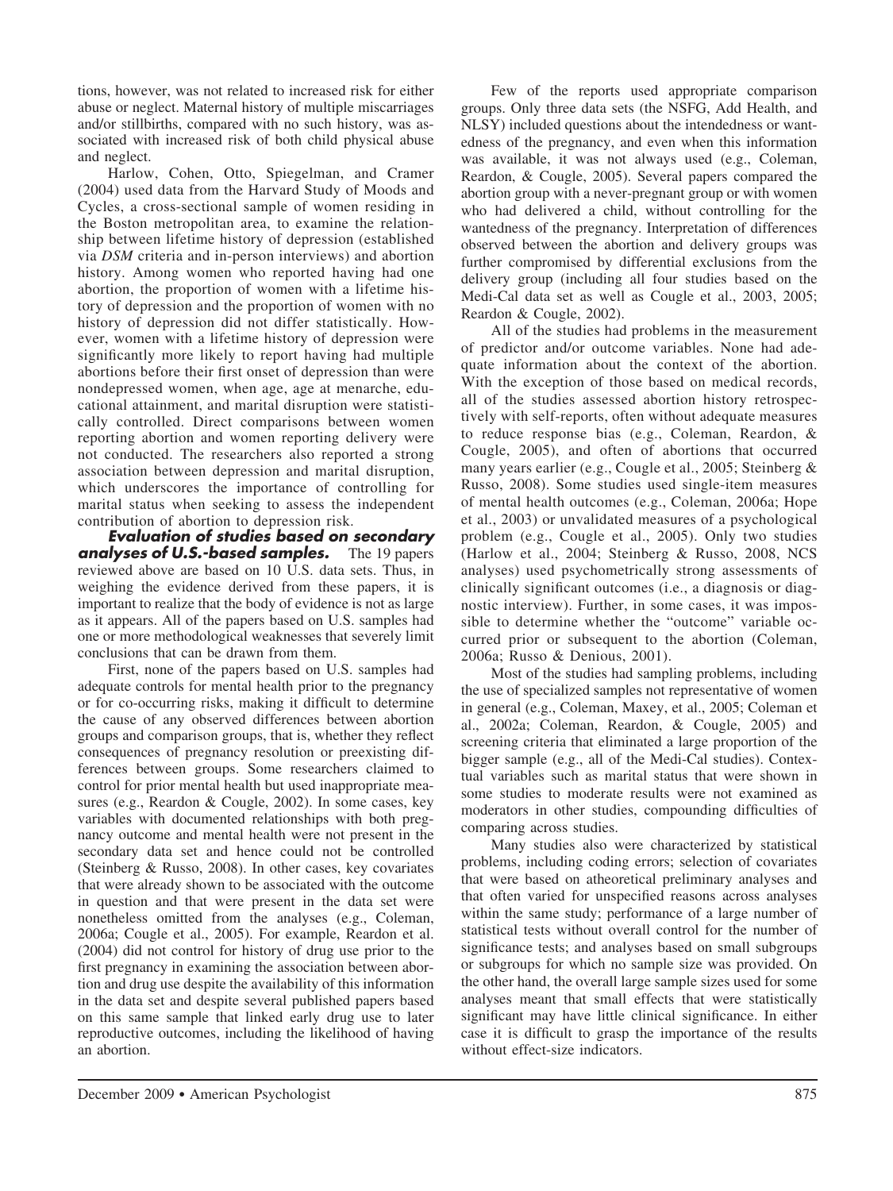tions, however, was not related to increased risk for either abuse or neglect. Maternal history of multiple miscarriages and/or stillbirths, compared with no such history, was associated with increased risk of both child physical abuse and neglect.

Harlow, Cohen, Otto, Spiegelman, and Cramer (2004) used data from the Harvard Study of Moods and Cycles, a cross-sectional sample of women residing in the Boston metropolitan area, to examine the relationship between lifetime history of depression (established via *DSM* criteria and in-person interviews) and abortion history. Among women who reported having had one abortion, the proportion of women with a lifetime history of depression and the proportion of women with no history of depression did not differ statistically. However, women with a lifetime history of depression were significantly more likely to report having had multiple abortions before their first onset of depression than were nondepressed women, when age, age at menarche, educational attainment, and marital disruption were statistically controlled. Direct comparisons between women reporting abortion and women reporting delivery were not conducted. The researchers also reported a strong association between depression and marital disruption, which underscores the importance of controlling for marital status when seeking to assess the independent contribution of abortion to depression risk.

***Evaluation of studies based on secondary analyses of U.S.-based samples.*** The 19 papers reviewed above are based on 10 U.S. data sets. Thus, in weighing the evidence derived from these papers, it is important to realize that the body of evidence is not as large as it appears. All of the papers based on U.S. samples had one or more methodological weaknesses that severely limit conclusions that can be drawn from them.

First, none of the papers based on U.S. samples had adequate controls for mental health prior to the pregnancy or for co-occurring risks, making it difficult to determine the cause of any observed differences between abortion groups and comparison groups, that is, whether they reflect consequences of pregnancy resolution or preexisting differences between groups. Some researchers claimed to control for prior mental health but used inappropriate measures (e.g., Reardon & Cougle, 2002). In some cases, key variables with documented relationships with both pregnancy outcome and mental health were not present in the secondary data set and hence could not be controlled (Steinberg & Russo, 2008). In other cases, key covariates that were already shown to be associated with the outcome in question and that were present in the data set were nonetheless omitted from the analyses (e.g., Coleman, 2006a; Cougle et al., 2005). For example, Reardon et al. (2004) did not control for history of drug use prior to the first pregnancy in examining the association between abortion and drug use despite the availability of this information in the data set and despite several published papers based on this same sample that linked early drug use to later reproductive outcomes, including the likelihood of having an abortion.

Few of the reports used appropriate comparison groups. Only three data sets (the NSFG, Add Health, and NLSY) included questions about the intendedness or wantedness of the pregnancy, and even when this information was available, it was not always used (e.g., Coleman, Reardon, & Cougle, 2005). Several papers compared the abortion group with a never-pregnant group or with women who had delivered a child, without controlling for the wantedness of the pregnancy. Interpretation of differences observed between the abortion and delivery groups was further compromised by differential exclusions from the delivery group (including all four studies based on the Medi-Cal data set as well as Cougle et al., 2003, 2005; Reardon & Cougle, 2002).

All of the studies had problems in the measurement of predictor and/or outcome variables. None had adequate information about the context of the abortion. With the exception of those based on medical records, all of the studies assessed abortion history retrospectively with self-reports, often without adequate measures to reduce response bias (e.g., Coleman, Reardon, & Cougle, 2005), and often of abortions that occurred many years earlier (e.g., Cougle et al., 2005; Steinberg & Russo, 2008). Some studies used single-item measures of mental health outcomes (e.g., Coleman, 2006a; Hope et al., 2003) or unvalidated measures of a psychological problem (e.g., Cougle et al., 2005). Only two studies (Harlow et al., 2004; Steinberg & Russo, 2008, NCS analyses) used psychometrically strong assessments of clinically significant outcomes (i.e., a diagnosis or diagnostic interview). Further, in some cases, it was impossible to determine whether the "outcome" variable occurred prior or subsequent to the abortion (Coleman, 2006a; Russo & Denious, 2001).

Most of the studies had sampling problems, including the use of specialized samples not representative of women in general (e.g., Coleman, Maxey, et al., 2005; Coleman et al., 2002a; Coleman, Reardon, & Cougle, 2005) and screening criteria that eliminated a large proportion of the bigger sample (e.g., all of the Medi-Cal studies). Contextual variables such as marital status that were shown in some studies to moderate results were not examined as moderators in other studies, compounding difficulties of comparing across studies.

Many studies also were characterized by statistical problems, including coding errors; selection of covariates that were based on atheoretical preliminary analyses and that often varied for unspecified reasons across analyses within the same study; performance of a large number of statistical tests without overall control for the number of significance tests; and analyses based on small subgroups or subgroups for which no sample size was provided. On the other hand, the overall large sample sizes used for some analyses meant that small effects that were statistically significant may have little clinical significance. In either case it is difficult to grasp the importance of the results without effect-size indicators.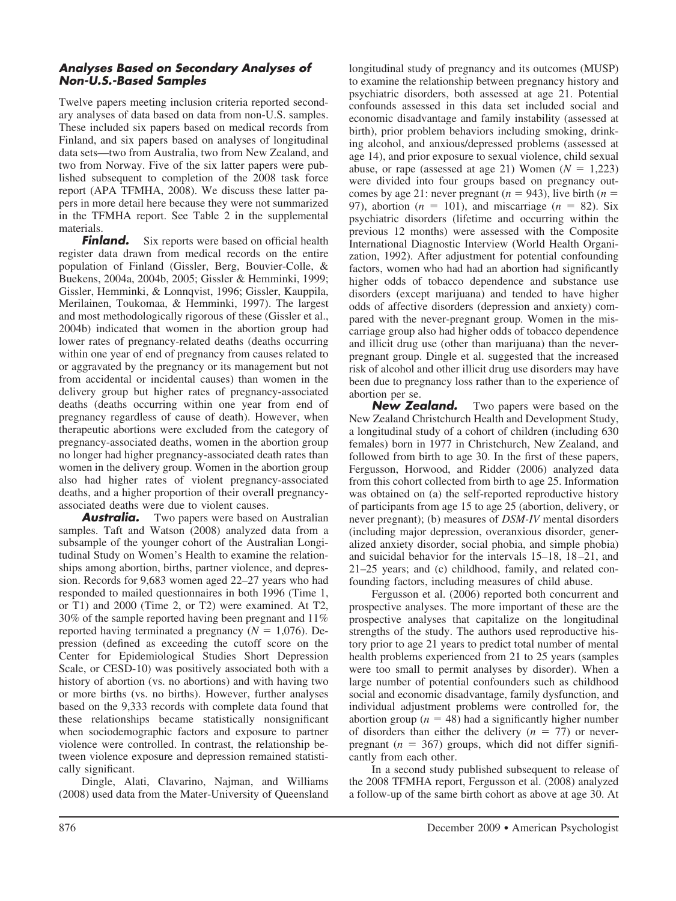### *Analyses Based on Secondary Analyses of Non-U.S.-Based Samples*

Twelve papers meeting inclusion criteria reported secondary analyses of data based on data from non-U.S. samples. These included six papers based on medical records from Finland, and six papers based on analyses of longitudinal data sets—two from Australia, two from New Zealand, and two from Norway. Five of the six latter papers were published subsequent to completion of the 2008 task force report (APA TFMHA, 2008). We discuss these latter papers in more detail here because they were not summarized in the TFMHA report. See Table 2 in the supplemental materials.

***Finland.*** Six reports were based on official health register data drawn from medical records on the entire population of Finland (Gissler, Berg, Bouvier-Colle, & Buekens, 2004a, 2004b, 2005; Gissler & Hemminki, 1999; Gissler, Hemminki, & Lonnqvist, 1996; Gissler, Kauppila, Merilainen, Toukomaa, & Hemminki, 1997). The largest and most methodologically rigorous of these (Gissler et al., 2004b) indicated that women in the abortion group had lower rates of pregnancy-related deaths (deaths occurring within one year of end of pregnancy from causes related to or aggravated by the pregnancy or its management but not from accidental or incidental causes) than women in the delivery group but higher rates of pregnancy-associated deaths (deaths occurring within one year from end of pregnancy regardless of cause of death). However, when therapeutic abortions were excluded from the category of pregnancy-associated deaths, women in the abortion group no longer had higher pregnancy-associated death rates than women in the delivery group. Women in the abortion group also had higher rates of violent pregnancy-associated deaths, and a higher proportion of their overall pregnancy-associated deaths were due to violent causes.

***Australia.*** Two papers were based on Australian samples. Taft and Watson (2008) analyzed data from a subsample of the younger cohort of the Australian Longitudinal Study on Women's Health to examine the relationships among abortion, births, partner violence, and depression. Records for 9,683 women aged 22–27 years who had responded to mailed questionnaires in both 1996 (Time 1, or T1) and 2000 (Time 2, or T2) were examined. At T2, 30% of the sample reported having been pregnant and 11% reported having terminated a pregnancy ($N = 1{,}076$). Depression (defined as exceeding the cutoff score on the Center for Epidemiological Studies Short Depression Scale, or CESD-10) was positively associated both with a history of abortion (vs. no abortions) and with having two or more births (vs. no births). However, further analyses based on the 9,333 records with complete data found that these relationships became statistically nonsignificant when sociodemographic factors and exposure to partner violence were controlled. In contrast, the relationship between violence exposure and depression remained statistically significant.

Dingle, Alati, Clavarino, Najman, and Williams (2008) used data from the Mater-University of Queensland longitudinal study of pregnancy and its outcomes (MUSP) to examine the relationship between pregnancy history and psychiatric disorders, both assessed at age 21. Potential confounds assessed in this data set included social and economic disadvantage and family instability (assessed at birth), prior problem behaviors including smoking, drinking alcohol, and anxious/depressed problems (assessed at age 14), and prior exposure to sexual violence, child sexual abuse, or rape (assessed at age 21) Women ($N = 1{,}223$) were divided into four groups based on pregnancy outcomes by age 21: never pregnant ($n = 943$), live birth ($n = 97$), abortion ($n = 101$), and miscarriage ($n = 82$). Six psychiatric disorders (lifetime and occurring within the previous 12 months) were assessed with the Composite International Diagnostic Interview (World Health Organization, 1992). After adjustment for potential confounding factors, women who had had an abortion had significantly higher odds of tobacco dependence and substance use disorders (except marijuana) and tended to have higher odds of affective disorders (depression and anxiety) compared with the never-pregnant group. Women in the miscarriage group also had higher odds of tobacco dependence and illicit drug use (other than marijuana) than the never-pregnant group. Dingle et al. suggested that the increased risk of alcohol and other illicit drug use disorders may have been due to pregnancy loss rather than to the experience of abortion per se.

***New Zealand.*** Two papers were based on the New Zealand Christchurch Health and Development Study, a longitudinal study of a cohort of children (including 630 females) born in 1977 in Christchurch, New Zealand, and followed from birth to age 30. In the first of these papers, Fergusson, Horwood, and Ridder (2006) analyzed data from this cohort collected from birth to age 25. Information was obtained on (a) the self-reported reproductive history of participants from age 15 to age 25 (abortion, delivery, or never pregnant); (b) measures of *DSM-IV* mental disorders (including major depression, overanxious disorder, generalized anxiety disorder, social phobia, and simple phobia) and suicidal behavior for the intervals 15–18, 18–21, and 21–25 years; and (c) childhood, family, and related confounding factors, including measures of child abuse.

Fergusson et al. (2006) reported both concurrent and prospective analyses. The more important of these are the prospective analyses that capitalize on the longitudinal strengths of the study. The authors used reproductive history prior to age 21 years to predict total number of mental health problems experienced from 21 to 25 years (samples were too small to permit analyses by disorder). When a large number of potential confounders such as childhood social and economic disadvantage, family dysfunction, and individual adjustment problems were controlled for, the abortion group ($n = 48$) had a significantly higher number of disorders than either the delivery ($n = 77$) or never-pregnant ($n = 367$) groups, which did not differ significantly from each other.

In a second study published subsequent to release of the 2008 TFMHA report, Fergusson et al. (2008) analyzed a follow-up of the same birth cohort as above at age 30. At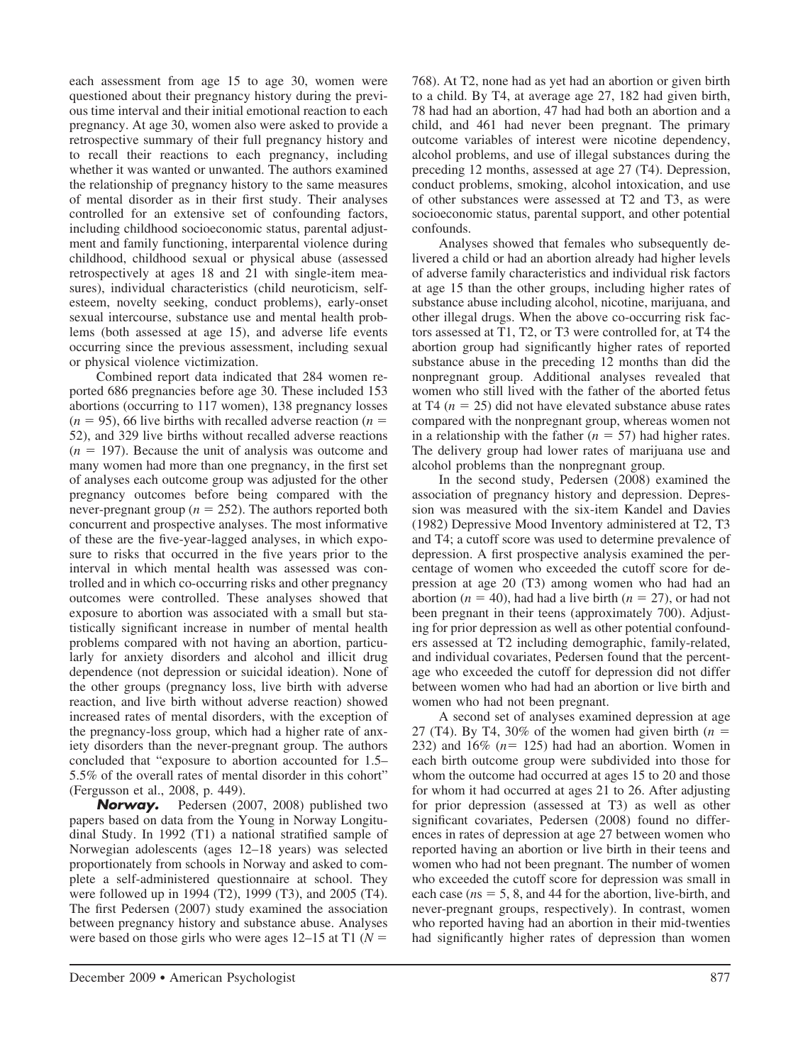each assessment from age 15 to age 30, women were questioned about their pregnancy history during the previous time interval and their initial emotional reaction to each pregnancy. At age 30, women also were asked to provide a retrospective summary of their full pregnancy history and to recall their reactions to each pregnancy, including whether it was wanted or unwanted. The authors examined the relationship of pregnancy history to the same measures of mental disorder as in their first study. Their analyses controlled for an extensive set of confounding factors, including childhood socioeconomic status, parental adjustment and family functioning, interparental violence during childhood, childhood sexual or physical abuse (assessed retrospectively at ages 18 and 21 with single-item measures), individual characteristics (child neuroticism, self-esteem, novelty seeking, conduct problems), early-onset sexual intercourse, substance use and mental health problems (both assessed at age 15), and adverse life events occurring since the previous assessment, including sexual or physical violence victimization.

Combined report data indicated that 284 women reported 686 pregnancies before age 30. These included 153 abortions (occurring to 117 women), 138 pregnancy losses ($n = 95$), 66 live births with recalled adverse reaction ($n = 52$), and 329 live births without recalled adverse reactions ($n = 197$). Because the unit of analysis was outcome and many women had more than one pregnancy, in the first set of analyses each outcome group was adjusted for the other pregnancy outcomes before being compared with the never-pregnant group ($n = 252$). The authors reported both concurrent and prospective analyses. The most informative of these are the five-year-lagged analyses, in which exposure to risks that occurred in the five years prior to the interval in which mental health was assessed was controlled and in which co-occurring risks and other pregnancy outcomes were controlled. These analyses showed that exposure to abortion was associated with a small but statistically significant increase in number of mental health problems compared with not having an abortion, particularly for anxiety disorders and alcohol and illicit drug dependence (not depression or suicidal ideation). None of the other groups (pregnancy loss, live birth with adverse reaction, and live birth without adverse reaction) showed increased rates of mental disorders, with the exception of the pregnancy-loss group, which had a higher rate of anxiety disorders than the never-pregnant group. The authors concluded that "exposure to abortion accounted for 1.5–5.5% of the overall rates of mental disorder in this cohort" (Fergusson et al., 2008, p. 449).

***Norway.*** Pedersen (2007, 2008) published two papers based on data from the Young in Norway Longitudinal Study. In 1992 (T1) a national stratified sample of Norwegian adolescents (ages 12–18 years) was selected proportionately from schools in Norway and asked to complete a self-administered questionnaire at school. They were followed up in 1994 (T2), 1999 (T3), and 2005 (T4). The first Pedersen (2007) study examined the association between pregnancy history and substance abuse. Analyses were based on those girls who were ages 12–15 at T1 ($N = 768$). At T2, none had as yet had an abortion or given birth to a child. By T4, at average age 27, 182 had given birth, 78 had had an abortion, 47 had had both an abortion and a child, and 461 had never been pregnant. The primary outcome variables of interest were nicotine dependency, alcohol problems, and use of illegal substances during the preceding 12 months, assessed at age 27 (T4). Depression, conduct problems, smoking, alcohol intoxication, and use of other substances were assessed at T2 and T3, as were socioeconomic status, parental support, and other potential confounds.

Analyses showed that females who subsequently delivered a child or had an abortion already had higher levels of adverse family characteristics and individual risk factors at age 15 than the other groups, including higher rates of substance abuse including alcohol, nicotine, marijuana, and other illegal drugs. When the above co-occurring risk factors assessed at T1, T2, or T3 were controlled for, at T4 the abortion group had significantly higher rates of reported substance abuse in the preceding 12 months than did the nonpregnant group. Additional analyses revealed that women who still lived with the father of the aborted fetus at T4 ($n = 25$) did not have elevated substance abuse rates compared with the nonpregnant group, whereas women not in a relationship with the father ($n = 57$) had higher rates. The delivery group had lower rates of marijuana use and alcohol problems than the nonpregnant group.

In the second study, Pedersen (2008) examined the association of pregnancy history and depression. Depression was measured with the six-item Kandel and Davies (1982) Depressive Mood Inventory administered at T2, T3 and T4; a cutoff score was used to determine prevalence of depression. A first prospective analysis examined the percentage of women who exceeded the cutoff score for depression at age 20 (T3) among women who had had an abortion ($n = 40$), had had a live birth ($n = 27$), or had not been pregnant in their teens (approximately 700). Adjusting for prior depression as well as other potential confounders assessed at T2 including demographic, family-related, and individual covariates, Pedersen found that the percentage who exceeded the cutoff for depression did not differ between women who had had an abortion or live birth and women who had not been pregnant.

A second set of analyses examined depression at age 27 (T4). By T4, 30% of the women had given birth ($n = 232$) and 16% ($n = 125$) had had an abortion. Women in each birth outcome group were subdivided into those for whom the outcome had occurred at ages 15 to 20 and those for whom it had occurred at ages 21 to 26. After adjusting for prior depression (assessed at T3) as well as other significant covariates, Pedersen (2008) found no differences in rates of depression at age 27 between women who reported having an abortion or live birth in their teens and women who had not been pregnant. The number of women who exceeded the cutoff score for depression was small in each case ($n$s = 5, 8, and 44 for the abortion, live-birth, and never-pregnant groups, respectively). In contrast, women who reported having had an abortion in their mid-twenties had significantly higher rates of depression than women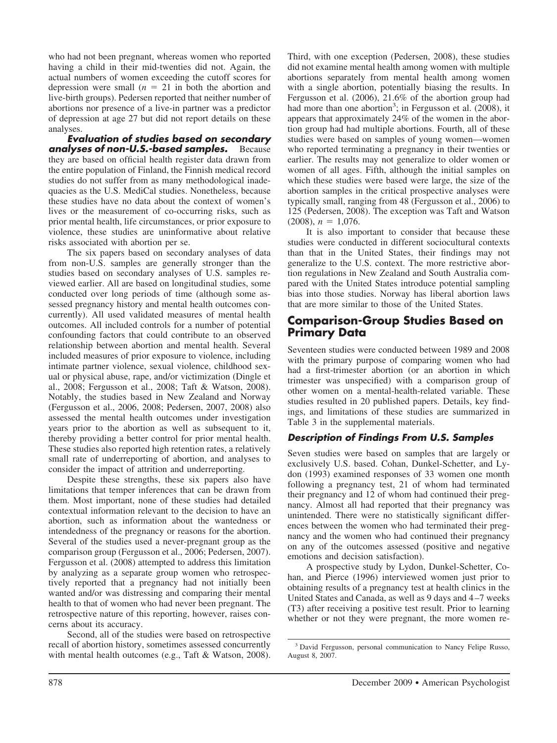who had not been pregnant, whereas women who reported having a child in their mid-twenties did not. Again, the actual numbers of women exceeding the cutoff scores for depression were small ($n = 21$ in both the abortion and live-birth groups). Pedersen reported that neither number of abortions nor presence of a live-in partner was a predictor of depression at age 27 but did not report details on these analyses.

***Evaluation of studies based on secondary analyses of non-U.S.-based samples.*** Because they are based on official health register data drawn from the entire population of Finland, the Finnish medical record studies do not suffer from as many methodological inadequacies as the U.S. MediCal studies. Nonetheless, because these studies have no data about the context of women's lives or the measurement of co-occurring risks, such as prior mental health, life circumstances, or prior exposure to violence, these studies are uninformative about relative risks associated with abortion per se.

The six papers based on secondary analyses of data from non-U.S. samples are generally stronger than the studies based on secondary analyses of U.S. samples reviewed earlier. All are based on longitudinal studies, some conducted over long periods of time (although some assessed pregnancy history and mental health outcomes concurrently). All used validated measures of mental health outcomes. All included controls for a number of potential confounding factors that could contribute to an observed relationship between abortion and mental health. Several included measures of prior exposure to violence, including intimate partner violence, sexual violence, childhood sexual or physical abuse, rape, and/or victimization (Dingle et al., 2008; Fergusson et al., 2008; Taft & Watson, 2008). Notably, the studies based in New Zealand and Norway (Fergusson et al., 2006, 2008; Pedersen, 2007, 2008) also assessed the mental health outcomes under investigation years prior to the abortion as well as subsequent to it, thereby providing a better control for prior mental health. These studies also reported high retention rates, a relatively small rate of underreporting of abortion, and analyses to consider the impact of attrition and underreporting.

Despite these strengths, these six papers also have limitations that temper inferences that can be drawn from them. Most important, none of these studies had detailed contextual information relevant to the decision to have an abortion, such as information about the wantedness or intendedness of the pregnancy or reasons for the abortion. Several of the studies used a never-pregnant group as the comparison group (Fergusson et al., 2006; Pedersen, 2007). Fergusson et al. (2008) attempted to address this limitation by analyzing as a separate group women who retrospectively reported that a pregnancy had not initially been wanted and/or was distressing and comparing their mental health to that of women who had never been pregnant. The retrospective nature of this reporting, however, raises concerns about its accuracy.

Second, all of the studies were based on retrospective recall of abortion history, sometimes assessed concurrently with mental health outcomes (e.g., Taft & Watson, 2008). Third, with one exception (Pedersen, 2008), these studies did not examine mental health among women with multiple abortions separately from mental health among women with a single abortion, potentially biasing the results. In Fergusson et al. (2006), 21.6% of the abortion group had had more than one abortion[3]; in Fergusson et al. (2008), it appears that approximately 24% of the women in the abortion group had had multiple abortions. Fourth, all of these studies were based on samples of young women—women who reported terminating a pregnancy in their twenties or earlier. The results may not generalize to older women or women of all ages. Fifth, although the initial samples on which these studies were based were large, the size of the abortion samples in the critical prospective analyses were typically small, ranging from 48 (Fergusson et al., 2006) to 125 (Pedersen, 2008). The exception was Taft and Watson (2008), $n = 1{,}076$.

It is also important to consider that because these studies were conducted in different sociocultural contexts than that in the United States, their findings may not generalize to the U.S. context. The more restrictive abortion regulations in New Zealand and South Australia compared with the United States introduce potential sampling bias into those studies. Norway has liberal abortion laws that are more similar to those of the United States.

## Comparison-Group Studies Based on Primary Data

Seventeen studies were conducted between 1989 and 2008 with the primary purpose of comparing women who had had a first-trimester abortion (or an abortion in which trimester was unspecified) with a comparison group of other women on a mental-health-related variable. These studies resulted in 20 published papers. Details, key findings, and limitations of these studies are summarized in Table 3 in the supplemental materials.

### *Description of Findings From U.S. Samples*

Seven studies were based on samples that are largely or exclusively U.S. based. Cohan, Dunkel-Schetter, and Lydon (1993) examined responses of 33 women one month following a pregnancy test, 21 of whom had terminated their pregnancy and 12 of whom had continued their pregnancy. Almost all had reported that their pregnancy was unintended. There were no statistically significant differences between the women who had terminated their pregnancy and the women who had continued their pregnancy on any of the outcomes assessed (positive and negative emotions and decision satisfaction).

A prospective study by Lydon, Dunkel-Schetter, Cohan, and Pierce (1996) interviewed women just prior to obtaining results of a pregnancy test at health clinics in the United States and Canada, as well as 9 days and 4–7 weeks (T3) after receiving a positive test result. Prior to learning whether or not they were pregnant, the more women re-

[3] David Fergusson, personal communication to Nancy Felipe Russo, August 8, 2007.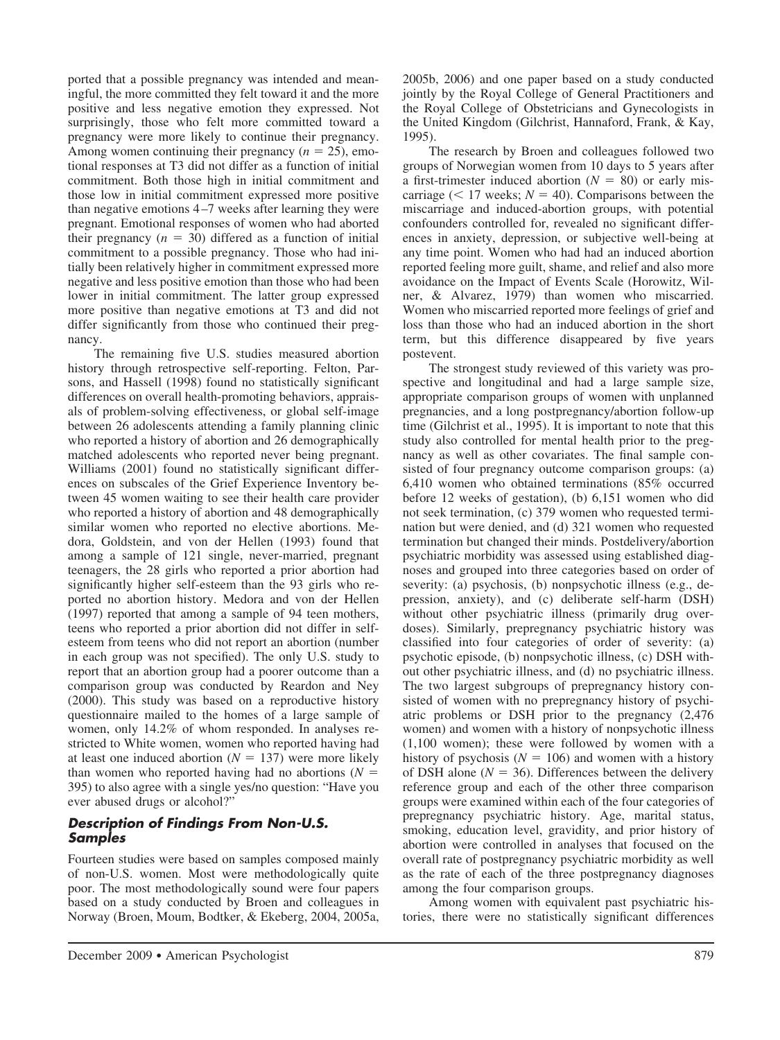ported that a possible pregnancy was intended and meaningful, the more committed they felt toward it and the more positive and less negative emotion they expressed. Not surprisingly, those who felt more committed toward a pregnancy were more likely to continue their pregnancy. Among women continuing their pregnancy ($n = 25$), emotional responses at T3 did not differ as a function of initial commitment. Both those high in initial commitment and those low in initial commitment expressed more positive than negative emotions 4–7 weeks after learning they were pregnant. Emotional responses of women who had aborted their pregnancy ($n = 30$) differed as a function of initial commitment to a possible pregnancy. Those who had initially been relatively higher in commitment expressed more negative and less positive emotion than those who had been lower in initial commitment. The latter group expressed more positive than negative emotions at T3 and did not differ significantly from those who continued their pregnancy.

The remaining five U.S. studies measured abortion history through retrospective self-reporting. Felton, Parsons, and Hassell (1998) found no statistically significant differences on overall health-promoting behaviors, appraisals of problem-solving effectiveness, or global self-image between 26 adolescents attending a family planning clinic who reported a history of abortion and 26 demographically matched adolescents who reported never being pregnant. Williams (2001) found no statistically significant differences on subscales of the Grief Experience Inventory between 45 women waiting to see their health care provider who reported a history of abortion and 48 demographically similar women who reported no elective abortions. Medora, Goldstein, and von der Hellen (1993) found that among a sample of 121 single, never-married, pregnant teenagers, the 28 girls who reported a prior abortion had significantly higher self-esteem than the 93 girls who reported no abortion history. Medora and von der Hellen (1997) reported that among a sample of 94 teen mothers, teens who reported a prior abortion did not differ in self-esteem from teens who did not report an abortion (number in each group was not specified). The only U.S. study to report that an abortion group had a poorer outcome than a comparison group was conducted by Reardon and Ney (2000). This study was based on a reproductive history questionnaire mailed to the homes of a large sample of women, only 14.2% of whom responded. In analyses restricted to White women, women who reported having had at least one induced abortion ($N = 137$) were more likely than women who reported having had no abortions ($N = 395$) to also agree with a single yes/no question: "Have you ever abused drugs or alcohol?"

### *Description of Findings From Non-U.S. Samples*

Fourteen studies were based on samples composed mainly of non-U.S. women. Most were methodologically quite poor. The most methodologically sound were four papers based on a study conducted by Broen and colleagues in Norway (Broen, Moum, Bodtker, & Ekeberg, 2004, 2005a, 2005b, 2006) and one paper based on a study conducted jointly by the Royal College of General Practitioners and the Royal College of Obstetricians and Gynecologists in the United Kingdom (Gilchrist, Hannaford, Frank, & Kay, 1995).

The research by Broen and colleagues followed two groups of Norwegian women from 10 days to 5 years after a first-trimester induced abortion ($N = 80$) or early miscarriage (< 17 weeks; $N = 40$). Comparisons between the miscarriage and induced-abortion groups, with potential confounders controlled for, revealed no significant differences in anxiety, depression, or subjective well-being at any time point. Women who had had an induced abortion reported feeling more guilt, shame, and relief and also more avoidance on the Impact of Events Scale (Horowitz, Wilner, & Alvarez, 1979) than women who miscarried. Women who miscarried reported more feelings of grief and loss than those who had an induced abortion in the short term, but this difference disappeared by five years postevent.

The strongest study reviewed of this variety was prospective and longitudinal and had a large sample size, appropriate comparison groups of women with unplanned pregnancies, and a long postpregnancy/abortion follow-up time (Gilchrist et al., 1995). It is important to note that this study also controlled for mental health prior to the pregnancy as well as other covariates. The final sample consisted of four pregnancy outcome comparison groups: (a) 6,410 women who obtained terminations (85% occurred before 12 weeks of gestation), (b) 6,151 women who did not seek termination, (c) 379 women who requested termination but were denied, and (d) 321 women who requested termination but changed their minds. Postdelivery/abortion psychiatric morbidity was assessed using established diagnoses and grouped into three categories based on order of severity: (a) psychosis, (b) nonpsychotic illness (e.g., depression, anxiety), and (c) deliberate self-harm (DSH) without other psychiatric illness (primarily drug overdoses). Similarly, prepregnancy psychiatric history was classified into four categories of order of severity: (a) psychotic episode, (b) nonpsychotic illness, (c) DSH without other psychiatric illness, and (d) no psychiatric illness. The two largest subgroups of prepregnancy history consisted of women with no prepregnancy history of psychiatric problems or DSH prior to the pregnancy (2,476 women) and women with a history of nonpsychotic illness (1,100 women); these were followed by women with a history of psychosis ($N = 106$) and women with a history of DSH alone ($N = 36$). Differences between the delivery reference group and each of the other three comparison groups were examined within each of the four categories of prepregnancy psychiatric history. Age, marital status, smoking, education level, gravidity, and prior history of abortion were controlled in analyses that focused on the overall rate of postpregnancy psychiatric morbidity as well as the rate of each of the three postpregnancy diagnoses among the four comparison groups.

Among women with equivalent past psychiatric histories, there were no statistically significant differences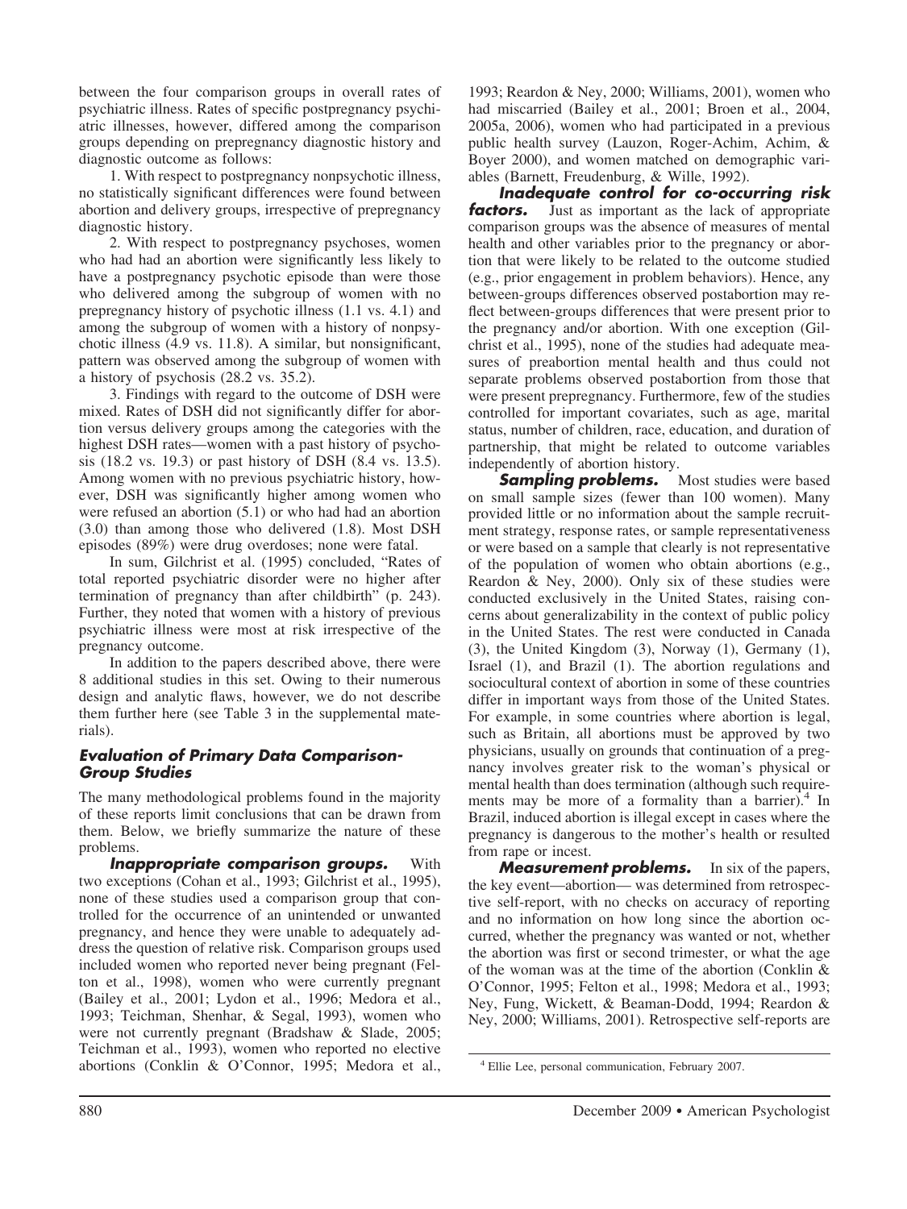between the four comparison groups in overall rates of psychiatric illness. Rates of specific postpregnancy psychiatric illnesses, however, differed among the comparison groups depending on prepregnancy diagnostic history and diagnostic outcome as follows:

1. With respect to postpregnancy nonpsychotic illness, no statistically significant differences were found between abortion and delivery groups, irrespective of prepregnancy diagnostic history.

2. With respect to postpregnancy psychoses, women who had had an abortion were significantly less likely to have a postpregnancy psychotic episode than were those who delivered among the subgroup of women with no prepregnancy history of psychotic illness (1.1 vs. 4.1) and among the subgroup of women with a history of nonpsychotic illness (4.9 vs. 11.8). A similar, but nonsignificant, pattern was observed among the subgroup of women with a history of psychosis (28.2 vs. 35.2).

3. Findings with regard to the outcome of DSH were mixed. Rates of DSH did not significantly differ for abortion versus delivery groups among the categories with the highest DSH rates—women with a past history of psychosis (18.2 vs. 19.3) or past history of DSH (8.4 vs. 13.5). Among women with no previous psychiatric history, however, DSH was significantly higher among women who were refused an abortion (5.1) or who had had an abortion (3.0) than among those who delivered (1.8). Most DSH episodes (89%) were drug overdoses; none were fatal.

In sum, Gilchrist et al. (1995) concluded, "Rates of total reported psychiatric disorder were no higher after termination of pregnancy than after childbirth" (p. 243). Further, they noted that women with a history of previous psychiatric illness were most at risk irrespective of the pregnancy outcome.

In addition to the papers described above, there were 8 additional studies in this set. Owing to their numerous design and analytic flaws, however, we do not describe them further here (see Table 3 in the supplemental materials).

### Evaluation of Primary Data Comparison-Group Studies

The many methodological problems found in the majority of these reports limit conclusions that can be drawn from them. Below, we briefly summarize the nature of these problems.

***Inappropriate comparison groups.*** With two exceptions (Cohan et al., 1993; Gilchrist et al., 1995), none of these studies used a comparison group that controlled for the occurrence of an unintended or unwanted pregnancy, and hence they were unable to adequately address the question of relative risk. Comparison groups used included women who reported never being pregnant (Felton et al., 1998), women who were currently pregnant (Bailey et al., 2001; Lydon et al., 1996; Medora et al., 1993; Teichman, Shenhar, & Segal, 1993), women who were not currently pregnant (Bradshaw & Slade, 2005; Teichman et al., 1993), women who reported no elective abortions (Conklin & O'Connor, 1995; Medora et al., 1993; Reardon & Ney, 2000; Williams, 2001), women who had miscarried (Bailey et al., 2001; Broen et al., 2004, 2005a, 2006), women who had participated in a previous public health survey (Lauzon, Roger-Achim, Achim, & Boyer 2000), and women matched on demographic variables (Barnett, Freudenburg, & Wille, 1992).

***Inadequate control for co-occurring risk factors.*** Just as important as the lack of appropriate comparison groups was the absence of measures of mental health and other variables prior to the pregnancy or abortion that were likely to be related to the outcome studied (e.g., prior engagement in problem behaviors). Hence, any between-groups differences observed postabortion may reflect between-groups differences that were present prior to the pregnancy and/or abortion. With one exception (Gilchrist et al., 1995), none of the studies had adequate measures of preabortion mental health and thus could not separate problems observed postabortion from those that were present prepregnancy. Furthermore, few of the studies controlled for important covariates, such as age, marital status, number of children, race, education, and duration of partnership, that might be related to outcome variables independently of abortion history.

***Sampling problems.*** Most studies were based on small sample sizes (fewer than 100 women). Many provided little or no information about the sample recruitment strategy, response rates, or sample representativeness or were based on a sample that clearly is not representative of the population of women who obtain abortions (e.g., Reardon & Ney, 2000). Only six of these studies were conducted exclusively in the United States, raising concerns about generalizability in the context of public policy in the United States. The rest were conducted in Canada (3), the United Kingdom (3), Norway (1), Germany (1), Israel (1), and Brazil (1). The abortion regulations and sociocultural context of abortion in some of these countries differ in important ways from those of the United States. For example, in some countries where abortion is legal, such as Britain, all abortions must be approved by two physicians, usually on grounds that continuation of a pregnancy involves greater risk to the woman's physical or mental health than does termination (although such requirements may be more of a formality than a barrier).[4] In Brazil, induced abortion is illegal except in cases where the pregnancy is dangerous to the mother's health or resulted from rape or incest.

***Measurement problems.*** In six of the papers, the key event—abortion—was determined from retrospective self-report, with no checks on accuracy of reporting and no information on how long since the abortion occurred, whether the pregnancy was wanted or not, whether the abortion was first or second trimester, or what the age of the woman was at the time of the abortion (Conklin & O'Connor, 1995; Felton et al., 1998; Medora et al., 1993; Ney, Fung, Wickett, & Beaman-Dodd, 1994; Reardon & Ney, 2000; Williams, 2001). Retrospective self-reports are

[4] Ellie Lee, personal communication, February 2007.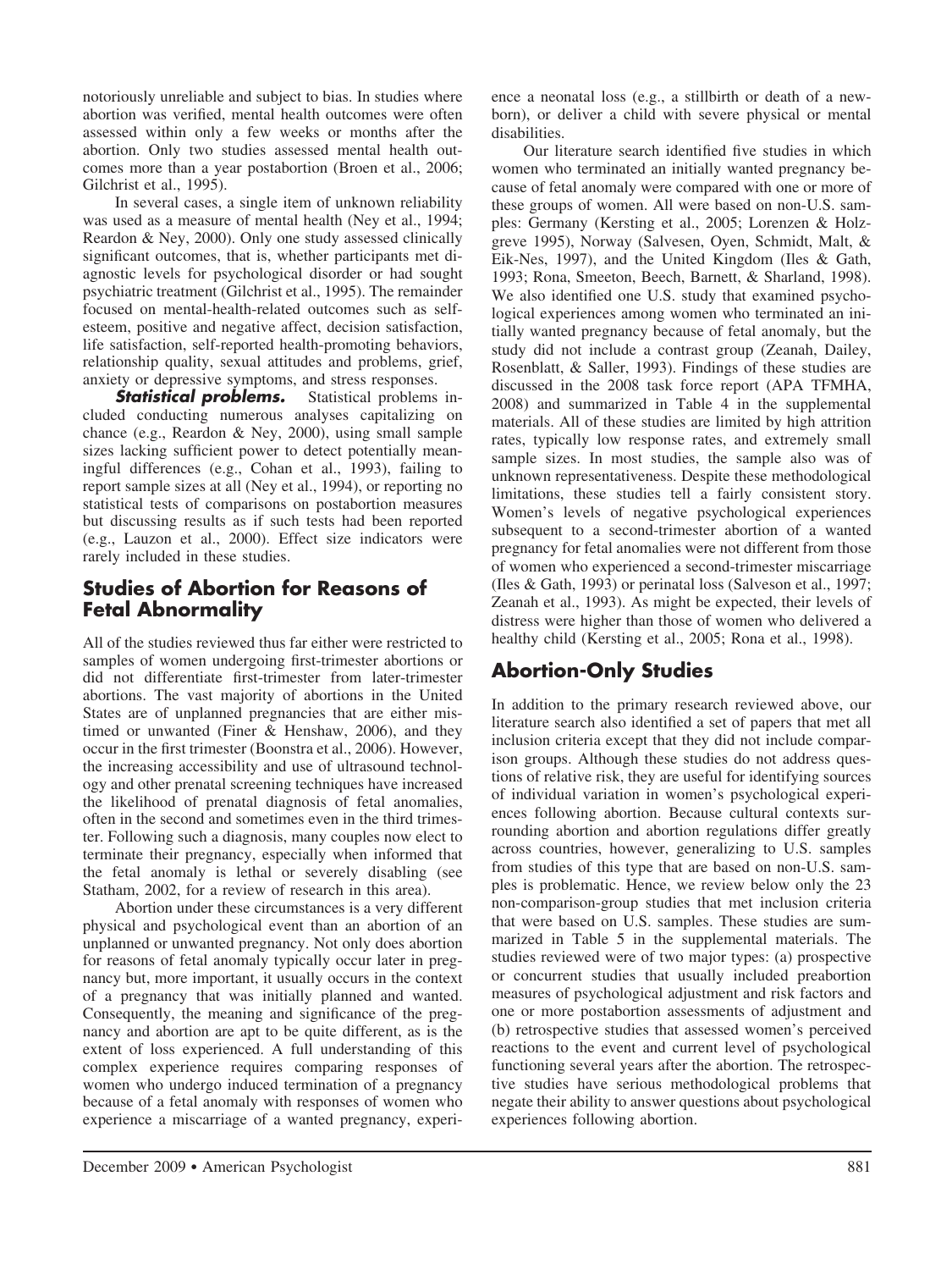notoriously unreliable and subject to bias. In studies where abortion was verified, mental health outcomes were often assessed within only a few weeks or months after the abortion. Only two studies assessed mental health outcomes more than a year postabortion (Broen et al., 2006; Gilchrist et al., 1995).

In several cases, a single item of unknown reliability was used as a measure of mental health (Ney et al., 1994; Reardon & Ney, 2000). Only one study assessed clinically significant outcomes, that is, whether participants met diagnostic levels for psychological disorder or had sought psychiatric treatment (Gilchrist et al., 1995). The remainder focused on mental-health-related outcomes such as self-esteem, positive and negative affect, decision satisfaction, life satisfaction, self-reported health-promoting behaviors, relationship quality, sexual attitudes and problems, grief, anxiety or depressive symptoms, and stress responses.

***Statistical problems.*** Statistical problems included conducting numerous analyses capitalizing on chance (e.g., Reardon & Ney, 2000), using small sample sizes lacking sufficient power to detect potentially meaningful differences (e.g., Cohan et al., 1993), failing to report sample sizes at all (Ney et al., 1994), or reporting no statistical tests of comparisons on postabortion measures but discussing results as if such tests had been reported (e.g., Lauzon et al., 2000). Effect size indicators were rarely included in these studies.

## Studies of Abortion for Reasons of Fetal Abnormality

All of the studies reviewed thus far either were restricted to samples of women undergoing first-trimester abortions or did not differentiate first-trimester from later-trimester abortions. The vast majority of abortions in the United States are of unplanned pregnancies that are either mistimed or unwanted (Finer & Henshaw, 2006), and they occur in the first trimester (Boonstra et al., 2006). However, the increasing accessibility and use of ultrasound technology and other prenatal screening techniques have increased the likelihood of prenatal diagnosis of fetal anomalies, often in the second and sometimes even in the third trimester. Following such a diagnosis, many couples now elect to terminate their pregnancy, especially when informed that the fetal anomaly is lethal or severely disabling (see Statham, 2002, for a review of research in this area).

Abortion under these circumstances is a very different physical and psychological event than an abortion of an unplanned or unwanted pregnancy. Not only does abortion for reasons of fetal anomaly typically occur later in pregnancy but, more important, it usually occurs in the context of a pregnancy that was initially planned and wanted. Consequently, the meaning and significance of the pregnancy and abortion are apt to be quite different, as is the extent of loss experienced. A full understanding of this complex experience requires comparing responses of women who undergo induced termination of a pregnancy because of a fetal anomaly with responses of women who experience a miscarriage of a wanted pregnancy, experience a neonatal loss (e.g., a stillbirth or death of a newborn), or deliver a child with severe physical or mental disabilities.

Our literature search identified five studies in which women who terminated an initially wanted pregnancy because of fetal anomaly were compared with one or more of these groups of women. All were based on non-U.S. samples: Germany (Kersting et al., 2005; Lorenzen & Holzgreve 1995), Norway (Salvesen, Oyen, Schmidt, Malt, & Eik-Nes, 1997), and the United Kingdom (Iles & Gath, 1993; Rona, Smeeton, Beech, Barnett, & Sharland, 1998). We also identified one U.S. study that examined psychological experiences among women who terminated an initially wanted pregnancy because of fetal anomaly, but the study did not include a contrast group (Zeanah, Dailey, Rosenblatt, & Saller, 1993). Findings of these studies are discussed in the 2008 task force report (APA TFMHA, 2008) and summarized in Table 4 in the supplemental materials. All of these studies are limited by high attrition rates, typically low response rates, and extremely small sample sizes. In most studies, the sample also was of unknown representativeness. Despite these methodological limitations, these studies tell a fairly consistent story. Women's levels of negative psychological experiences subsequent to a second-trimester abortion of a wanted pregnancy for fetal anomalies were not different from those of women who experienced a second-trimester miscarriage (Iles & Gath, 1993) or perinatal loss (Salveson et al., 1997; Zeanah et al., 1993). As might be expected, their levels of distress were higher than those of women who delivered a healthy child (Kersting et al., 2005; Rona et al., 1998).

## Abortion-Only Studies

In addition to the primary research reviewed above, our literature search also identified a set of papers that met all inclusion criteria except that they did not include comparison groups. Although these studies do not address questions of relative risk, they are useful for identifying sources of individual variation in women's psychological experiences following abortion. Because cultural contexts surrounding abortion and abortion regulations differ greatly across countries, however, generalizing to U.S. samples from studies of this type that are based on non-U.S. samples is problematic. Hence, we review below only the 23 non-comparison-group studies that met inclusion criteria that were based on U.S. samples. These studies are summarized in Table 5 in the supplemental materials. The studies reviewed were of two major types: (a) prospective or concurrent studies that usually included preabortion measures of psychological adjustment and risk factors and one or more postabortion assessments of adjustment and (b) retrospective studies that assessed women's perceived reactions to the event and current level of psychological functioning several years after the abortion. The retrospective studies have serious methodological problems that negate their ability to answer questions about psychological experiences following abortion.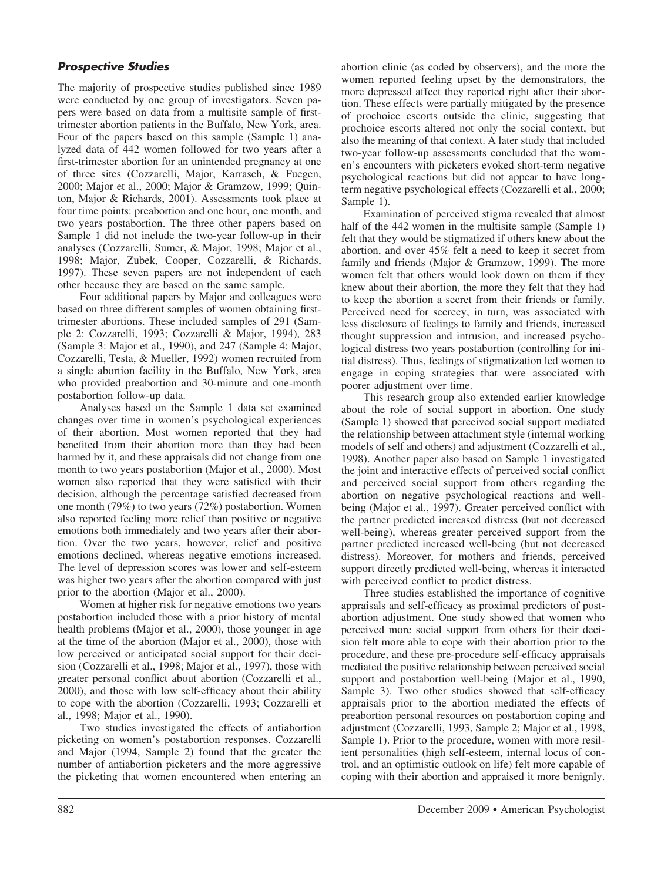### *Prospective Studies*

The majority of prospective studies published since 1989 were conducted by one group of investigators. Seven papers were based on data from a multisite sample of first-trimester abortion patients in the Buffalo, New York, area. Four of the papers based on this sample (Sample 1) analyzed data of 442 women followed for two years after a first-trimester abortion for an unintended pregnancy at one of three sites (Cozzarelli, Major, Karrasch, & Fuegen, 2000; Major et al., 2000; Major & Gramzow, 1999; Quinton, Major & Richards, 2001). Assessments took place at four time points: preabortion and one hour, one month, and two years postabortion. The three other papers based on Sample 1 did not include the two-year follow-up in their analyses (Cozzarelli, Sumer, & Major, 1998; Major et al., 1998; Major, Zubek, Cooper, Cozzarelli, & Richards, 1997). These seven papers are not independent of each other because they are based on the same sample.

Four additional papers by Major and colleagues were based on three different samples of women obtaining first-trimester abortions. These included samples of 291 (Sample 2: Cozzarelli, 1993; Cozzarelli & Major, 1994), 283 (Sample 3: Major et al., 1990), and 247 (Sample 4: Major, Cozzarelli, Testa, & Mueller, 1992) women recruited from a single abortion facility in the Buffalo, New York, area who provided preabortion and 30-minute and one-month postabortion follow-up data.

Analyses based on the Sample 1 data set examined changes over time in women's psychological experiences of their abortion. Most women reported that they had benefited from their abortion more than they had been harmed by it, and these appraisals did not change from one month to two years postabortion (Major et al., 2000). Most women also reported that they were satisfied with their decision, although the percentage satisfied decreased from one month (79%) to two years (72%) postabortion. Women also reported feeling more relief than positive or negative emotions both immediately and two years after their abortion. Over the two years, however, relief and positive emotions declined, whereas negative emotions increased. The level of depression scores was lower and self-esteem was higher two years after the abortion compared with just prior to the abortion (Major et al., 2000).

Women at higher risk for negative emotions two years postabortion included those with a prior history of mental health problems (Major et al., 2000), those younger in age at the time of the abortion (Major et al., 2000), those with low perceived or anticipated social support for their decision (Cozzarelli et al., 1998; Major et al., 1997), those with greater personal conflict about abortion (Cozzarelli et al., 2000), and those with low self-efficacy about their ability to cope with the abortion (Cozzarelli, 1993; Cozzarelli et al., 1998; Major et al., 1990).

Two studies investigated the effects of antiabortion picketing on women's postabortion responses. Cozzarelli and Major (1994, Sample 2) found that the greater the number of antiabortion picketers and the more aggressive the picketing that women encountered when entering an abortion clinic (as coded by observers), and the more the women reported feeling upset by the demonstrators, the more depressed affect they reported right after their abortion. These effects were partially mitigated by the presence of prochoice escorts outside the clinic, suggesting that prochoice escorts altered not only the social context, but also the meaning of that context. A later study that included two-year follow-up assessments concluded that the women's encounters with picketers evoked short-term negative psychological reactions but did not appear to have long-term negative psychological effects (Cozzarelli et al., 2000; Sample 1).

Examination of perceived stigma revealed that almost half of the 442 women in the multisite sample (Sample 1) felt that they would be stigmatized if others knew about the abortion, and over 45% felt a need to keep it secret from family and friends (Major & Gramzow, 1999). The more women felt that others would look down on them if they knew about their abortion, the more they felt that they had to keep the abortion a secret from their friends or family. Perceived need for secrecy, in turn, was associated with less disclosure of feelings to family and friends, increased thought suppression and intrusion, and increased psychological distress two years postabortion (controlling for initial distress). Thus, feelings of stigmatization led women to engage in coping strategies that were associated with poorer adjustment over time.

This research group also extended earlier knowledge about the role of social support in abortion. One study (Sample 1) showed that perceived social support mediated the relationship between attachment style (internal working models of self and others) and adjustment (Cozzarelli et al., 1998). Another paper also based on Sample 1 investigated the joint and interactive effects of perceived social conflict and perceived social support from others regarding the abortion on negative psychological reactions and well-being (Major et al., 1997). Greater perceived conflict with the partner predicted increased distress (but not decreased well-being), whereas greater perceived support from the partner predicted increased well-being (but not decreased distress). Moreover, for mothers and friends, perceived support directly predicted well-being, whereas it interacted with perceived conflict to predict distress.

Three studies established the importance of cognitive appraisals and self-efficacy as proximal predictors of postabortion adjustment. One study showed that women who perceived more social support from others for their decision felt more able to cope with their abortion prior to the procedure, and these pre-procedure self-efficacy appraisals mediated the positive relationship between perceived social support and postabortion well-being (Major et al., 1990, Sample 3). Two other studies showed that self-efficacy appraisals prior to the abortion mediated the effects of preabortion personal resources on postabortion coping and adjustment (Cozzarelli, 1993, Sample 2; Major et al., 1998, Sample 1). Prior to the procedure, women with more resilient personalities (high self-esteem, internal locus of control, and an optimistic outlook on life) felt more capable of coping with their abortion and appraised it more benignly.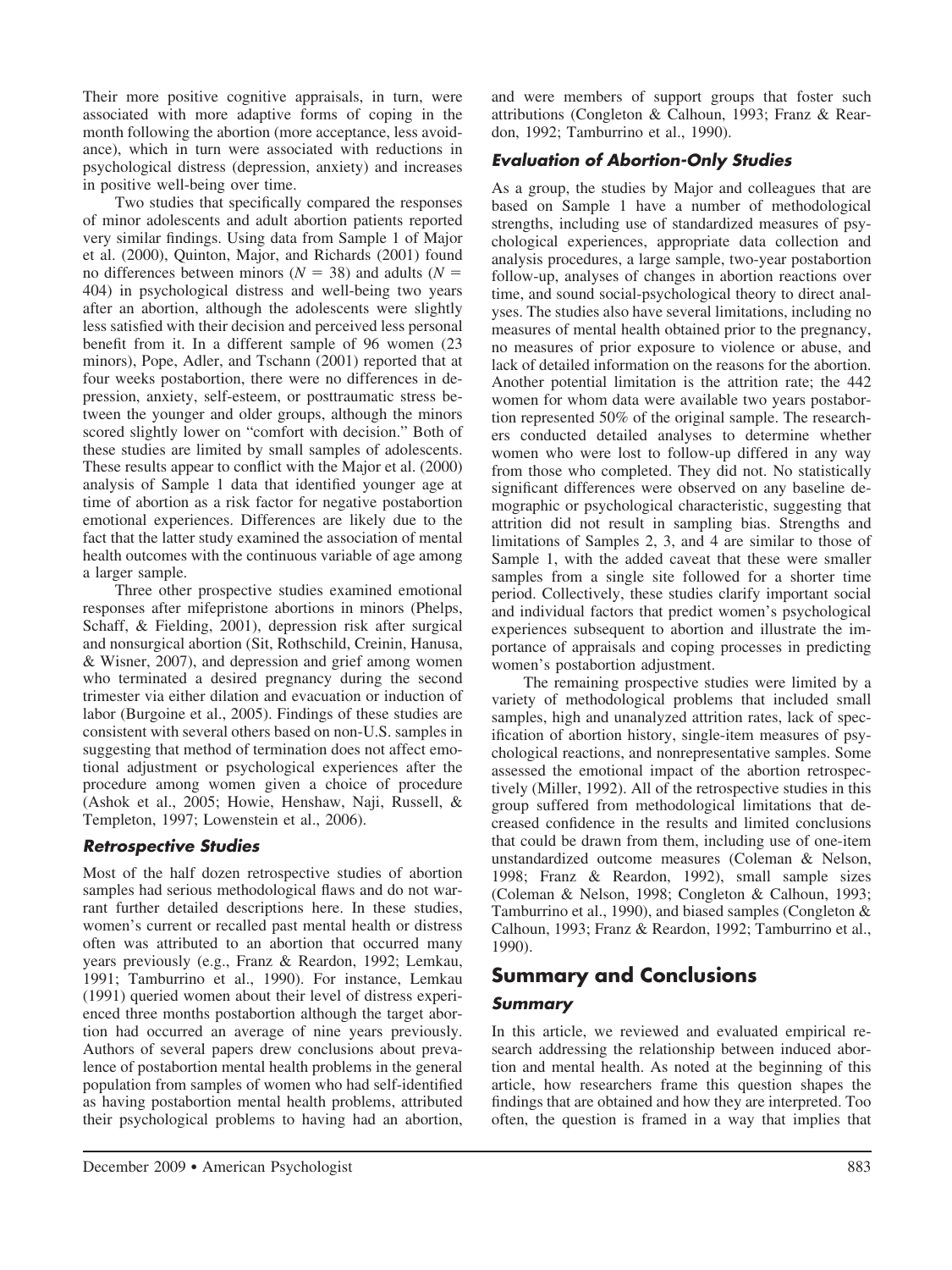Their more positive cognitive appraisals, in turn, were associated with more adaptive forms of coping in the month following the abortion (more acceptance, less avoidance), which in turn were associated with reductions in psychological distress (depression, anxiety) and increases in positive well-being over time.

Two studies that specifically compared the responses of minor adolescents and adult abortion patients reported very similar findings. Using data from Sample 1 of Major et al. (2000), Quinton, Major, and Richards (2001) found no differences between minors ($N = 38$) and adults ($N = 404$) in psychological distress and well-being two years after an abortion, although the adolescents were slightly less satisfied with their decision and perceived less personal benefit from it. In a different sample of 96 women (23 minors), Pope, Adler, and Tschann (2001) reported that at four weeks postabortion, there were no differences in depression, anxiety, self-esteem, or posttraumatic stress between the younger and older groups, although the minors scored slightly lower on "comfort with decision." Both of these studies are limited by small samples of adolescents. These results appear to conflict with the Major et al. (2000) analysis of Sample 1 data that identified younger age at time of abortion as a risk factor for negative postabortion emotional experiences. Differences are likely due to the fact that the latter study examined the association of mental health outcomes with the continuous variable of age among a larger sample.

Three other prospective studies examined emotional responses after mifepristone abortions in minors (Phelps, Schaff, & Fielding, 2001), depression risk after surgical and nonsurgical abortion (Sit, Rothschild, Creinin, Hanusa, & Wisner, 2007), and depression and grief among women who terminated a desired pregnancy during the second trimester via either dilation and evacuation or induction of labor (Burgoine et al., 2005). Findings of these studies are consistent with several others based on non-U.S. samples in suggesting that method of termination does not affect emotional adjustment or psychological experiences after the procedure among women given a choice of procedure (Ashok et al., 2005; Howie, Henshaw, Naji, Russell, & Templeton, 1997; Lowenstein et al., 2006).

### *Retrospective Studies*

Most of the half dozen retrospective studies of abortion samples had serious methodological flaws and do not warrant further detailed descriptions here. In these studies, women's current or recalled past mental health or distress often was attributed to an abortion that occurred many years previously (e.g., Franz & Reardon, 1992; Lemkau, 1991; Tamburrino et al., 1990). For instance, Lemkau (1991) queried women about their level of distress experienced three months postabortion although the target abortion had occurred an average of nine years previously. Authors of several papers drew conclusions about prevalence of postabortion mental health problems in the general population from samples of women who had self-identified as having postabortion mental health problems, attributed their psychological problems to having had an abortion, and were members of support groups that foster such attributions (Congleton & Calhoun, 1993; Franz & Reardon, 1992; Tamburrino et al., 1990).

### *Evaluation of Abortion-Only Studies*

As a group, the studies by Major and colleagues that are based on Sample 1 have a number of methodological strengths, including use of standardized measures of psychological experiences, appropriate data collection and analysis procedures, a large sample, two-year postabortion follow-up, analyses of changes in abortion reactions over time, and sound social-psychological theory to direct analyses. The studies also have several limitations, including no measures of mental health obtained prior to the pregnancy, no measures of prior exposure to violence or abuse, and lack of detailed information on the reasons for the abortion. Another potential limitation is the attrition rate; the 442 women for whom data were available two years postabortion represented 50% of the original sample. The researchers conducted detailed analyses to determine whether women who were lost to follow-up differed in any way from those who completed. They did not. No statistically significant differences were observed on any baseline demographic or psychological characteristic, suggesting that attrition did not result in sampling bias. Strengths and limitations of Samples 2, 3, and 4 are similar to those of Sample 1, with the added caveat that these were smaller samples from a single site followed for a shorter time period. Collectively, these studies clarify important social and individual factors that predict women's psychological experiences subsequent to abortion and illustrate the importance of appraisals and coping processes in predicting women's postabortion adjustment.

The remaining prospective studies were limited by a variety of methodological problems that included small samples, high and unanalyzed attrition rates, lack of specification of abortion history, single-item measures of psychological reactions, and nonrepresentative samples. Some assessed the emotional impact of the abortion retrospectively (Miller, 1992). All of the retrospective studies in this group suffered from methodological limitations that decreased confidence in the results and limited conclusions that could be drawn from them, including use of one-item unstandardized outcome measures (Coleman & Nelson, 1998; Franz & Reardon, 1992), small sample sizes (Coleman & Nelson, 1998; Congleton & Calhoun, 1993; Tamburrino et al., 1990), and biased samples (Congleton & Calhoun, 1993; Franz & Reardon, 1992; Tamburrino et al., 1990).

## Summary and Conclusions

### *Summary*

In this article, we reviewed and evaluated empirical research addressing the relationship between induced abortion and mental health. As noted at the beginning of this article, how researchers frame this question shapes the findings that are obtained and how they are interpreted. Too often, the question is framed in a way that implies that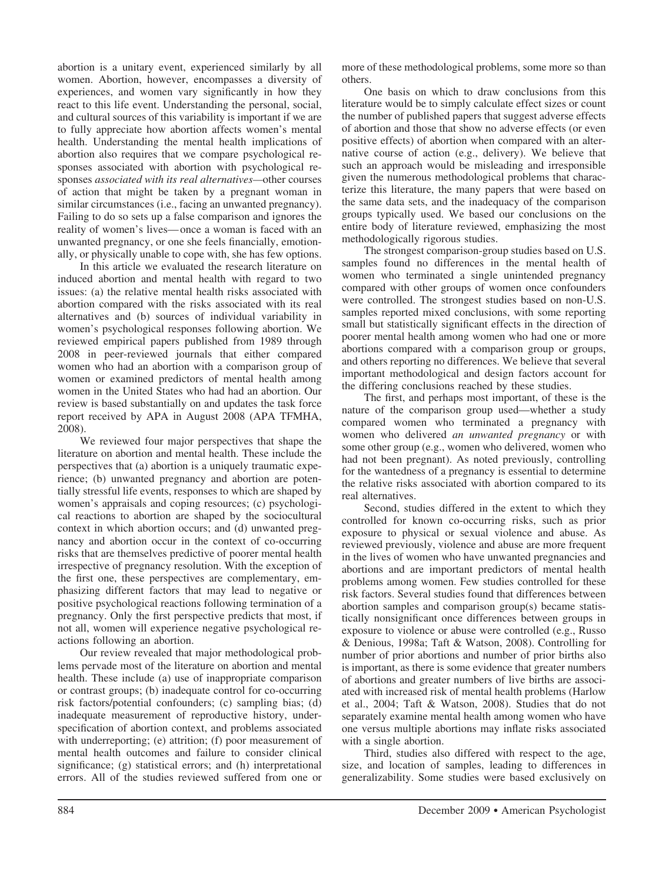abortion is a unitary event, experienced similarly by all women. Abortion, however, encompasses a diversity of experiences, and women vary significantly in how they react to this life event. Understanding the personal, social, and cultural sources of this variability is important if we are to fully appreciate how abortion affects women's mental health. Understanding the mental health implications of abortion also requires that we compare psychological responses associated with abortion with psychological responses *associated with its real alternatives*—other courses of action that might be taken by a pregnant woman in similar circumstances (i.e., facing an unwanted pregnancy). Failing to do so sets up a false comparison and ignores the reality of women's lives—once a woman is faced with an unwanted pregnancy, or one she feels financially, emotionally, or physically unable to cope with, she has few options.

In this article we evaluated the research literature on induced abortion and mental health with regard to two issues: (a) the relative mental health risks associated with abortion compared with the risks associated with its real alternatives and (b) sources of individual variability in women's psychological responses following abortion. We reviewed empirical papers published from 1989 through 2008 in peer-reviewed journals that either compared women who had an abortion with a comparison group of women or examined predictors of mental health among women in the United States who had had an abortion. Our review is based substantially on and updates the task force report received by APA in August 2008 (APA TFMHA, 2008).

We reviewed four major perspectives that shape the literature on abortion and mental health. These include the perspectives that (a) abortion is a uniquely traumatic experience; (b) unwanted pregnancy and abortion are potentially stressful life events, responses to which are shaped by women's appraisals and coping resources; (c) psychological reactions to abortion are shaped by the sociocultural context in which abortion occurs; and (d) unwanted pregnancy and abortion occur in the context of co-occurring risks that are themselves predictive of poorer mental health irrespective of pregnancy resolution. With the exception of the first one, these perspectives are complementary, emphasizing different factors that may lead to negative or positive psychological reactions following termination of a pregnancy. Only the first perspective predicts that most, if not all, women will experience negative psychological reactions following an abortion.

Our review revealed that major methodological problems pervade most of the literature on abortion and mental health. These include (a) use of inappropriate comparison or contrast groups; (b) inadequate control for co-occurring risk factors/potential confounders; (c) sampling bias; (d) inadequate measurement of reproductive history, underspecification of abortion context, and problems associated with underreporting; (e) attrition; (f) poor measurement of mental health outcomes and failure to consider clinical significance; (g) statistical errors; and (h) interpretational errors. All of the studies reviewed suffered from one or more of these methodological problems, some more so than others.

One basis on which to draw conclusions from this literature would be to simply calculate effect sizes or count the number of published papers that suggest adverse effects of abortion and those that show no adverse effects (or even positive effects) of abortion when compared with an alternative course of action (e.g., delivery). We believe that such an approach would be misleading and irresponsible given the numerous methodological problems that characterize this literature, the many papers that were based on the same data sets, and the inadequacy of the comparison groups typically used. We based our conclusions on the entire body of literature reviewed, emphasizing the most methodologically rigorous studies.

The strongest comparison-group studies based on U.S. samples found no differences in the mental health of women who terminated a single unintended pregnancy compared with other groups of women once confounders were controlled. The strongest studies based on non-U.S. samples reported mixed conclusions, with some reporting small but statistically significant effects in the direction of poorer mental health among women who had one or more abortions compared with a comparison group or groups, and others reporting no differences. We believe that several important methodological and design factors account for the differing conclusions reached by these studies.

The first, and perhaps most important, of these is the nature of the comparison group used—whether a study compared women who terminated a pregnancy with women who delivered *an unwanted pregnancy* or with some other group (e.g., women who delivered, women who had not been pregnant). As noted previously, controlling for the wantedness of a pregnancy is essential to determine the relative risks associated with abortion compared to its real alternatives.

Second, studies differed in the extent to which they controlled for known co-occurring risks, such as prior exposure to physical or sexual violence and abuse. As reviewed previously, violence and abuse are more frequent in the lives of women who have unwanted pregnancies and abortions and are important predictors of mental health problems among women. Few studies controlled for these risk factors. Several studies found that differences between abortion samples and comparison group(s) became statistically nonsignificant once differences between groups in exposure to violence or abuse were controlled (e.g., Russo & Denious, 1998a; Taft & Watson, 2008). Controlling for number of prior abortions and number of prior births also is important, as there is some evidence that greater numbers of abortions and greater numbers of live births are associated with increased risk of mental health problems (Harlow et al., 2004; Taft & Watson, 2008). Studies that do not separately examine mental health among women who have one versus multiple abortions may inflate risks associated with a single abortion.

Third, studies also differed with respect to the age, size, and location of samples, leading to differences in generalizability. Some studies were based exclusively on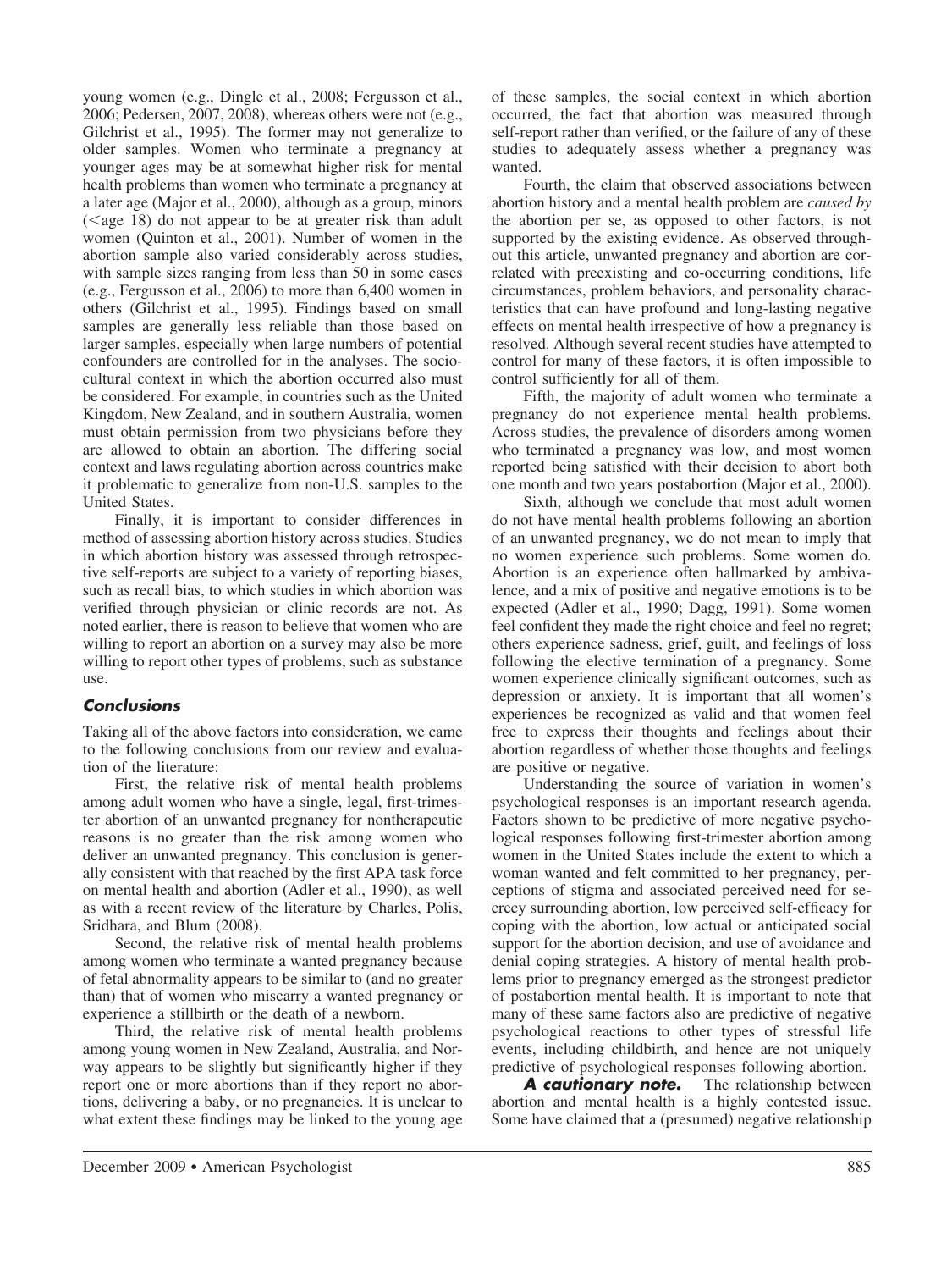young women (e.g., Dingle et al., 2008; Fergusson et al., 2006; Pedersen, 2007, 2008), whereas others were not (e.g., Gilchrist et al., 1995). The former may not generalize to older samples. Women who terminate a pregnancy at younger ages may be at somewhat higher risk for mental health problems than women who terminate a pregnancy at a later age (Major et al., 2000), although as a group, minors (<age 18) do not appear to be at greater risk than adult women (Quinton et al., 2001). Number of women in the abortion sample also varied considerably across studies, with sample sizes ranging from less than 50 in some cases (e.g., Fergusson et al., 2006) to more than 6,400 women in others (Gilchrist et al., 1995). Findings based on small samples are generally less reliable than those based on larger samples, especially when large numbers of potential confounders are controlled for in the analyses. The sociocultural context in which the abortion occurred also must be considered. For example, in countries such as the United Kingdom, New Zealand, and in southern Australia, women must obtain permission from two physicians before they are allowed to obtain an abortion. The differing social context and laws regulating abortion across countries make it problematic to generalize from non-U.S. samples to the United States.

Finally, it is important to consider differences in method of assessing abortion history across studies. Studies in which abortion history was assessed through retrospective self-reports are subject to a variety of reporting biases, such as recall bias, to which studies in which abortion was verified through physician or clinic records are not. As noted earlier, there is reason to believe that women who are willing to report an abortion on a survey may also be more willing to report other types of problems, such as substance use.

### Conclusions

Taking all of the above factors into consideration, we came to the following conclusions from our review and evaluation of the literature:

First, the relative risk of mental health problems among adult women who have a single, legal, first-trimester abortion of an unwanted pregnancy for nontherapeutic reasons is no greater than the risk among women who deliver an unwanted pregnancy. This conclusion is generally consistent with that reached by the first APA task force on mental health and abortion (Adler et al., 1990), as well as with a recent review of the literature by Charles, Polis, Sridhara, and Blum (2008).

Second, the relative risk of mental health problems among women who terminate a wanted pregnancy because of fetal abnormality appears to be similar to (and no greater than) that of women who miscarry a wanted pregnancy or experience a stillbirth or the death of a newborn.

Third, the relative risk of mental health problems among young women in New Zealand, Australia, and Norway appears to be slightly but significantly higher if they report one or more abortions than if they report no abortions, delivering a baby, or no pregnancies. It is unclear to what extent these findings may be linked to the young age of these samples, the social context in which abortion occurred, the fact that abortion was measured through self-report rather than verified, or the failure of any of these studies to adequately assess whether a pregnancy was wanted.

Fourth, the claim that observed associations between abortion history and a mental health problem are *caused by* the abortion per se, as opposed to other factors, is not supported by the existing evidence. As observed throughout this article, unwanted pregnancy and abortion are correlated with preexisting and co-occurring conditions, life circumstances, problem behaviors, and personality characteristics that can have profound and long-lasting negative effects on mental health irrespective of how a pregnancy is resolved. Although several recent studies have attempted to control for many of these factors, it is often impossible to control sufficiently for all of them.

Fifth, the majority of adult women who terminate a pregnancy do not experience mental health problems. Across studies, the prevalence of disorders among women who terminated a pregnancy was low, and most women reported being satisfied with their decision to abort both one month and two years postabortion (Major et al., 2000).

Sixth, although we conclude that most adult women do not have mental health problems following an abortion of an unwanted pregnancy, we do not mean to imply that no women experience such problems. Some women do. Abortion is an experience often hallmarked by ambivalence, and a mix of positive and negative emotions is to be expected (Adler et al., 1990; Dagg, 1991). Some women feel confident they made the right choice and feel no regret; others experience sadness, grief, guilt, and feelings of loss following the elective termination of a pregnancy. Some women experience clinically significant outcomes, such as depression or anxiety. It is important that all women's experiences be recognized as valid and that women feel free to express their thoughts and feelings about their abortion regardless of whether those thoughts and feelings are positive or negative.

Understanding the source of variation in women's psychological responses is an important research agenda. Factors shown to be predictive of more negative psychological responses following first-trimester abortion among women in the United States include the extent to which a woman wanted and felt committed to her pregnancy, perceptions of stigma and associated perceived need for secrecy surrounding abortion, low perceived self-efficacy for coping with the abortion, low actual or anticipated social support for the abortion decision, and use of avoidance and denial coping strategies. A history of mental health problems prior to pregnancy emerged as the strongest predictor of postabortion mental health. It is important to note that many of these same factors also are predictive of negative psychological reactions to other types of stressful life events, including childbirth, and hence are not uniquely predictive of psychological responses following abortion.

***A cautionary note.*** The relationship between abortion and mental health is a highly contested issue. Some have claimed that a (presumed) negative relationship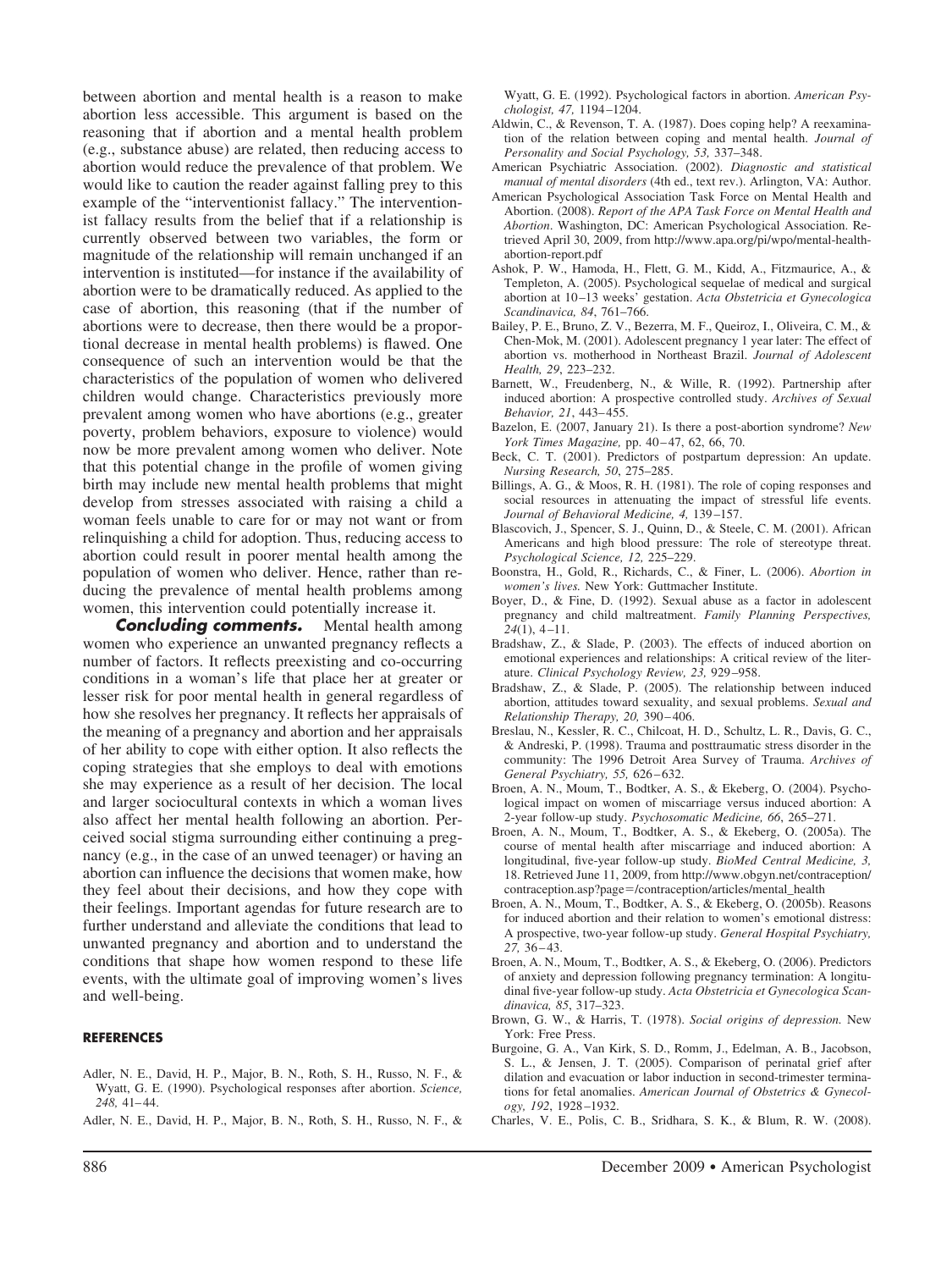between abortion and mental health is a reason to make abortion less accessible. This argument is based on the reasoning that if abortion and a mental health problem (e.g., substance abuse) are related, then reducing access to abortion would reduce the prevalence of that problem. We would like to caution the reader against falling prey to this example of the "interventionist fallacy." The interventionist fallacy results from the belief that if a relationship is currently observed between two variables, the form or magnitude of the relationship will remain unchanged if an intervention is instituted—for instance if the availability of abortion were to be dramatically reduced. As applied to the case of abortion, this reasoning (that if the number of abortions were to decrease, then there would be a proportional decrease in mental health problems) is flawed. One consequence of such an intervention would be that the characteristics of the population of women who delivered children would change. Characteristics previously more prevalent among women who have abortions (e.g., greater poverty, problem behaviors, exposure to violence) would now be more prevalent among women who deliver. Note that this potential change in the profile of women giving birth may include new mental health problems that might develop from stresses associated with raising a child a woman feels unable to care for or may not want or from relinquishing a child for adoption. Thus, reducing access to abortion could result in poorer mental health among the population of women who deliver. Hence, rather than reducing the prevalence of mental health problems among women, this intervention could potentially increase it.

***Concluding comments.*** Mental health among women who experience an unwanted pregnancy reflects a number of factors. It reflects preexisting and co-occurring conditions in a woman's life that place her at greater or lesser risk for poor mental health in general regardless of how she resolves her pregnancy. It reflects her appraisals of the meaning of a pregnancy and abortion and her appraisals of her ability to cope with either option. It also reflects the coping strategies that she employs to deal with emotions she may experience as a result of her decision. The local and larger sociocultural contexts in which a woman lives also affect her mental health following an abortion. Perceived social stigma surrounding either continuing a pregnancy (e.g., in the case of an unwed teenager) or having an abortion can influence the decisions that women make, how they feel about their decisions, and how they cope with their feelings. Important agendas for future research are to further understand and alleviate the conditions that lead to unwanted pregnancy and abortion and to understand the conditions that shape how women respond to these life events, with the ultimate goal of improving women's lives and well-being.

## REFERENCES

Adler, N. E., David, H. P., Major, B. N., Roth, S. H., Russo, N. F., & Wyatt, G. E. (1990). Psychological responses after abortion. *Science, 248,* 41–44.

Adler, N. E., David, H. P., Major, B. N., Roth, S. H., Russo, N. F., & Wyatt, G. E. (1992). Psychological factors in abortion. *American Psychologist, 47,* 1194–1204.

Aldwin, C., & Revenson, T. A. (1987). Does coping help? A reexamination of the relation between coping and mental health. *Journal of Personality and Social Psychology, 53,* 337–348.

American Psychiatric Association. (2002). *Diagnostic and statistical manual of mental disorders* (4th ed., text rev.). Arlington, VA: Author.

American Psychological Association Task Force on Mental Health and Abortion. (2008). *Report of the APA Task Force on Mental Health and Abortion*. Washington, DC: American Psychological Association. Retrieved April 30, 2009, from http://www.apa.org/pi/wpo/mental-health-abortion-report.pdf

Ashok, P. W., Hamoda, H., Flett, G. M., Kidd, A., Fitzmaurice, A., & Templeton, A. (2005). Psychological sequelae of medical and surgical abortion at 10–13 weeks' gestation. *Acta Obstetricia et Gynecologica Scandinavica, 84*, 761–766.

Bailey, P. E., Bruno, Z. V., Bezerra, M. F., Queiroz, I., Oliveira, C. M., & Chen-Mok, M. (2001). Adolescent pregnancy 1 year later: The effect of abortion vs. motherhood in Northeast Brazil. *Journal of Adolescent Health, 29*, 223–232.

Barnett, W., Freudenberg, N., & Wille, R. (1992). Partnership after induced abortion: A prospective controlled study. *Archives of Sexual Behavior, 21*, 443–455.

Bazelon, E. (2007, January 21). Is there a post-abortion syndrome? *New York Times Magazine,* pp. 40–47, 62, 66, 70.

Beck, C. T. (2001). Predictors of postpartum depression: An update. *Nursing Research, 50*, 275–285.

Billings, A. G., & Moos, R. H. (1981). The role of coping responses and social resources in attenuating the impact of stressful life events. *Journal of Behavioral Medicine, 4,* 139–157.

Blascovich, J., Spencer, S. J., Quinn, D., & Steele, C. M. (2001). African Americans and high blood pressure: The role of stereotype threat. *Psychological Science, 12,* 225–229.

Boonstra, H., Gold, R., Richards, C., & Finer, L. (2006). *Abortion in women's lives.* New York: Guttmacher Institute.

Boyer, D., & Fine, D. (1992). Sexual abuse as a factor in adolescent pregnancy and child maltreatment. *Family Planning Perspectives, 24*(1), 4–11.

Bradshaw, Z., & Slade, P. (2003). The effects of induced abortion on emotional experiences and relationships: A critical review of the literature. *Clinical Psychology Review, 23,* 929–958.

Bradshaw, Z., & Slade, P. (2005). The relationship between induced abortion, attitudes toward sexuality, and sexual problems. *Sexual and Relationship Therapy, 20,* 390–406.

Breslau, N., Kessler, R. C., Chilcoat, H. D., Schultz, L. R., Davis, G. C., & Andreski, P. (1998). Trauma and posttraumatic stress disorder in the community: The 1996 Detroit Area Survey of Trauma. *Archives of General Psychiatry, 55,* 626–632.

Broen, A. N., Moum, T., Bodtker, A. S., & Ekeberg, O. (2004). Psychological impact on women of miscarriage versus induced abortion: A 2-year follow-up study. *Psychosomatic Medicine, 66*, 265–271.

Broen, A. N., Moum, T., Bodtker, A. S., & Ekeberg, O. (2005a). The course of mental health after miscarriage and induced abortion: A longitudinal, five-year follow-up study. *BioMed Central Medicine, 3,* 18. Retrieved June 11, 2009, from http://www.obgyn.net/contraception/contraception.asp?page=/contraception/articles/mental_health

Broen, A. N., Moum, T., Bodtker, A. S., & Ekeberg, O. (2005b). Reasons for induced abortion and their relation to women's emotional distress: A prospective, two-year follow-up study. *General Hospital Psychiatry, 27,* 36–43.

Broen, A. N., Moum, T., Bodtker, A. S., & Ekeberg, O. (2006). Predictors of anxiety and depression following pregnancy termination: A longitudinal five-year follow-up study. *Acta Obstetricia et Gynecologica Scandinavica, 85*, 317–323.

Brown, G. W., & Harris, T. (1978). *Social origins of depression.* New York: Free Press.

Burgoine, G. A., Van Kirk, S. D., Romm, J., Edelman, A. B., Jacobson, S. L., & Jensen, J. T. (2005). Comparison of perinatal grief after dilation and evacuation or labor induction in second-trimester terminations for fetal anomalies. *American Journal of Obstetrics & Gynecology, 192*, 1928–1932.

Charles, V. E., Polis, C. B., Sridhara, S. K., & Blum, R. W. (2008).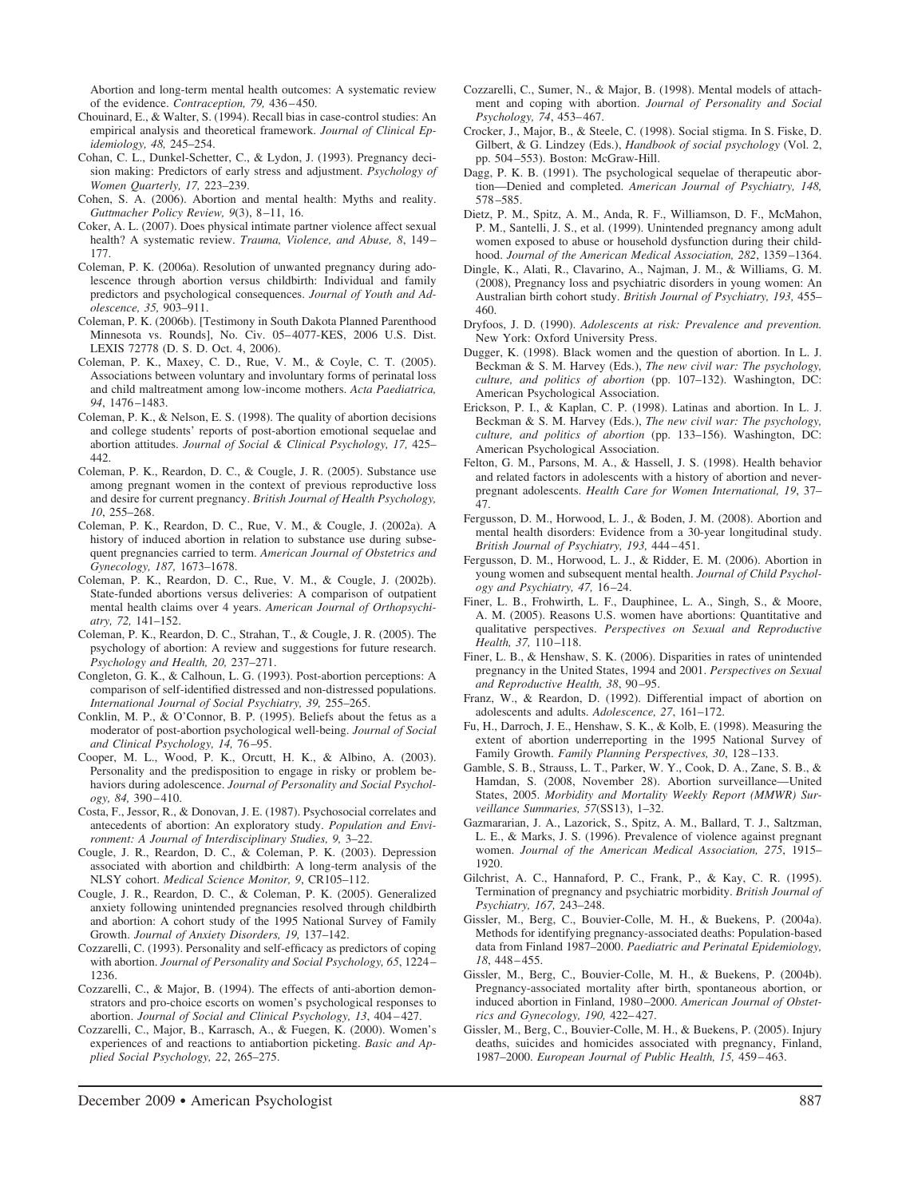Abortion and long-term mental health outcomes: A systematic review of the evidence. *Contraception, 79,* 436–450.

Chouinard, E., & Walter, S. (1994). Recall bias in case-control studies: An empirical analysis and theoretical framework. *Journal of Clinical Epidemiology, 48,* 245–254.

Cohan, C. L., Dunkel-Schetter, C., & Lydon, J. (1993). Pregnancy decision making: Predictors of early stress and adjustment. *Psychology of Women Quarterly, 17,* 223–239.

Cohen, S. A. (2006). Abortion and mental health: Myths and reality. *Guttmacher Policy Review, 9*(3), 8–11, 16.

Coker, A. L. (2007). Does physical intimate partner violence affect sexual health? A systematic review. *Trauma, Violence, and Abuse, 8*, 149–177.

Coleman, P. K. (2006a). Resolution of unwanted pregnancy during adolescence through abortion versus childbirth: Individual and family predictors and psychological consequences. *Journal of Youth and Adolescence, 35,* 903–911.

Coleman, P. K. (2006b). [Testimony in South Dakota Planned Parenthood Minnesota vs. Rounds], No. Civ. 05–4077-KES, 2006 U.S. Dist. LEXIS 72778 (D. S. D. Oct. 4, 2006).

Coleman, P. K., Maxey, C. D., Rue, V. M., & Coyle, C. T. (2005). Associations between voluntary and involuntary forms of perinatal loss and child maltreatment among low-income mothers. *Acta Paediatrica, 94*, 1476–1483.

Coleman, P. K., & Nelson, E. S. (1998). The quality of abortion decisions and college students' reports of post-abortion emotional sequelae and abortion attitudes. *Journal of Social & Clinical Psychology, 17,* 425–442.

Coleman, P. K., Reardon, D. C., & Cougle, J. R. (2005). Substance use among pregnant women in the context of previous reproductive loss and desire for current pregnancy. *British Journal of Health Psychology, 10*, 255–268.

Coleman, P. K., Reardon, D. C., Rue, V. M., & Cougle, J. (2002a). A history of induced abortion in relation to substance use during subsequent pregnancies carried to term. *American Journal of Obstetrics and Gynecology, 187,* 1673–1678.

Coleman, P. K., Reardon, D. C., Rue, V. M., & Cougle, J. (2002b). State-funded abortions versus deliveries: A comparison of outpatient mental health claims over 4 years. *American Journal of Orthopsychiatry, 72,* 141–152.

Coleman, P. K., Reardon, D. C., Strahan, T., & Cougle, J. R. (2005). The psychology of abortion: A review and suggestions for future research. *Psychology and Health, 20,* 237–271.

Congleton, G. K., & Calhoun, L. G. (1993). Post-abortion perceptions: A comparison of self-identified distressed and non-distressed populations. *International Journal of Social Psychiatry, 39,* 255–265.

Conklin, M. P., & O'Connor, B. P. (1995). Beliefs about the fetus as a moderator of post-abortion psychological well-being. *Journal of Social and Clinical Psychology, 14,* 76–95.

Cooper, M. L., Wood, P. K., Orcutt, H. K., & Albino, A. (2003). Personality and the predisposition to engage in risky or problem behaviors during adolescence. *Journal of Personality and Social Psychology, 84,* 390–410.

Costa, F., Jessor, R., & Donovan, J. E. (1987). Psychosocial correlates and antecedents of abortion: An exploratory study. *Population and Environment: A Journal of Interdisciplinary Studies, 9,* 3–22.

Cougle, J. R., Reardon, D. C., & Coleman, P. K. (2003). Depression associated with abortion and childbirth: A long-term analysis of the NLSY cohort. *Medical Science Monitor, 9*, CR105–112.

Cougle, J. R., Reardon, D. C., & Coleman, P. K. (2005). Generalized anxiety following unintended pregnancies resolved through childbirth and abortion: A cohort study of the 1995 National Survey of Family Growth. *Journal of Anxiety Disorders, 19,* 137–142.

Cozzarelli, C. (1993). Personality and self-efficacy as predictors of coping with abortion. *Journal of Personality and Social Psychology, 65*, 1224–1236.

Cozzarelli, C., & Major, B. (1994). The effects of anti-abortion demonstrators and pro-choice escorts on women's psychological responses to abortion. *Journal of Social and Clinical Psychology, 13*, 404–427.

Cozzarelli, C., Major, B., Karrasch, A., & Fuegen, K. (2000). Women's experiences of and reactions to antiabortion picketing. *Basic and Applied Social Psychology, 22*, 265–275.

Cozzarelli, C., Sumer, N., & Major, B. (1998). Mental models of attachment and coping with abortion. *Journal of Personality and Social Psychology, 74*, 453–467.

Crocker, J., Major, B., & Steele, C. (1998). Social stigma. In S. Fiske, D. Gilbert, & G. Lindzey (Eds.), *Handbook of social psychology* (Vol. 2, pp. 504–553). Boston: McGraw-Hill.

Dagg, P. K. B. (1991). The psychological sequelae of therapeutic abortion—Denied and completed. *American Journal of Psychiatry, 148,* 578–585.

Dietz, P. M., Spitz, A. M., Anda, R. F., Williamson, D. F., McMahon, P. M., Santelli, J. S., et al. (1999). Unintended pregnancy among adult women exposed to abuse or household dysfunction during their childhood. *Journal of the American Medical Association, 282*, 1359–1364.

Dingle, K., Alati, R., Clavarino, A., Najman, J. M., & Williams, G. M. (2008), Pregnancy loss and psychiatric disorders in young women: An Australian birth cohort study. *British Journal of Psychiatry, 193,* 455–460.

Dryfoos, J. D. (1990). *Adolescents at risk: Prevalence and prevention.* New York: Oxford University Press.

Dugger, K. (1998). Black women and the question of abortion. In L. J. Beckman & S. M. Harvey (Eds.), *The new civil war: The psychology, culture, and politics of abortion* (pp. 107–132). Washington, DC: American Psychological Association.

Erickson, P. I., & Kaplan, C. P. (1998). Latinas and abortion. In L. J. Beckman & S. M. Harvey (Eds.), *The new civil war: The psychology, culture, and politics of abortion* (pp. 133–156). Washington, DC: American Psychological Association.

Felton, G. M., Parsons, M. A., & Hassell, J. S. (1998). Health behavior and related factors in adolescents with a history of abortion and never-pregnant adolescents. *Health Care for Women International, 19*, 37–47.

Fergusson, D. M., Horwood, L. J., & Boden, J. M. (2008). Abortion and mental health disorders: Evidence from a 30-year longitudinal study. *British Journal of Psychiatry, 193,* 444–451.

Fergusson, D. M., Horwood, L. J., & Ridder, E. M. (2006). Abortion in young women and subsequent mental health. *Journal of Child Psychology and Psychiatry, 47,* 16–24.

Finer, L. B., Frohwirth, L. F., Dauphinee, L. A., Singh, S., & Moore, A. M. (2005). Reasons U.S. women have abortions: Quantitative and qualitative perspectives. *Perspectives on Sexual and Reproductive Health, 37,* 110–118.

Finer, L. B., & Henshaw, S. K. (2006). Disparities in rates of unintended pregnancy in the United States, 1994 and 2001. *Perspectives on Sexual and Reproductive Health, 38*, 90–95.

Franz, W., & Reardon, D. (1992). Differential impact of abortion on adolescents and adults. *Adolescence, 27*, 161–172.

Fu, H., Darroch, J. E., Henshaw, S. K., & Kolb, E. (1998). Measuring the extent of abortion underreporting in the 1995 National Survey of Family Growth. *Family Planning Perspectives, 30*, 128–133.

Gamble, S. B., Strauss, L. T., Parker, W. Y., Cook, D. A., Zane, S. B., & Hamdan, S. (2008, November 28). Abortion surveillance—United States, 2005. *Morbidity and Mortality Weekly Report (MMWR) Surveillance Summaries, 57*(SS13), 1–32.

Gazmararian, J. A., Lazorick, S., Spitz, A. M., Ballard, T. J., Saltzman, L. E., & Marks, J. S. (1996). Prevalence of violence against pregnant women. *Journal of the American Medical Association, 275*, 1915–1920.

Gilchrist, A. C., Hannaford, P. C., Frank, P., & Kay, C. R. (1995). Termination of pregnancy and psychiatric morbidity. *British Journal of Psychiatry, 167,* 243–248.

Gissler, M., Berg, C., Bouvier-Colle, M. H., & Buekens, P. (2004a). Methods for identifying pregnancy-associated deaths: Population-based data from Finland 1987–2000. *Paediatric and Perinatal Epidemiology, 18*, 448–455.

Gissler, M., Berg, C., Bouvier-Colle, M. H., & Buekens, P. (2004b). Pregnancy-associated mortality after birth, spontaneous abortion, or induced abortion in Finland, 1980–2000. *American Journal of Obstetrics and Gynecology, 190,* 422–427.

Gissler, M., Berg, C., Bouvier-Colle, M. H., & Buekens, P. (2005). Injury deaths, suicides and homicides associated with pregnancy, Finland, 1987–2000. *European Journal of Public Health, 15,* 459–463.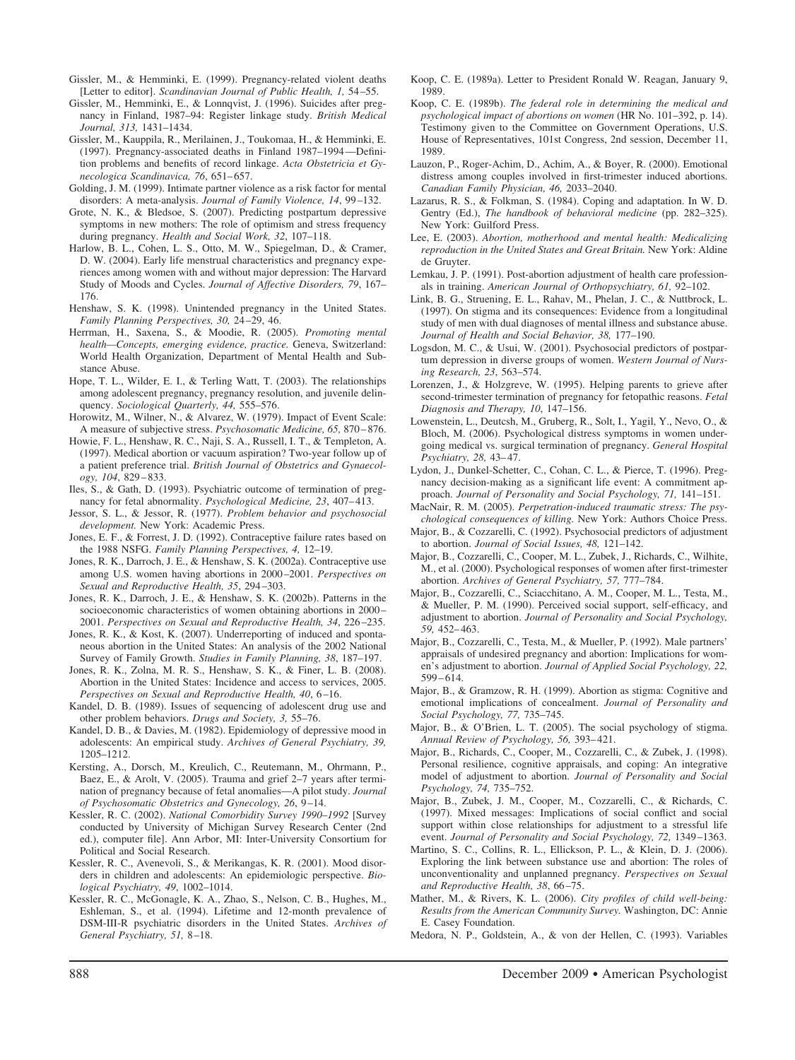Gissler, M., & Hemminki, E. (1999). Pregnancy-related violent deaths [Letter to editor]. *Scandinavian Journal of Public Health, 1,* 54–55.

Gissler, M., Hemminki, E., & Lonnqvist, J. (1996). Suicides after pregnancy in Finland, 1987–94: Register linkage study. *British Medical Journal, 313,* 1431–1434.

Gissler, M., Kauppila, R., Merilainen, J., Toukomaa, H., & Hemminki, E. (1997). Pregnancy-associated deaths in Finland 1987–1994—Definition problems and benefits of record linkage. *Acta Obstetricia et Gynecologica Scandinavica, 76*, 651–657.

Golding, J. M. (1999). Intimate partner violence as a risk factor for mental disorders: A meta-analysis. *Journal of Family Violence, 14*, 99–132.

Grote, N. K., & Bledsoe, S. (2007). Predicting postpartum depressive symptoms in new mothers: The role of optimism and stress frequency during pregnancy. *Health and Social Work, 32*, 107–118.

Harlow, B. L., Cohen, L. S., Otto, M. W., Spiegelman, D., & Cramer, D. W. (2004). Early life menstrual characteristics and pregnancy experiences among women with and without major depression: The Harvard Study of Moods and Cycles. *Journal of Affective Disorders, 79*, 167–176.

Henshaw, S. K. (1998). Unintended pregnancy in the United States. *Family Planning Perspectives, 30,* 24–29, 46.

Herrman, H., Saxena, S., & Moodie, R. (2005). *Promoting mental health—Concepts, emerging evidence, practice.* Geneva, Switzerland: World Health Organization, Department of Mental Health and Substance Abuse.

Hope, T. L., Wilder, E. I., & Terling Watt, T. (2003). The relationships among adolescent pregnancy, pregnancy resolution, and juvenile delinquency. *Sociological Quarterly, 44,* 555–576.

Horowitz, M., Wilner, N., & Alvarez, W. (1979). Impact of Event Scale: A measure of subjective stress. *Psychosomatic Medicine, 65,* 870–876.

Howie, F. L., Henshaw, R. C., Naji, S. A., Russell, I. T., & Templeton, A. (1997). Medical abortion or vacuum aspiration? Two-year follow up of a patient preference trial. *British Journal of Obstetrics and Gynaecology, 104*, 829–833.

Iles, S., & Gath, D. (1993). Psychiatric outcome of termination of pregnancy for fetal abnormality. *Psychological Medicine, 23*, 407–413.

Jessor, S. L., & Jessor, R. (1977). *Problem behavior and psychosocial development.* New York: Academic Press.

Jones, E. F., & Forrest, J. D. (1992). Contraceptive failure rates based on the 1988 NSFG. *Family Planning Perspectives, 4,* 12–19.

Jones, R. K., Darroch, J. E., & Henshaw, S. K. (2002a). Contraceptive use among U.S. women having abortions in 2000–2001. *Perspectives on Sexual and Reproductive Health, 35*, 294–303.

Jones, R. K., Darroch, J. E., & Henshaw, S. K. (2002b). Patterns in the socioeconomic characteristics of women obtaining abortions in 2000–2001. *Perspectives on Sexual and Reproductive Health, 34*, 226–235.

Jones, R. K., & Kost, K. (2007). Underreporting of induced and spontaneous abortion in the United States: An analysis of the 2002 National Survey of Family Growth. *Studies in Family Planning, 38*, 187–197.

Jones, R. K., Zolna, M. R. S., Henshaw, S. K., & Finer, L. B. (2008). Abortion in the United States: Incidence and access to services, 2005. *Perspectives on Sexual and Reproductive Health, 40*, 6–16.

Kandel, D. B. (1989). Issues of sequencing of adolescent drug use and other problem behaviors. *Drugs and Society, 3,* 55–76.

Kandel, D. B., & Davies, M. (1982). Epidemiology of depressive mood in adolescents: An empirical study. *Archives of General Psychiatry, 39,* 1205–1212.

Kersting, A., Dorsch, M., Kreulich, C., Reutemann, M., Ohrmann, P., Baez, E., & Arolt, V. (2005). Trauma and grief 2–7 years after termination of pregnancy because of fetal anomalies—A pilot study. *Journal of Psychosomatic Obstetrics and Gynecology, 26*, 9–14.

Kessler, R. C. (2002). *National Comorbidity Survey 1990–1992* [Survey conducted by University of Michigan Survey Research Center (2nd ed.), computer file]. Ann Arbor, MI: Inter-University Consortium for Political and Social Research.

Kessler, R. C., Avenevoli, S., & Merikangas, K. R. (2001). Mood disorders in children and adolescents: An epidemiologic perspective. *Biological Psychiatry, 49*, 1002–1014.

Kessler, R. C., McGonagle, K. A., Zhao, S., Nelson, C. B., Hughes, M., Eshleman, S., et al. (1994). Lifetime and 12-month prevalence of DSM-III-R psychiatric disorders in the United States. *Archives of General Psychiatry, 51,* 8–18.

Koop, C. E. (1989a). Letter to President Ronald W. Reagan, January 9, 1989.

Koop, C. E. (1989b). *The federal role in determining the medical and psychological impact of abortions on women* (HR No. 101–392, p. 14). Testimony given to the Committee on Government Operations, U.S. House of Representatives, 101st Congress, 2nd session, December 11, 1989.

Lauzon, P., Roger-Achim, D., Achim, A., & Boyer, R. (2000). Emotional distress among couples involved in first-trimester induced abortions. *Canadian Family Physician, 46,* 2033–2040.

Lazarus, R. S., & Folkman, S. (1984). Coping and adaptation. In W. D. Gentry (Ed.), *The handbook of behavioral medicine* (pp. 282–325). New York: Guilford Press.

Lee, E. (2003). *Abortion, motherhood and mental health: Medicalizing reproduction in the United States and Great Britain.* New York: Aldine de Gruyter.

Lemkau, J. P. (1991). Post-abortion adjustment of health care professionals in training. *American Journal of Orthopsychiatry, 61,* 92–102.

Link, B. G., Struening, E. L., Rahav, M., Phelan, J. C., & Nuttbrock, L. (1997). On stigma and its consequences: Evidence from a longitudinal study of men with dual diagnoses of mental illness and substance abuse. *Journal of Health and Social Behavior, 38,* 177–190.

Logsdon, M. C., & Usui, W. (2001). Psychosocial predictors of postpartum depression in diverse groups of women. *Western Journal of Nursing Research, 23*, 563–574.

Lorenzen, J., & Holzgreve, W. (1995). Helping parents to grieve after second-trimester termination of pregnancy for fetopathic reasons. *Fetal Diagnosis and Therapy, 10*, 147–156.

Lowenstein, L., Deutcsh, M., Gruberg, R., Solt, I., Yagil, Y., Nevo, O., & Bloch, M. (2006). Psychological distress symptoms in women undergoing medical vs. surgical termination of pregnancy. *General Hospital Psychiatry, 28,* 43–47.

Lydon, J., Dunkel-Schetter, C., Cohan, C. L., & Pierce, T. (1996). Pregnancy decision-making as a significant life event: A commitment approach. *Journal of Personality and Social Psychology, 71,* 141–151.

MacNair, R. M. (2005). *Perpetration-induced traumatic stress: The psychological consequences of killing.* New York: Authors Choice Press.

Major, B., & Cozzarelli, C. (1992). Psychosocial predictors of adjustment to abortion. *Journal of Social Issues, 48,* 121–142.

Major, B., Cozzarelli, C., Cooper, M. L., Zubek, J., Richards, C., Wilhite, M., et al. (2000). Psychological responses of women after first-trimester abortion. *Archives of General Psychiatry, 57,* 777–784.

Major, B., Cozzarelli, C., Sciacchitano, A. M., Cooper, M. L., Testa, M., & Mueller, P. M. (1990). Perceived social support, self-efficacy, and adjustment to abortion. *Journal of Personality and Social Psychology, 59,* 452–463.

Major, B., Cozzarelli, C., Testa, M., & Mueller, P. (1992). Male partners' appraisals of undesired pregnancy and abortion: Implications for women's adjustment to abortion. *Journal of Applied Social Psychology, 22,* 599–614.

Major, B., & Gramzow, R. H. (1999). Abortion as stigma: Cognitive and emotional implications of concealment. *Journal of Personality and Social Psychology, 77,* 735–745.

Major, B., & O'Brien, L. T. (2005). The social psychology of stigma. *Annual Review of Psychology, 56,* 393–421.

Major, B., Richards, C., Cooper, M., Cozzarelli, C., & Zubek, J. (1998). Personal resilience, cognitive appraisals, and coping: An integrative model of adjustment to abortion. *Journal of Personality and Social Psychology, 74,* 735–752.

Major, B., Zubek, J. M., Cooper, M., Cozzarelli, C., & Richards, C. (1997). Mixed messages: Implications of social conflict and social support within close relationships for adjustment to a stressful life event. *Journal of Personality and Social Psychology, 72,* 1349–1363.

Martino, S. C., Collins, R. L., Ellickson, P. L., & Klein, D. J. (2006). Exploring the link between substance use and abortion: The roles of unconventionality and unplanned pregnancy. *Perspectives on Sexual and Reproductive Health, 38*, 66–75.

Mather, M., & Rivers, K. L. (2006). *City profiles of child well-being: Results from the American Community Survey.* Washington, DC: Annie E. Casey Foundation.

Medora, N. P., Goldstein, A., & von der Hellen, C. (1993). Variables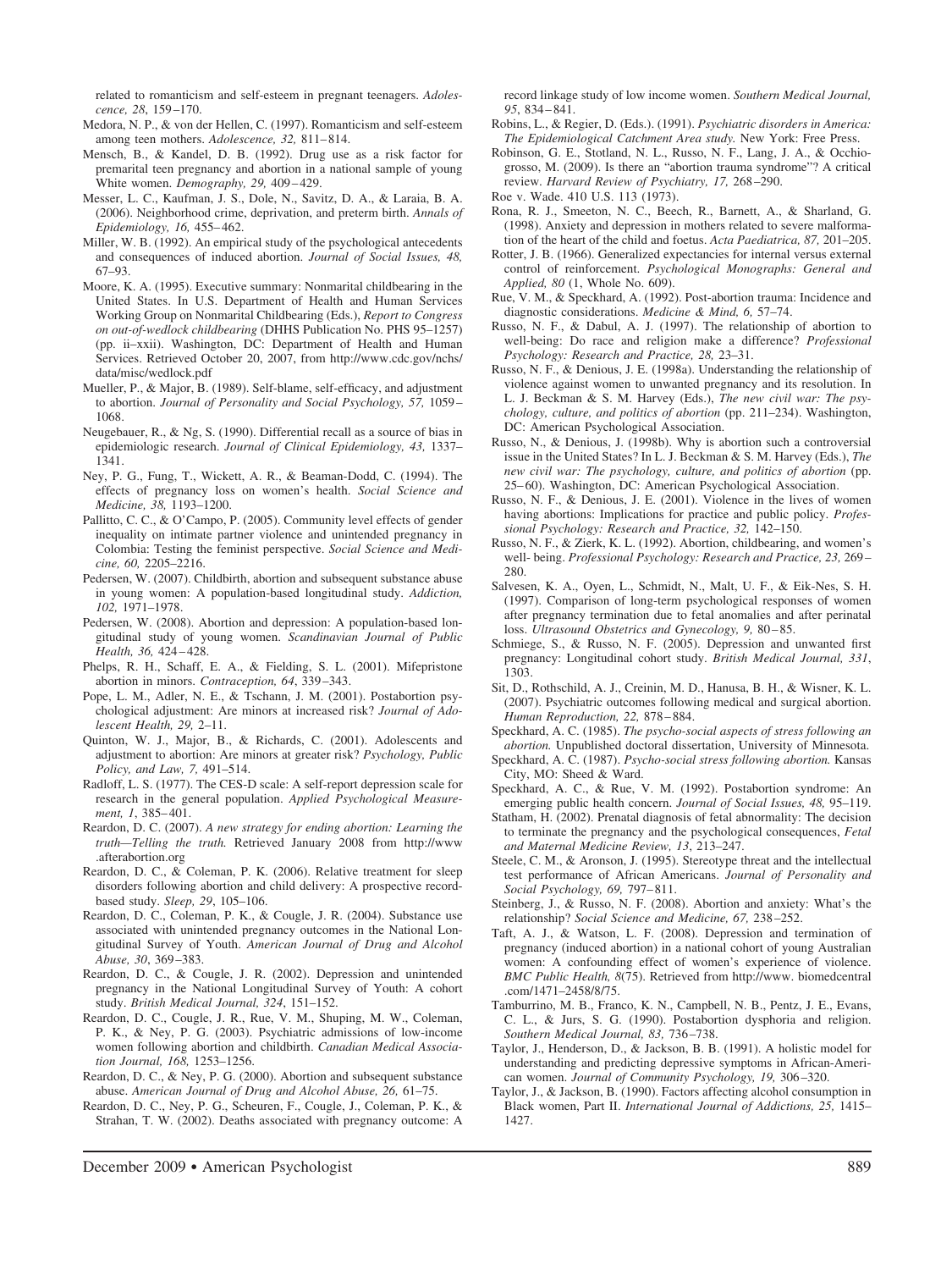related to romanticism and self-esteem in pregnant teenagers. *Adolescence, 28*, 159–170.

Medora, N. P., & von der Hellen, C. (1997). Romanticism and self-esteem among teen mothers. *Adolescence, 32,* 811–814.

Mensch, B., & Kandel, D. B. (1992). Drug use as a risk factor for premarital teen pregnancy and abortion in a national sample of young White women. *Demography, 29,* 409–429.

Messer, L. C., Kaufman, J. S., Dole, N., Savitz, D. A., & Laraia, B. A. (2006). Neighborhood crime, deprivation, and preterm birth. *Annals of Epidemiology, 16,* 455–462.

Miller, W. B. (1992). An empirical study of the psychological antecedents and consequences of induced abortion. *Journal of Social Issues, 48,* 67–93.

Moore, K. A. (1995). Executive summary: Nonmarital childbearing in the United States. In U.S. Department of Health and Human Services Working Group on Nonmarital Childbearing (Eds.), *Report to Congress on out-of-wedlock childbearing* (DHHS Publication No. PHS 95–1257) (pp. ii–xxii). Washington, DC: Department of Health and Human Services. Retrieved October 20, 2007, from http://www.cdc.gov/nchs/data/misc/wedlock.pdf

Mueller, P., & Major, B. (1989). Self-blame, self-efficacy, and adjustment to abortion. *Journal of Personality and Social Psychology, 57,* 1059–1068.

Neugebauer, R., & Ng, S. (1990). Differential recall as a source of bias in epidemiologic research. *Journal of Clinical Epidemiology, 43,* 1337–1341.

Ney, P. G., Fung, T., Wickett, A. R., & Beaman-Dodd, C. (1994). The effects of pregnancy loss on women's health. *Social Science and Medicine, 38,* 1193–1200.

Pallitto, C. C., & O'Campo, P. (2005). Community level effects of gender inequality on intimate partner violence and unintended pregnancy in Colombia: Testing the feminist perspective. *Social Science and Medicine, 60,* 2205–2216.

Pedersen, W. (2007). Childbirth, abortion and subsequent substance abuse in young women: A population-based longitudinal study. *Addiction, 102,* 1971–1978.

Pedersen, W. (2008). Abortion and depression: A population-based longitudinal study of young women. *Scandinavian Journal of Public Health, 36,* 424–428.

Phelps, R. H., Schaff, E. A., & Fielding, S. L. (2001). Mifepristone abortion in minors. *Contraception, 64*, 339–343.

Pope, L. M., Adler, N. E., & Tschann, J. M. (2001). Postabortion psychological adjustment: Are minors at increased risk? *Journal of Adolescent Health, 29,* 2–11.

Quinton, W. J., Major, B., & Richards, C. (2001). Adolescents and adjustment to abortion: Are minors at greater risk? *Psychology, Public Policy, and Law, 7,* 491–514.

Radloff, L. S. (1977). The CES-D scale: A self-report depression scale for research in the general population. *Applied Psychological Measurement, 1*, 385–401.

Reardon, D. C. (2007). *A new strategy for ending abortion: Learning the truth—Telling the truth.* Retrieved January 2008 from http://www.afterabortion.org

Reardon, D. C., & Coleman, P. K. (2006). Relative treatment for sleep disorders following abortion and child delivery: A prospective record-based study. *Sleep, 29*, 105–106.

Reardon, D. C., Coleman, P. K., & Cougle, J. R. (2004). Substance use associated with unintended pregnancy outcomes in the National Longitudinal Survey of Youth. *American Journal of Drug and Alcohol Abuse, 30*, 369–383.

Reardon, D. C., & Cougle, J. R. (2002). Depression and unintended pregnancy in the National Longitudinal Survey of Youth: A cohort study. *British Medical Journal, 324*, 151–152.

Reardon, D. C., Cougle, J. R., Rue, V. M., Shuping, M. W., Coleman, P. K., & Ney, P. G. (2003). Psychiatric admissions of low-income women following abortion and childbirth. *Canadian Medical Association Journal, 168,* 1253–1256.

Reardon, D. C., & Ney, P. G. (2000). Abortion and subsequent substance abuse. *American Journal of Drug and Alcohol Abuse, 26,* 61–75.

Reardon, D. C., Ney, P. G., Scheuren, F., Cougle, J., Coleman, P. K., & Strahan, T. W. (2002). Deaths associated with pregnancy outcome: A record linkage study of low income women. *Southern Medical Journal, 95*, 834–841.

Robins, L., & Regier, D. (Eds.). (1991). *Psychiatric disorders in America: The Epidemiological Catchment Area study.* New York: Free Press.

Robinson, G. E., Stotland, N. L., Russo, N. F., Lang, J. A., & Occhiogrosso, M. (2009). Is there an "abortion trauma syndrome"? A critical review. *Harvard Review of Psychiatry, 17,* 268–290.

Roe v. Wade. 410 U.S. 113 (1973).

Rona, R. J., Smeeton, N. C., Beech, R., Barnett, A., & Sharland, G. (1998). Anxiety and depression in mothers related to severe malformation of the heart of the child and foetus. *Acta Paediatrica, 87,* 201–205.

Rotter, J. B. (1966). Generalized expectancies for internal versus external control of reinforcement. *Psychological Monographs: General and Applied, 80* (1, Whole No. 609).

Rue, V. M., & Speckhard, A. (1992). Post-abortion trauma: Incidence and diagnostic considerations. *Medicine & Mind, 6,* 57–74.

Russo, N. F., & Dabul, A. J. (1997). The relationship of abortion to well-being: Do race and religion make a difference? *Professional Psychology: Research and Practice, 28,* 23–31.

Russo, N. F., & Denious, J. E. (1998a). Understanding the relationship of violence against women to unwanted pregnancy and its resolution. In L. J. Beckman & S. M. Harvey (Eds.), *The new civil war: The psychology, culture, and politics of abortion* (pp. 211–234). Washington, DC: American Psychological Association.

Russo, N., & Denious, J. (1998b). Why is abortion such a controversial issue in the United States? In L. J. Beckman & S. M. Harvey (Eds.), *The new civil war: The psychology, culture, and politics of abortion* (pp. 25–60). Washington, DC: American Psychological Association.

Russo, N. F., & Denious, J. E. (2001). Violence in the lives of women having abortions: Implications for practice and public policy. *Professional Psychology: Research and Practice, 32,* 142–150.

Russo, N. F., & Zierk, K. L. (1992). Abortion, childbearing, and women's well- being. *Professional Psychology: Research and Practice, 23,* 269–280.

Salvesen, K. A., Oyen, L., Schmidt, N., Malt, U. F., & Eik-Nes, S. H. (1997). Comparison of long-term psychological responses of women after pregnancy termination due to fetal anomalies and after perinatal loss. *Ultrasound Obstetrics and Gynecology, 9,* 80–85.

Schmiege, S., & Russo, N. F. (2005). Depression and unwanted first pregnancy: Longitudinal cohort study. *British Medical Journal, 331*, 1303.

Sit, D., Rothschild, A. J., Creinin, M. D., Hanusa, B. H., & Wisner, K. L. (2007). Psychiatric outcomes following medical and surgical abortion. *Human Reproduction, 22,* 878–884.

Speckhard, A. C. (1985). *The psycho-social aspects of stress following an abortion.* Unpublished doctoral dissertation, University of Minnesota.

Speckhard, A. C. (1987). *Psycho-social stress following abortion.* Kansas City, MO: Sheed & Ward.

Speckhard, A. C., & Rue, V. M. (1992). Postabortion syndrome: An emerging public health concern. *Journal of Social Issues, 48,* 95–119.

Statham, H. (2002). Prenatal diagnosis of fetal abnormality: The decision to terminate the pregnancy and the psychological consequences, *Fetal and Maternal Medicine Review, 13*, 213–247.

Steele, C. M., & Aronson, J. (1995). Stereotype threat and the intellectual test performance of African Americans. *Journal of Personality and Social Psychology, 69,* 797–811.

Steinberg, J., & Russo, N. F. (2008). Abortion and anxiety: What's the relationship? *Social Science and Medicine, 67,* 238–252.

Taft, A. J., & Watson, L. F. (2008). Depression and termination of pregnancy (induced abortion) in a national cohort of young Australian women: A confounding effect of women's experience of violence. *BMC Public Health, 8*(75). Retrieved from http://www.biomedcentral.com/1471–2458/8/75.

Tamburrino, M. B., Franco, K. N., Campbell, N. B., Pentz, J. E., Evans, C. L., & Jurs, S. G. (1990). Postabortion dysphoria and religion. *Southern Medical Journal, 83,* 736–738.

Taylor, J., Henderson, D., & Jackson, B. B. (1991). A holistic model for understanding and predicting depressive symptoms in African-American women. *Journal of Community Psychology, 19,* 306–320.

Taylor, J., & Jackson, B. (1990). Factors affecting alcohol consumption in Black women, Part II. *International Journal of Addictions, 25,* 1415–1427.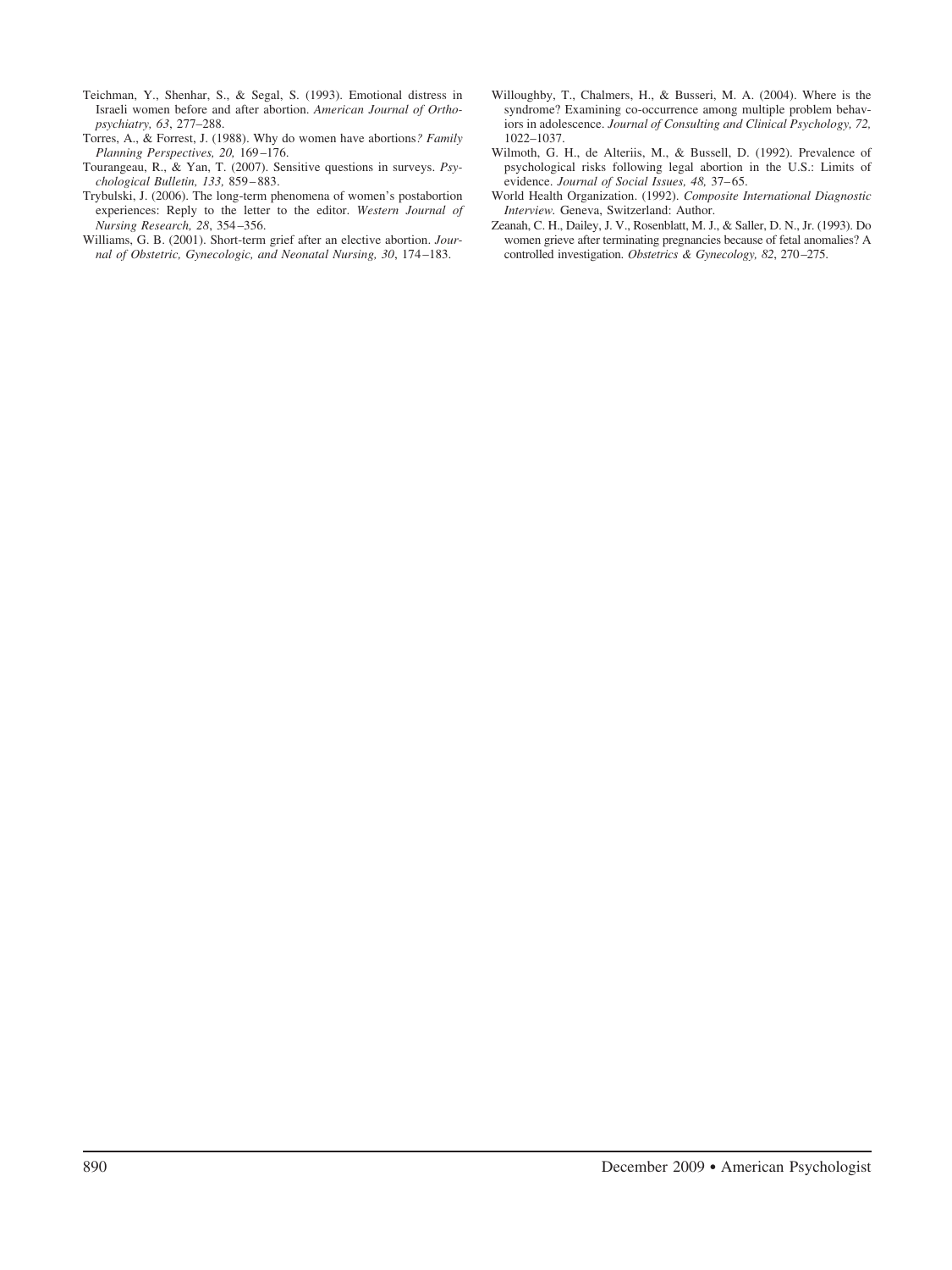Teichman, Y., Shenhar, S., & Segal, S. (1993). Emotional distress in Israeli women before and after abortion. *American Journal of Orthopsychiatry, 63*, 277–288.

Torres, A., & Forrest, J. (1988). Why do women have abortions? *Family Planning Perspectives, 20,* 169–176.

Tourangeau, R., & Yan, T. (2007). Sensitive questions in surveys. *Psychological Bulletin, 133,* 859–883.

Trybulski, J. (2006). The long-term phenomena of women's postabortion experiences: Reply to the letter to the editor. *Western Journal of Nursing Research, 28*, 354–356.

Williams, G. B. (2001). Short-term grief after an elective abortion. *Journal of Obstetric, Gynecologic, and Neonatal Nursing, 30*, 174–183.

Willoughby, T., Chalmers, H., & Busseri, M. A. (2004). Where is the syndrome? Examining co-occurrence among multiple problem behaviors in adolescence. *Journal of Consulting and Clinical Psychology, 72,* 1022–1037.

Wilmoth, G. H., de Alteriis, M., & Bussell, D. (1992). Prevalence of psychological risks following legal abortion in the U.S.: Limits of evidence. *Journal of Social Issues, 48,* 37–65.

World Health Organization. (1992). *Composite International Diagnostic Interview.* Geneva, Switzerland: Author.

Zeanah, C. H., Dailey, J. V., Rosenblatt, M. J., & Saller, D. N., Jr. (1993). Do women grieve after terminating pregnancies because of fetal anomalies? A controlled investigation. *Obstetrics & Gynecology, 82,* 270–275.